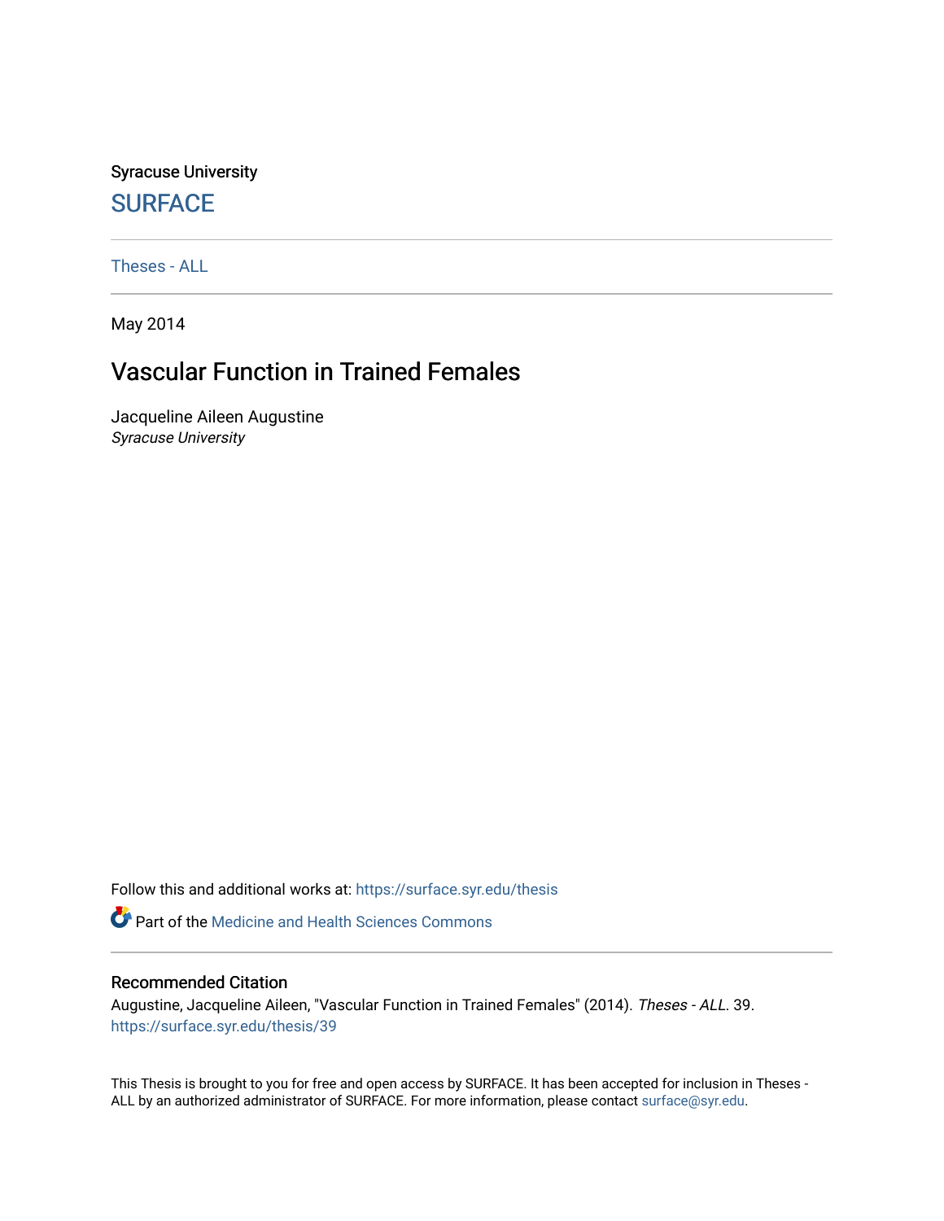Syracuse University

# SURFACE

Theses - ALL

May 2014

## Vascular Function in Trained Females

Jacqueline Aileen Augustine
*Syracuse University*

Follow this and additional works at: https://surface.syr.edu/thesis

Part of the Medicine and Health Sciences Commons

### Recommended Citation

Augustine, Jacqueline Aileen, "Vascular Function in Trained Females" (2014). *Theses - ALL*. 39.
https://surface.syr.edu/thesis/39

This Thesis is brought to you for free and open access by SURFACE. It has been accepted for inclusion in Theses - ALL by an authorized administrator of SURFACE. For more information, please contact surface@syr.edu.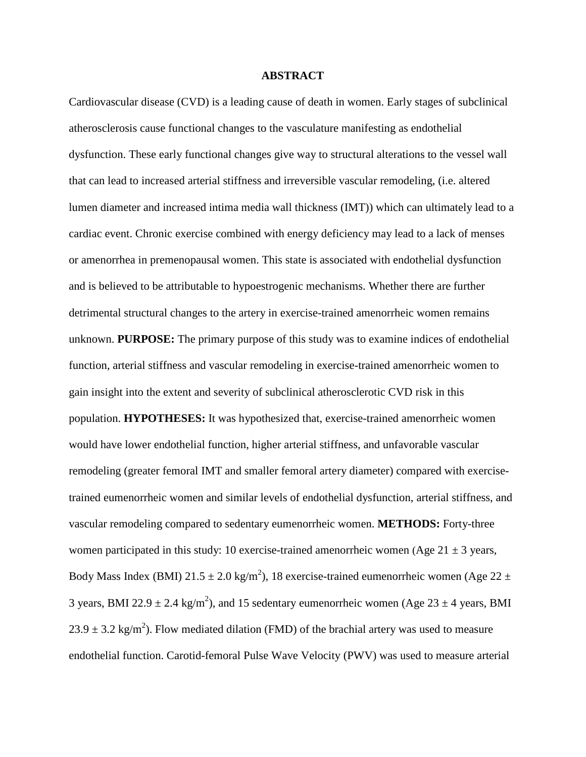## ABSTRACT

Cardiovascular disease (CVD) is a leading cause of death in women. Early stages of subclinical atherosclerosis cause functional changes to the vasculature manifesting as endothelial dysfunction. These early functional changes give way to structural alterations to the vessel wall that can lead to increased arterial stiffness and irreversible vascular remodeling, (i.e. altered lumen diameter and increased intima media wall thickness (IMT)) which can ultimately lead to a cardiac event. Chronic exercise combined with energy deficiency may lead to a lack of menses or amenorrhea in premenopausal women. This state is associated with endothelial dysfunction and is believed to be attributable to hypoestrogenic mechanisms. Whether there are further detrimental structural changes to the artery in exercise-trained amenorrheic women remains unknown. **PURPOSE:** The primary purpose of this study was to examine indices of endothelial function, arterial stiffness and vascular remodeling in exercise-trained amenorrheic women to gain insight into the extent and severity of subclinical atherosclerotic CVD risk in this population. **HYPOTHESES:** It was hypothesized that, exercise-trained amenorrheic women would have lower endothelial function, higher arterial stiffness, and unfavorable vascular remodeling (greater femoral IMT and smaller femoral artery diameter) compared with exercise-trained eumenorrheic women and similar levels of endothelial dysfunction, arterial stiffness, and vascular remodeling compared to sedentary eumenorrheic women. **METHODS:** Forty-three women participated in this study: 10 exercise-trained amenorrheic women (Age $21 \pm 3$ years, Body Mass Index (BMI) $21.5 \pm 2.0$ kg/m$^2$), 18 exercise-trained eumenorrheic women (Age $22 \pm 3$ years, BMI $22.9 \pm 2.4$ kg/m$^2$), and 15 sedentary eumenorrheic women (Age $23 \pm 4$ years, BMI $23.9 \pm 3.2$ kg/m$^2$). Flow mediated dilation (FMD) of the brachial artery was used to measure endothelial function. Carotid-femoral Pulse Wave Velocity (PWV) was used to measure arterial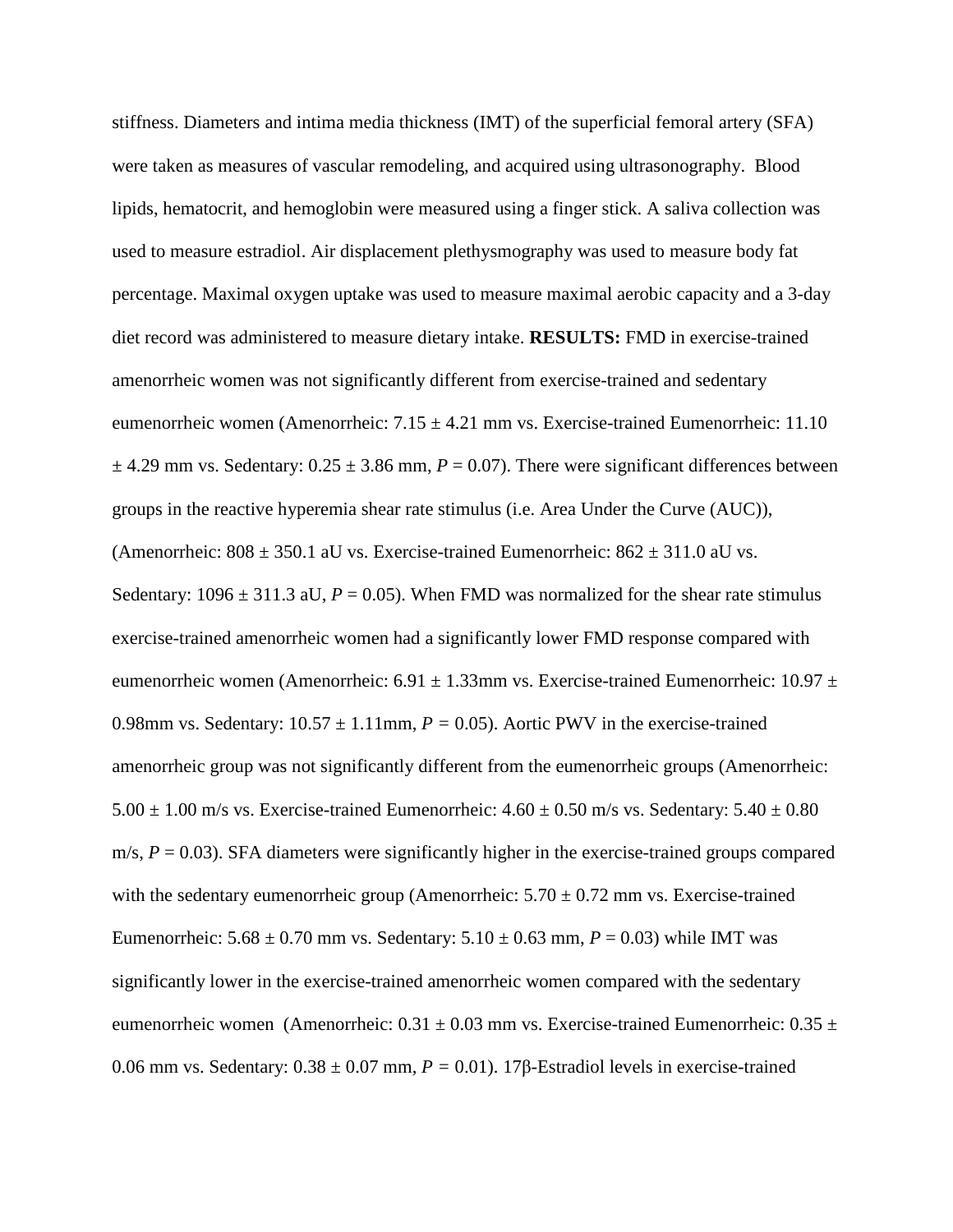stiffness. Diameters and intima media thickness (IMT) of the superficial femoral artery (SFA) were taken as measures of vascular remodeling, and acquired using ultrasonography. Blood lipids, hematocrit, and hemoglobin were measured using a finger stick. A saliva collection was used to measure estradiol. Air displacement plethysmography was used to measure body fat percentage. Maximal oxygen uptake was used to measure maximal aerobic capacity and a 3-day diet record was administered to measure dietary intake. **RESULTS:** FMD in exercise-trained amenorrheic women was not significantly different from exercise-trained and sedentary eumenorrheic women (Amenorrheic: 7.15 ± 4.21 mm vs. Exercise-trained Eumenorrheic: 11.10 ± 4.29 mm vs. Sedentary: 0.25 ± 3.86 mm, $P = 0.07$). There were significant differences between groups in the reactive hyperemia shear rate stimulus (i.e. Area Under the Curve (AUC)), (Amenorrheic: 808 ± 350.1 aU vs. Exercise-trained Eumenorrheic: 862 ± 311.0 aU vs. Sedentary: 1096 ± 311.3 aU, $P = 0.05$). When FMD was normalized for the shear rate stimulus exercise-trained amenorrheic women had a significantly lower FMD response compared with eumenorrheic women (Amenorrheic: 6.91 ± 1.33mm vs. Exercise-trained Eumenorrheic: 10.97 ± 0.98mm vs. Sedentary: 10.57 ± 1.11mm, $P = 0.05$). Aortic PWV in the exercise-trained amenorrheic group was not significantly different from the eumenorrheic groups (Amenorrheic: 5.00 ± 1.00 m/s vs. Exercise-trained Eumenorrheic: 4.60 ± 0.50 m/s vs. Sedentary: 5.40 ± 0.80 m/s, $P = 0.03$). SFA diameters were significantly higher in the exercise-trained groups compared with the sedentary eumenorrheic group (Amenorrheic: 5.70 ± 0.72 mm vs. Exercise-trained Eumenorrheic: 5.68 ± 0.70 mm vs. Sedentary: 5.10 ± 0.63 mm, $P = 0.03$) while IMT was significantly lower in the exercise-trained amenorrheic women compared with the sedentary eumenorrheic women (Amenorrheic: 0.31 ± 0.03 mm vs. Exercise-trained Eumenorrheic: 0.35 ± 0.06 mm vs. Sedentary: 0.38 ± 0.07 mm, $P = 0.01$). 17β-Estradiol levels in exercise-trained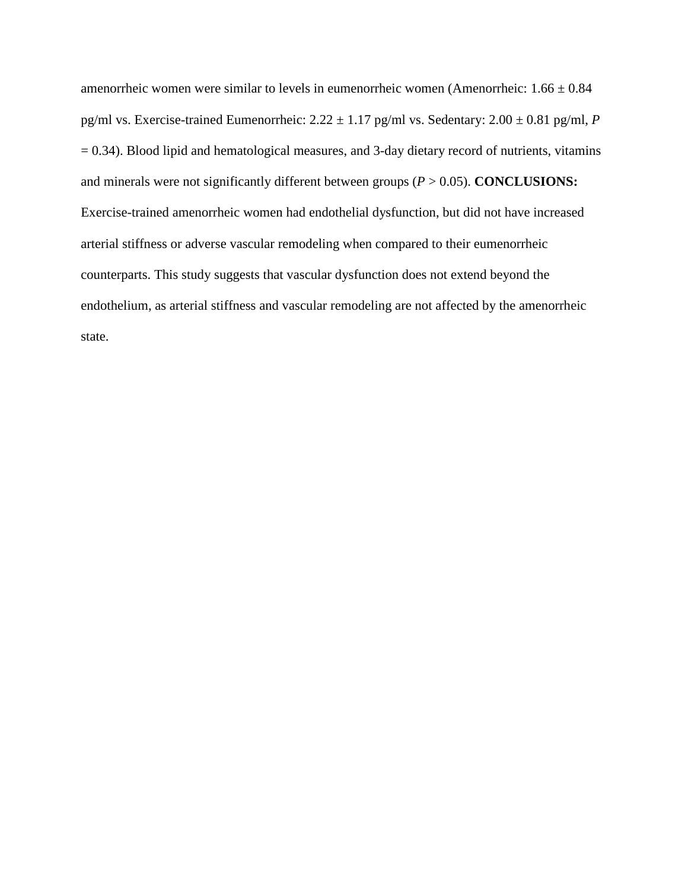amenorrheic women were similar to levels in eumenorrheic women (Amenorrheic: 1.66 ± 0.84 pg/ml vs. Exercise-trained Eumenorrheic: 2.22 ± 1.17 pg/ml vs. Sedentary: 2.00 ± 0.81 pg/ml, $P = 0.34$). Blood lipid and hematological measures, and 3-day dietary record of nutrients, vitamins and minerals were not significantly different between groups ($P > 0.05$). **CONCLUSIONS:** Exercise-trained amenorrheic women had endothelial dysfunction, but did not have increased arterial stiffness or adverse vascular remodeling when compared to their eumenorrheic counterparts. This study suggests that vascular dysfunction does not extend beyond the endothelium, as arterial stiffness and vascular remodeling are not affected by the amenorrheic state.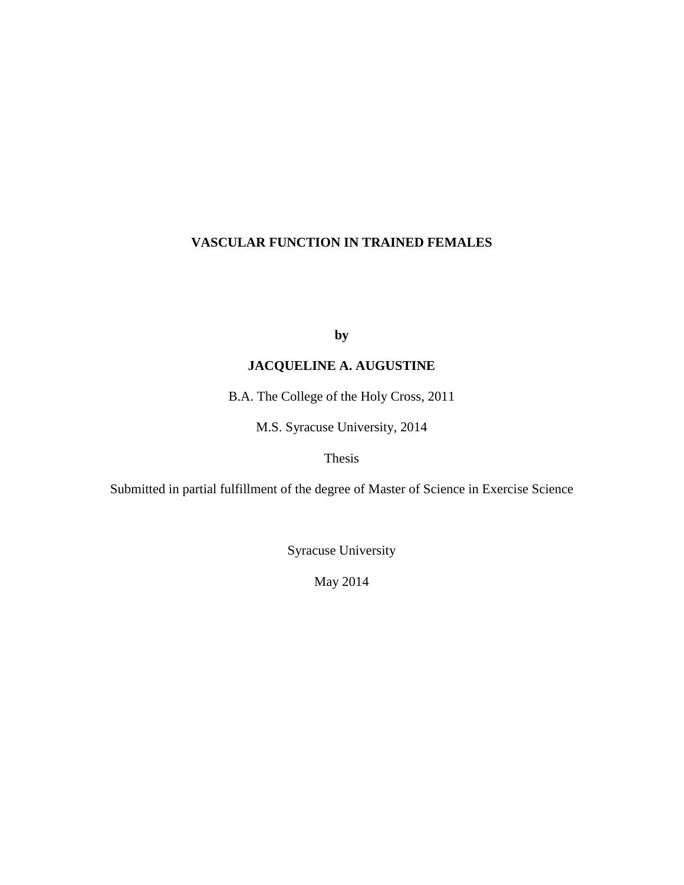# VASCULAR FUNCTION IN TRAINED FEMALES

**by**

**JACQUELINE A. AUGUSTINE**

B.A. The College of the Holy Cross, 2011

M.S. Syracuse University, 2014

Thesis

Submitted in partial fulfillment of the degree of Master of Science in Exercise Science

Syracuse University

May 2014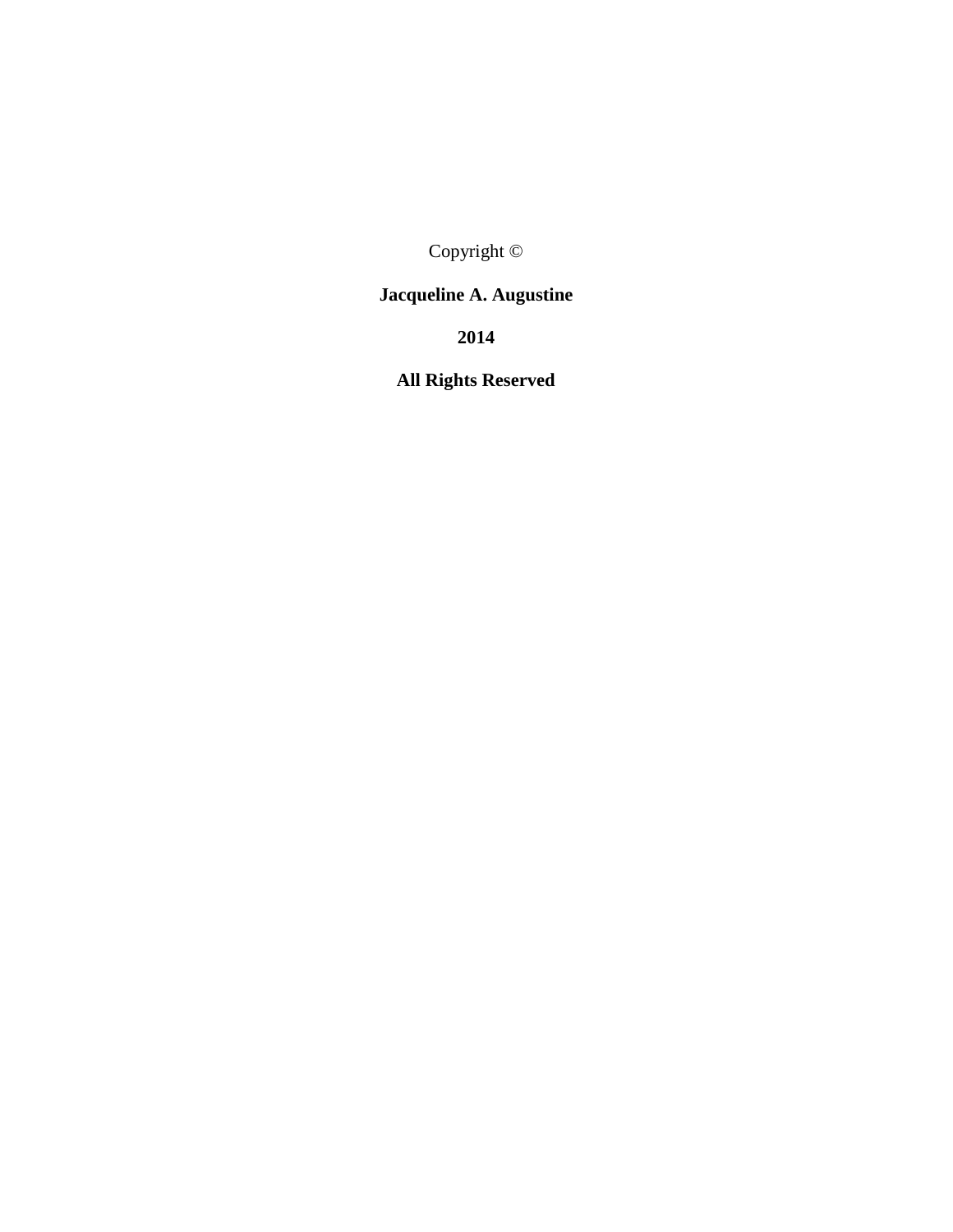Copyright ©

**Jacqueline A. Augustine**

**2014**

**All Rights Reserved**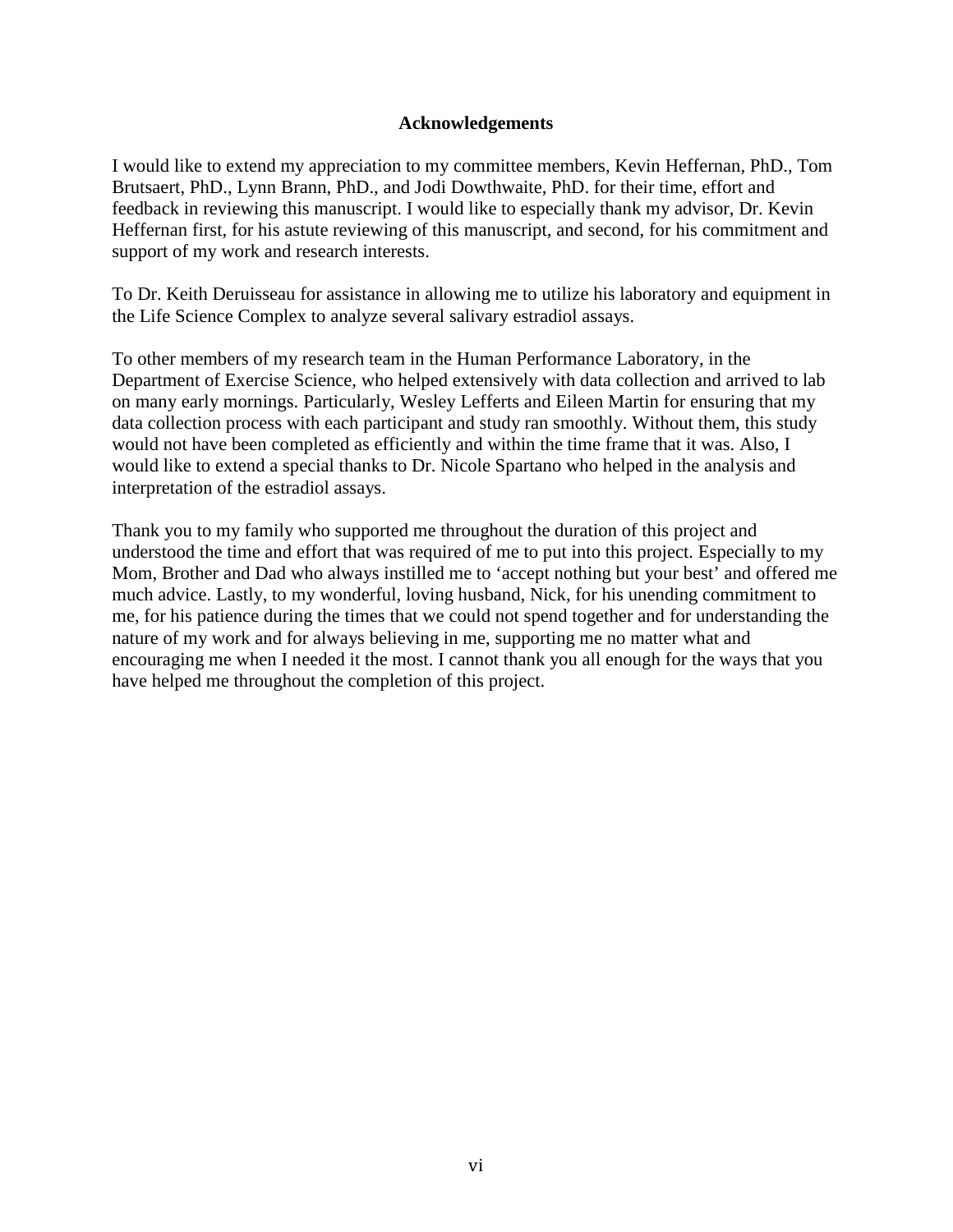## Acknowledgements

I would like to extend my appreciation to my committee members, Kevin Heffernan, PhD., Tom Brutsaert, PhD., Lynn Brann, PhD., and Jodi Dowthwaite, PhD. for their time, effort and feedback in reviewing this manuscript. I would like to especially thank my advisor, Dr. Kevin Heffernan first, for his astute reviewing of this manuscript, and second, for his commitment and support of my work and research interests.

To Dr. Keith Deruisseau for assistance in allowing me to utilize his laboratory and equipment in the Life Science Complex to analyze several salivary estradiol assays.

To other members of my research team in the Human Performance Laboratory, in the Department of Exercise Science, who helped extensively with data collection and arrived to lab on many early mornings. Particularly, Wesley Lefferts and Eileen Martin for ensuring that my data collection process with each participant and study ran smoothly. Without them, this study would not have been completed as efficiently and within the time frame that it was. Also, I would like to extend a special thanks to Dr. Nicole Spartano who helped in the analysis and interpretation of the estradiol assays.

Thank you to my family who supported me throughout the duration of this project and understood the time and effort that was required of me to put into this project. Especially to my Mom, Brother and Dad who always instilled me to 'accept nothing but your best' and offered me much advice. Lastly, to my wonderful, loving husband, Nick, for his unending commitment to me, for his patience during the times that we could not spend together and for understanding the nature of my work and for always believing in me, supporting me no matter what and encouraging me when I needed it the most. I cannot thank you all enough for the ways that you have helped me throughout the completion of this project.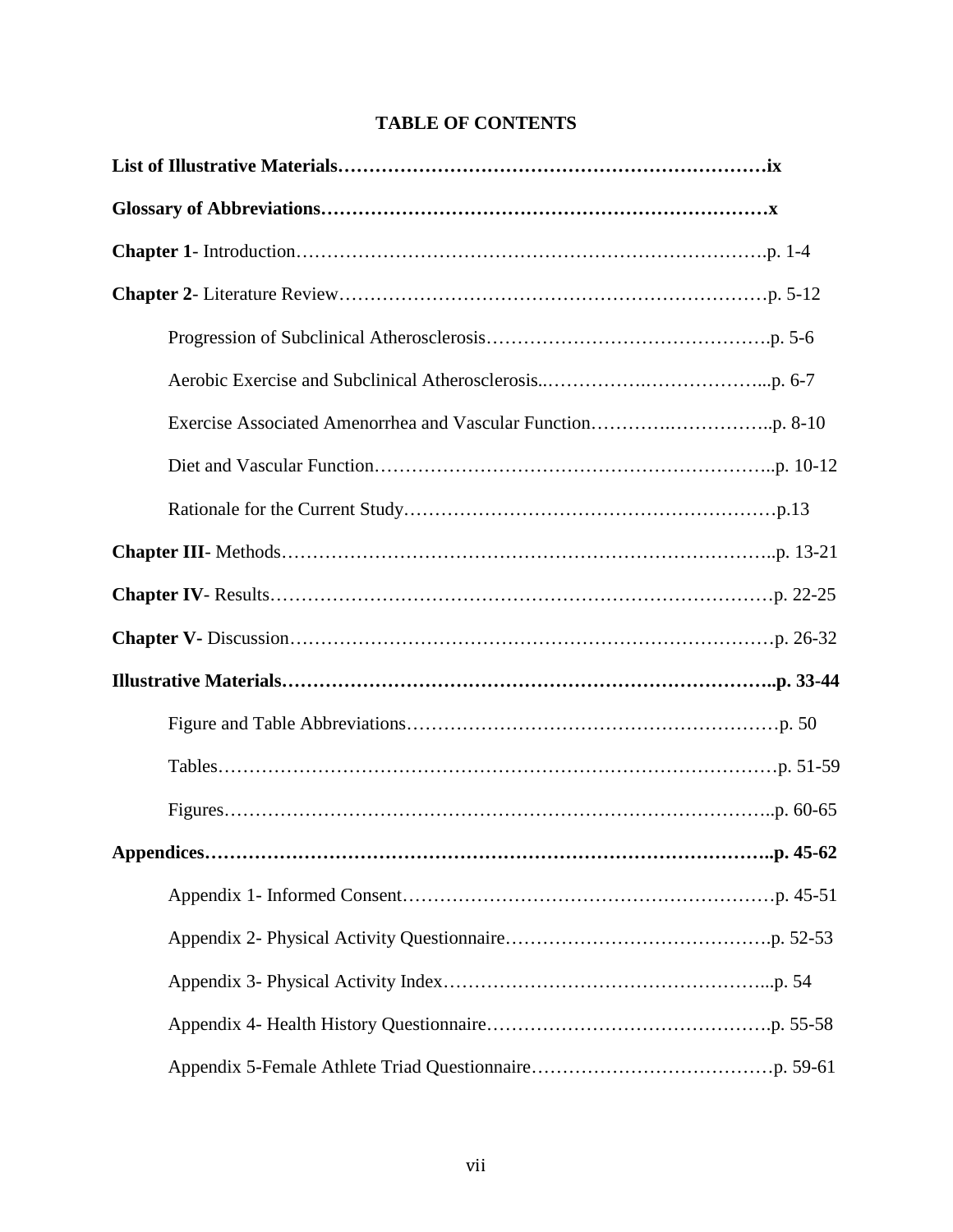# TABLE OF CONTENTS

**List of Illustrative Materials……………………………………………………………ix**

**Glossary of Abbreviations………………………………………………………………x**

**Chapter 1**- Introduction……………………………………………………………….p. 1-4

**Chapter 2**- Literature Review…………………………………………………………p. 5-12

Progression of Subclinical Atherosclerosis……………………………………….p. 5-6

Aerobic Exercise and Subclinical Atherosclerosis..…………….………………...p. 6-7

Exercise Associated Amenorrhea and Vascular Function………….……………..p. 8-10

Diet and Vascular Function……………………………………………………..p. 10-12

Rationale for the Current Study…………………………………………………p.13

**Chapter III**- Methods…………………………………………………………………..p. 13-21

**Chapter IV**- Results……………………………………………………………………p. 22-25

**Chapter V-** Discussion…………………………………………………………………p. 26-32

**Illustrative Materials…………………………………………………………………..p. 33-44**

Figure and Table Abbreviations…………………………………………………p. 50

Tables……………………………………………………………………………p. 51-59

Figures…………………………………………………………………………..p. 60-65

**Appendices……………………………………………………………………………..p. 45-62**

Appendix 1- Informed Consent…………………………………………………p. 45-51

Appendix 2- Physical Activity Questionnaire…………………………………….p. 52-53

Appendix 3- Physical Activity Index……………………………………………...p. 54

Appendix 4- Health History Questionnaire……………………………………….p. 55-58

Appendix 5-Female Athlete Triad Questionnaire…………………………………p. 59-61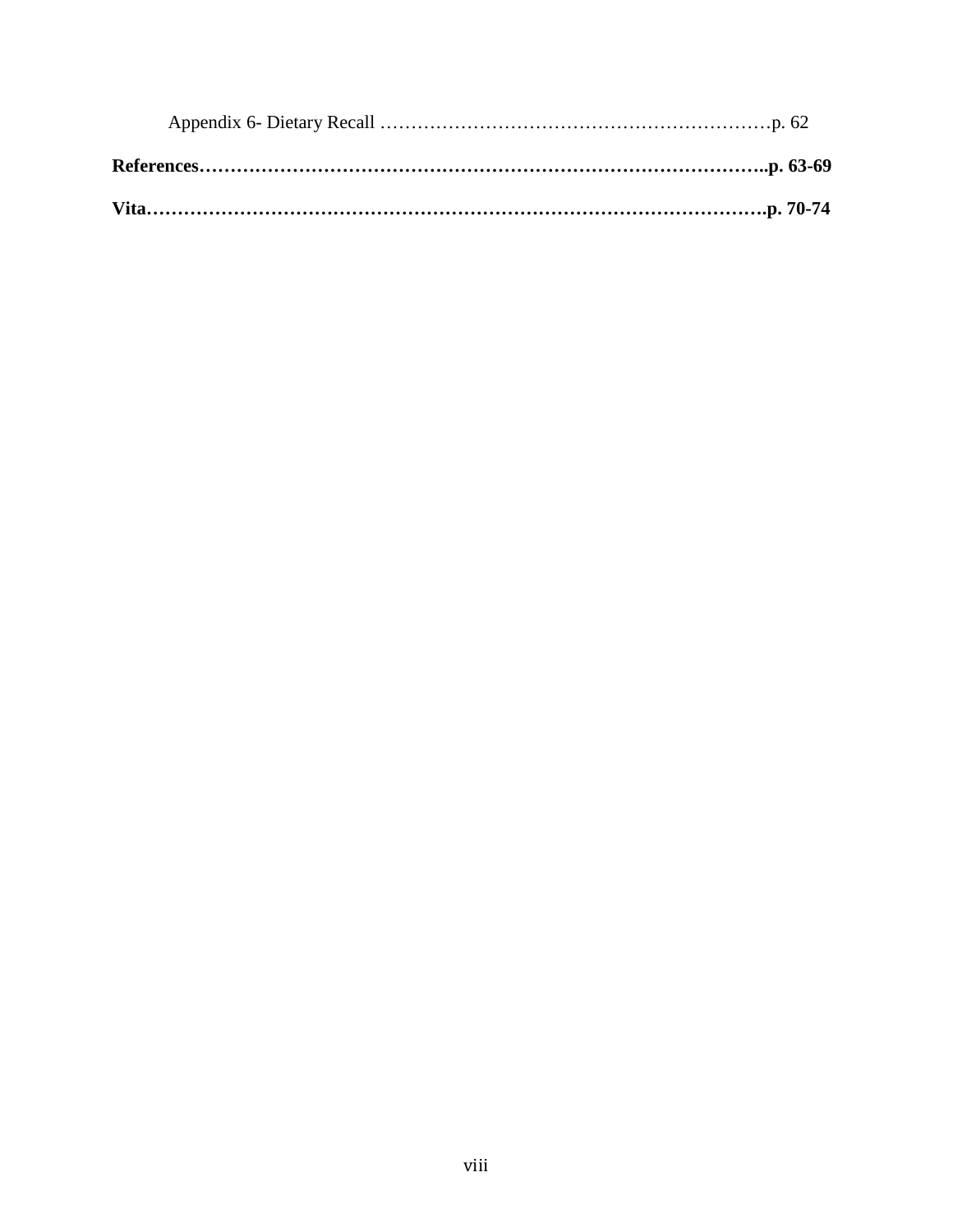Appendix 6- Dietary Recall ……………………………………………………… p. 62

**References……………………………………………………………………………..p. 63-69**

**Vita………………………………………………………………………………………p. 70-74**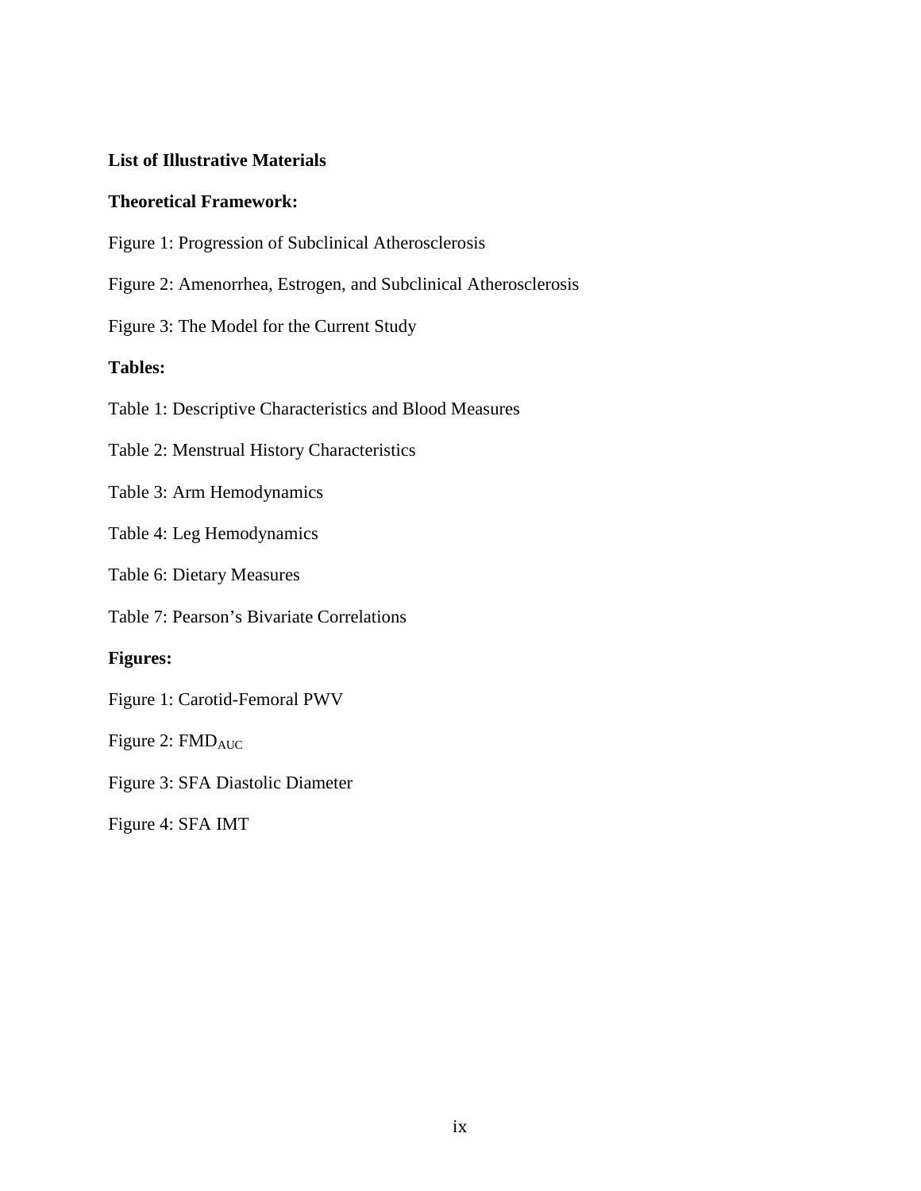**List of Illustrative Materials**

**Theoretical Framework:**

Figure 1: Progression of Subclinical Atherosclerosis

Figure 2: Amenorrhea, Estrogen, and Subclinical Atherosclerosis

Figure 3: The Model for the Current Study

**Tables:**

Table 1: Descriptive Characteristics and Blood Measures

Table 2: Menstrual History Characteristics

Table 3: Arm Hemodynamics

Table 4: Leg Hemodynamics

Table 6: Dietary Measures

Table 7: Pearson's Bivariate Correlations

**Figures:**

Figure 1: Carotid-Femoral PWV

Figure 2: $FMD_{AUC}$

Figure 3: SFA Diastolic Diameter

Figure 4: SFA IMT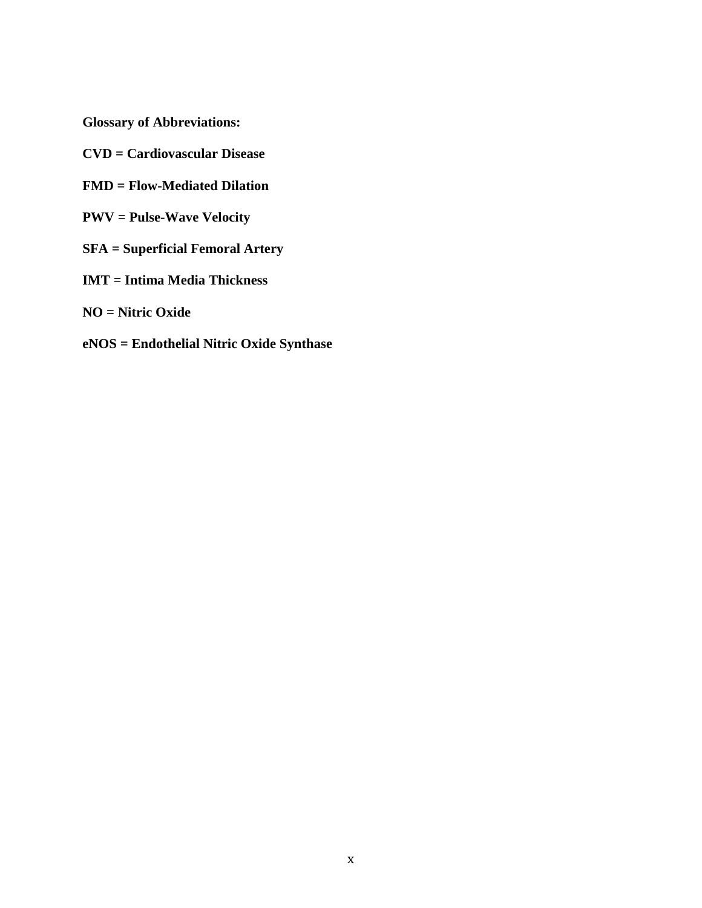**Glossary of Abbreviations:**

**CVD = Cardiovascular Disease**

**FMD = Flow-Mediated Dilation**

**PWV = Pulse-Wave Velocity**

**SFA = Superficial Femoral Artery**

**IMT = Intima Media Thickness**

**NO = Nitric Oxide**

**eNOS = Endothelial Nitric Oxide Synthase**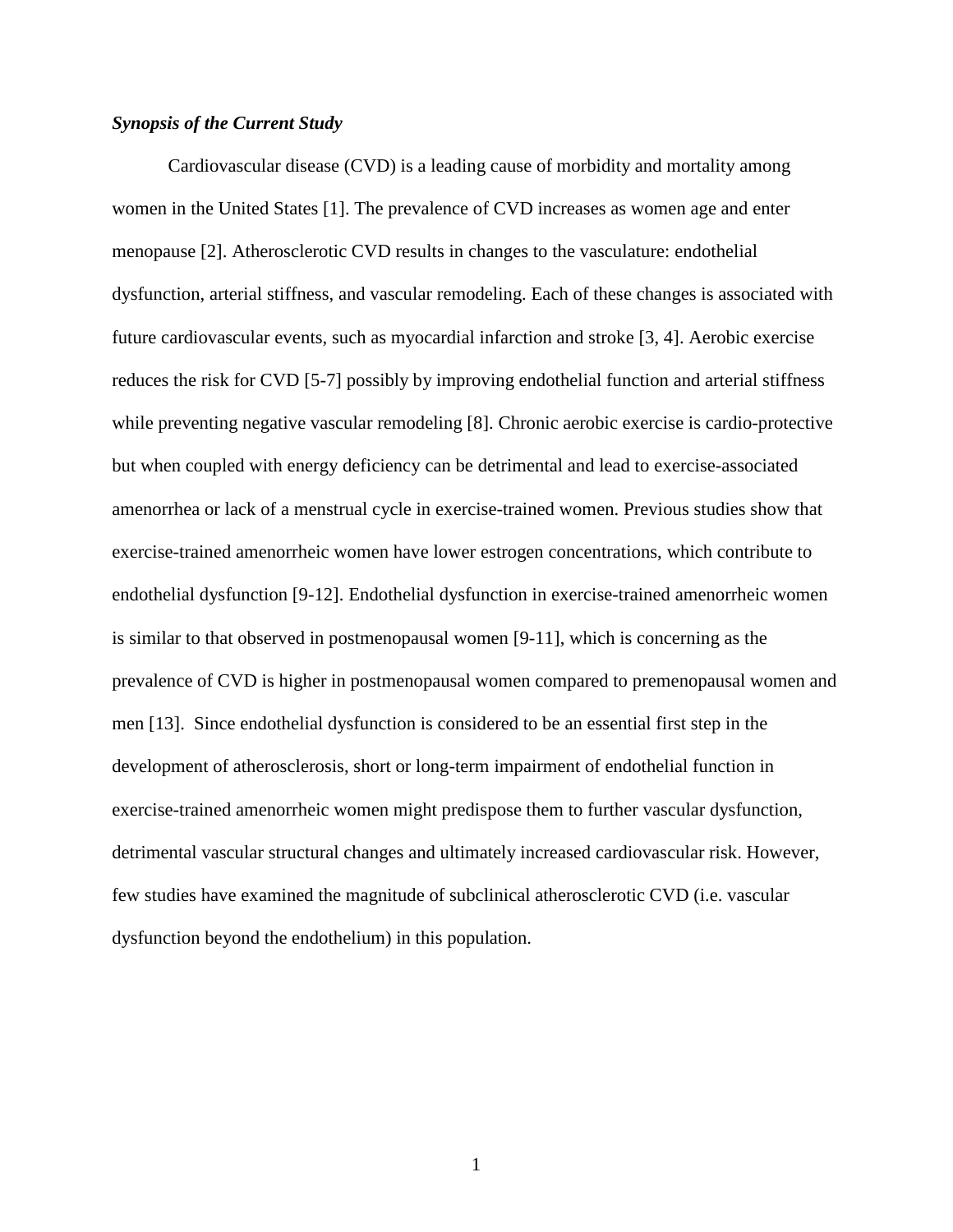***Synopsis of the Current Study***

Cardiovascular disease (CVD) is a leading cause of morbidity and mortality among women in the United States [1]. The prevalence of CVD increases as women age and enter menopause [2]. Atherosclerotic CVD results in changes to the vasculature: endothelial dysfunction, arterial stiffness, and vascular remodeling. Each of these changes is associated with future cardiovascular events, such as myocardial infarction and stroke [3, 4]. Aerobic exercise reduces the risk for CVD [5-7] possibly by improving endothelial function and arterial stiffness while preventing negative vascular remodeling [8]. Chronic aerobic exercise is cardio-protective but when coupled with energy deficiency can be detrimental and lead to exercise-associated amenorrhea or lack of a menstrual cycle in exercise-trained women. Previous studies show that exercise-trained amenorrheic women have lower estrogen concentrations, which contribute to endothelial dysfunction [9-12]. Endothelial dysfunction in exercise-trained amenorrheic women is similar to that observed in postmenopausal women [9-11], which is concerning as the prevalence of CVD is higher in postmenopausal women compared to premenopausal women and men [13]. Since endothelial dysfunction is considered to be an essential first step in the development of atherosclerosis, short or long-term impairment of endothelial function in exercise-trained amenorrheic women might predispose them to further vascular dysfunction, detrimental vascular structural changes and ultimately increased cardiovascular risk. However, few studies have examined the magnitude of subclinical atherosclerotic CVD (i.e. vascular dysfunction beyond the endothelium) in this population.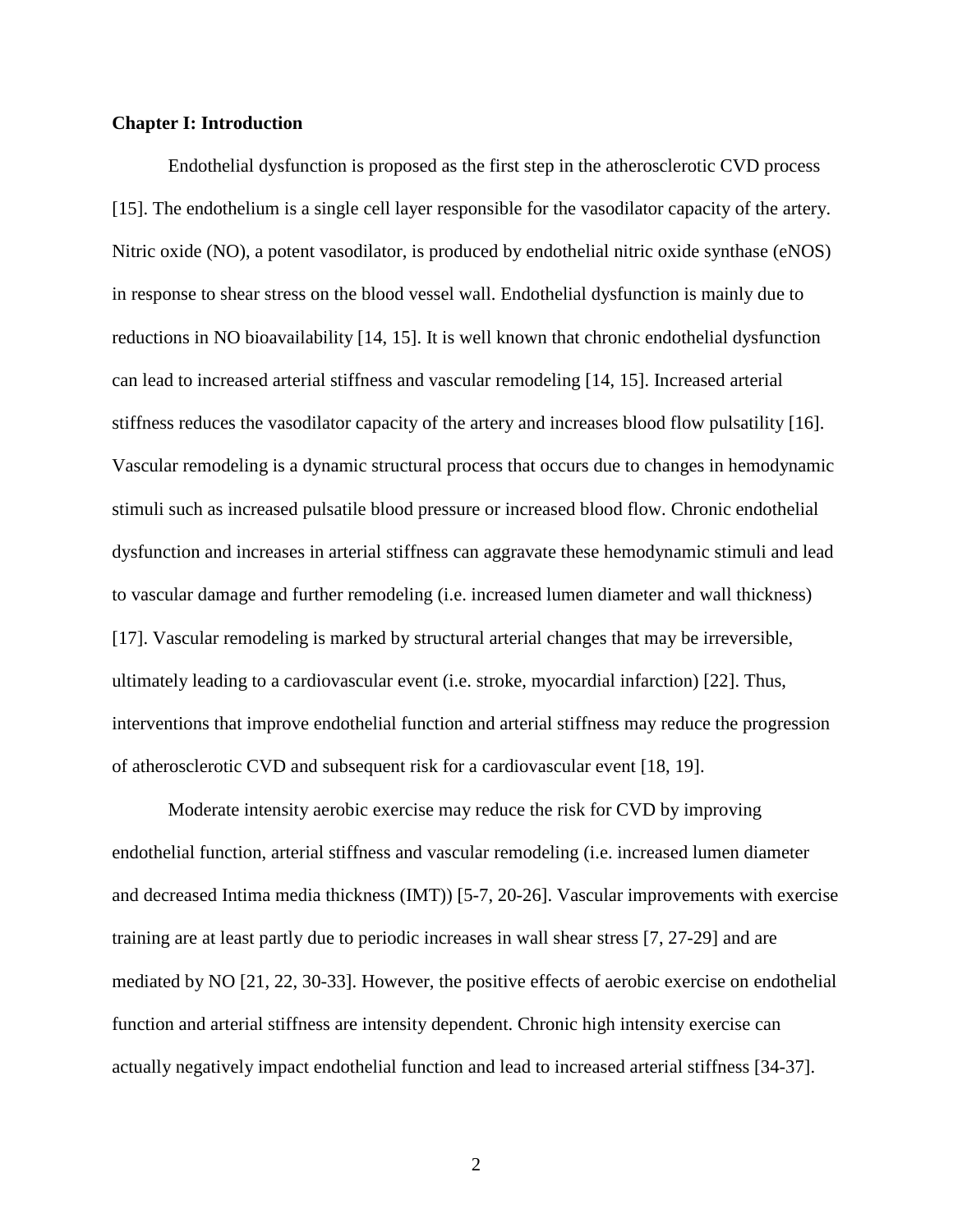**Chapter I: Introduction**

Endothelial dysfunction is proposed as the first step in the atherosclerotic CVD process [15]. The endothelium is a single cell layer responsible for the vasodilator capacity of the artery. Nitric oxide (NO), a potent vasodilator, is produced by endothelial nitric oxide synthase (eNOS) in response to shear stress on the blood vessel wall. Endothelial dysfunction is mainly due to reductions in NO bioavailability [14, 15]. It is well known that chronic endothelial dysfunction can lead to increased arterial stiffness and vascular remodeling [14, 15]. Increased arterial stiffness reduces the vasodilator capacity of the artery and increases blood flow pulsatility [16]. Vascular remodeling is a dynamic structural process that occurs due to changes in hemodynamic stimuli such as increased pulsatile blood pressure or increased blood flow. Chronic endothelial dysfunction and increases in arterial stiffness can aggravate these hemodynamic stimuli and lead to vascular damage and further remodeling (i.e. increased lumen diameter and wall thickness) [17]. Vascular remodeling is marked by structural arterial changes that may be irreversible, ultimately leading to a cardiovascular event (i.e. stroke, myocardial infarction) [22]. Thus, interventions that improve endothelial function and arterial stiffness may reduce the progression of atherosclerotic CVD and subsequent risk for a cardiovascular event [18, 19].

Moderate intensity aerobic exercise may reduce the risk for CVD by improving endothelial function, arterial stiffness and vascular remodeling (i.e. increased lumen diameter and decreased Intima media thickness (IMT)) [5-7, 20-26]. Vascular improvements with exercise training are at least partly due to periodic increases in wall shear stress [7, 27-29] and are mediated by NO [21, 22, 30-33]. However, the positive effects of aerobic exercise on endothelial function and arterial stiffness are intensity dependent. Chronic high intensity exercise can actually negatively impact endothelial function and lead to increased arterial stiffness [34-37].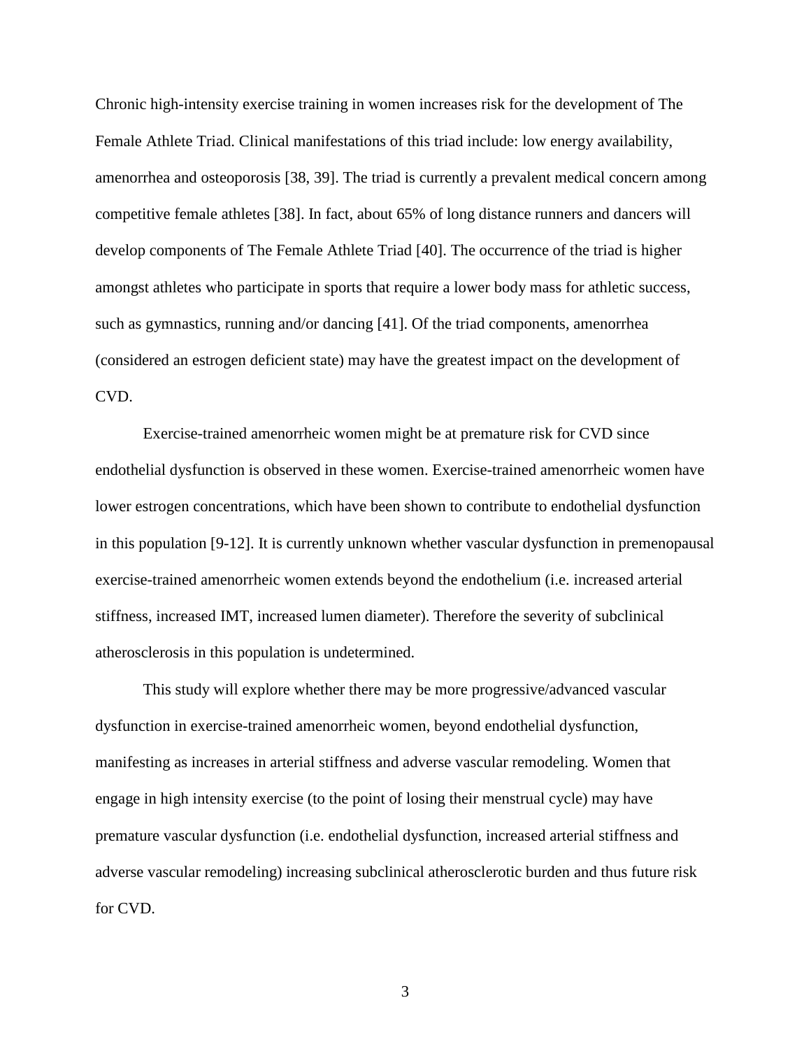Chronic high-intensity exercise training in women increases risk for the development of The Female Athlete Triad. Clinical manifestations of this triad include: low energy availability, amenorrhea and osteoporosis [38, 39]. The triad is currently a prevalent medical concern among competitive female athletes [38]. In fact, about 65% of long distance runners and dancers will develop components of The Female Athlete Triad [40]. The occurrence of the triad is higher amongst athletes who participate in sports that require a lower body mass for athletic success, such as gymnastics, running and/or dancing [41]. Of the triad components, amenorrhea (considered an estrogen deficient state) may have the greatest impact on the development of CVD.

Exercise-trained amenorrheic women might be at premature risk for CVD since endothelial dysfunction is observed in these women. Exercise-trained amenorrheic women have lower estrogen concentrations, which have been shown to contribute to endothelial dysfunction in this population [9-12]. It is currently unknown whether vascular dysfunction in premenopausal exercise-trained amenorrheic women extends beyond the endothelium (i.e. increased arterial stiffness, increased IMT, increased lumen diameter). Therefore the severity of subclinical atherosclerosis in this population is undetermined.

This study will explore whether there may be more progressive/advanced vascular dysfunction in exercise-trained amenorrheic women, beyond endothelial dysfunction, manifesting as increases in arterial stiffness and adverse vascular remodeling. Women that engage in high intensity exercise (to the point of losing their menstrual cycle) may have premature vascular dysfunction (i.e. endothelial dysfunction, increased arterial stiffness and adverse vascular remodeling) increasing subclinical atherosclerotic burden and thus future risk for CVD.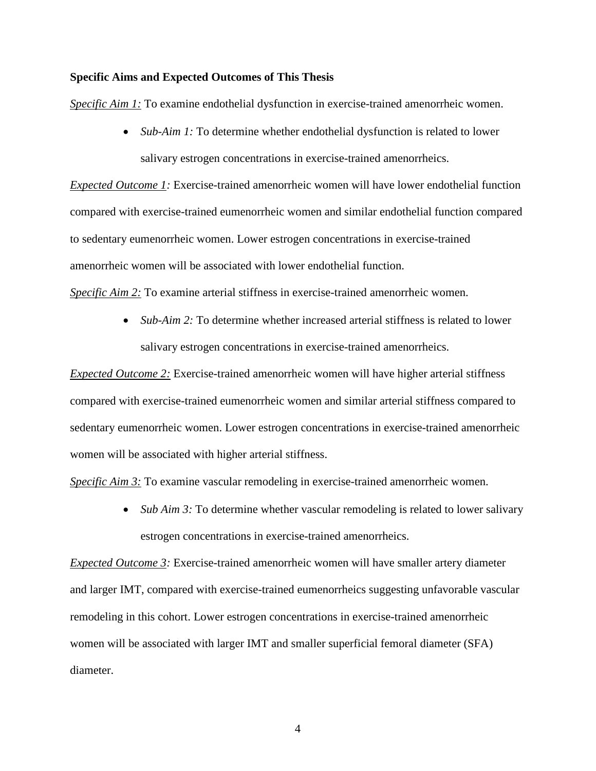**Specific Aims and Expected Outcomes of This Thesis**

*Specific Aim 1:* To examine endothelial dysfunction in exercise-trained amenorrheic women.

- *Sub-Aim 1:* To determine whether endothelial dysfunction is related to lower salivary estrogen concentrations in exercise-trained amenorrheics.

*Expected Outcome 1:* Exercise-trained amenorrheic women will have lower endothelial function compared with exercise-trained eumenorrheic women and similar endothelial function compared to sedentary eumenorrheic women. Lower estrogen concentrations in exercise-trained amenorrheic women will be associated with lower endothelial function.

*Specific Aim 2:* To examine arterial stiffness in exercise-trained amenorrheic women.

- *Sub-Aim 2:* To determine whether increased arterial stiffness is related to lower salivary estrogen concentrations in exercise-trained amenorrheics.

*Expected Outcome 2:* Exercise-trained amenorrheic women will have higher arterial stiffness compared with exercise-trained eumenorrheic women and similar arterial stiffness compared to sedentary eumenorrheic women. Lower estrogen concentrations in exercise-trained amenorrheic women will be associated with higher arterial stiffness.

*Specific Aim 3:* To examine vascular remodeling in exercise-trained amenorrheic women.

- *Sub Aim 3:* To determine whether vascular remodeling is related to lower salivary estrogen concentrations in exercise-trained amenorrheics.

*Expected Outcome 3:* Exercise-trained amenorrheic women will have smaller artery diameter and larger IMT, compared with exercise-trained eumenorrheics suggesting unfavorable vascular remodeling in this cohort. Lower estrogen concentrations in exercise-trained amenorrheic women will be associated with larger IMT and smaller superficial femoral diameter (SFA) diameter.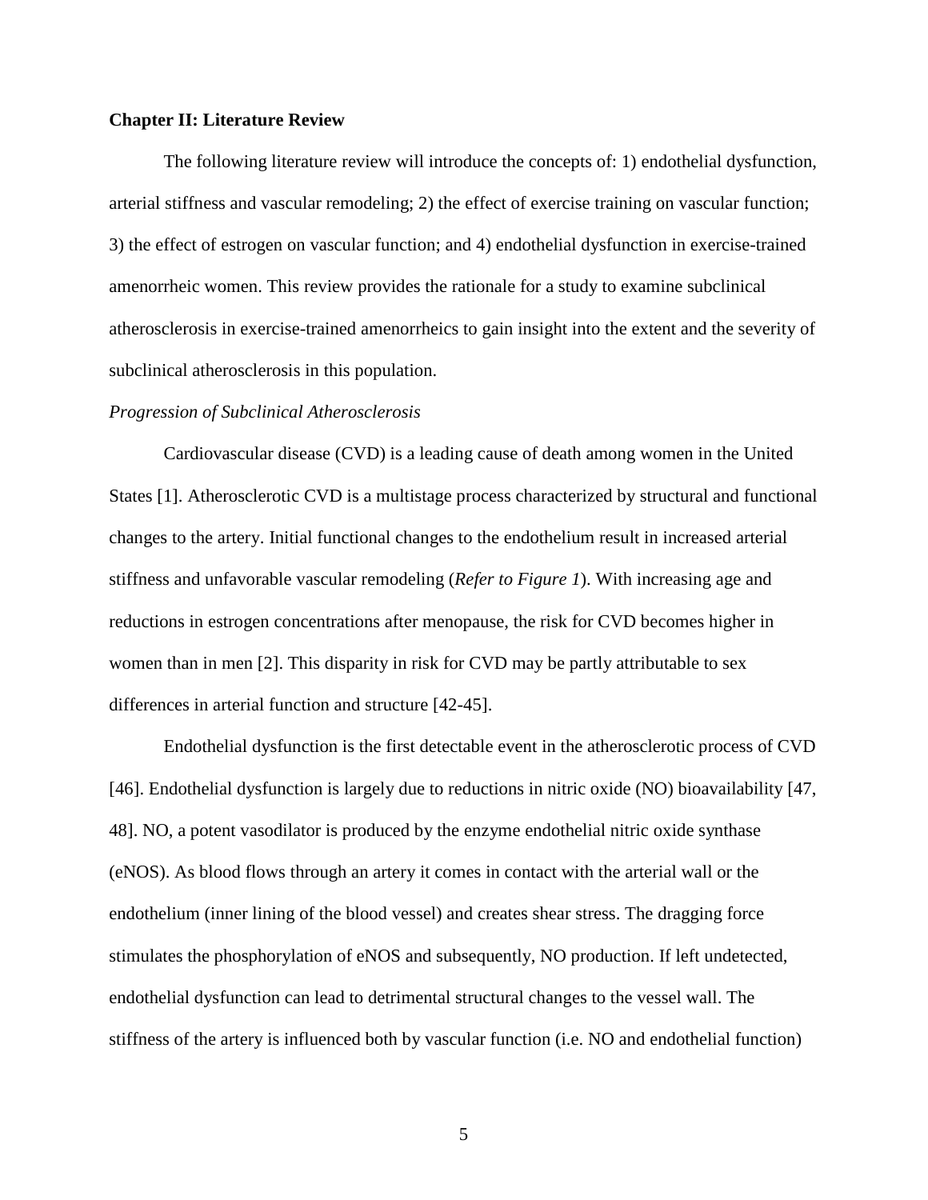## Chapter II: Literature Review

The following literature review will introduce the concepts of: 1) endothelial dysfunction, arterial stiffness and vascular remodeling; 2) the effect of exercise training on vascular function; 3) the effect of estrogen on vascular function; and 4) endothelial dysfunction in exercise-trained amenorrheic women. This review provides the rationale for a study to examine subclinical atherosclerosis in exercise-trained amenorrheics to gain insight into the extent and the severity of subclinical atherosclerosis in this population.

### *Progression of Subclinical Atherosclerosis*

Cardiovascular disease (CVD) is a leading cause of death among women in the United States [1]. Atherosclerotic CVD is a multistage process characterized by structural and functional changes to the artery. Initial functional changes to the endothelium result in increased arterial stiffness and unfavorable vascular remodeling (*Refer to Figure 1*). With increasing age and reductions in estrogen concentrations after menopause, the risk for CVD becomes higher in women than in men [2]. This disparity in risk for CVD may be partly attributable to sex differences in arterial function and structure [42-45].

Endothelial dysfunction is the first detectable event in the atherosclerotic process of CVD [46]. Endothelial dysfunction is largely due to reductions in nitric oxide (NO) bioavailability [47, 48]. NO, a potent vasodilator is produced by the enzyme endothelial nitric oxide synthase (eNOS). As blood flows through an artery it comes in contact with the arterial wall or the endothelium (inner lining of the blood vessel) and creates shear stress. The dragging force stimulates the phosphorylation of eNOS and subsequently, NO production. If left undetected, endothelial dysfunction can lead to detrimental structural changes to the vessel wall. The stiffness of the artery is influenced both by vascular function (i.e. NO and endothelial function)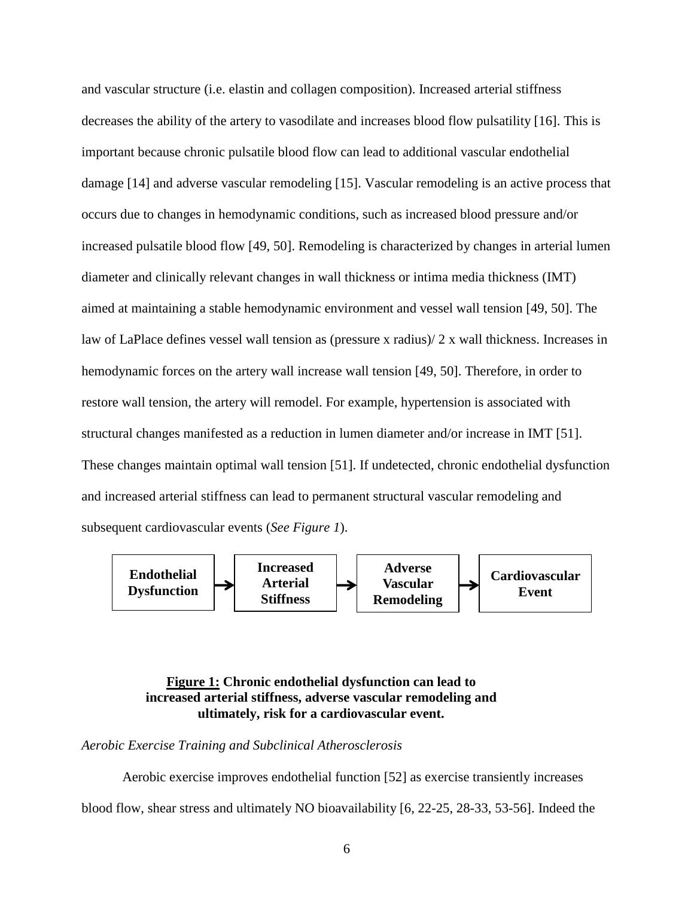and vascular structure (i.e. elastin and collagen composition). Increased arterial stiffness decreases the ability of the artery to vasodilate and increases blood flow pulsatility [16]. This is important because chronic pulsatile blood flow can lead to additional vascular endothelial damage [14] and adverse vascular remodeling [15]. Vascular remodeling is an active process that occurs due to changes in hemodynamic conditions, such as increased blood pressure and/or increased pulsatile blood flow [49, 50]. Remodeling is characterized by changes in arterial lumen diameter and clinically relevant changes in wall thickness or intima media thickness (IMT) aimed at maintaining a stable hemodynamic environment and vessel wall tension [49, 50]. The law of LaPlace defines vessel wall tension as (pressure x radius)/ 2 x wall thickness. Increases in hemodynamic forces on the artery wall increase wall tension [49, 50]. Therefore, in order to restore wall tension, the artery will remodel. For example, hypertension is associated with structural changes manifested as a reduction in lumen diameter and/or increase in IMT [51]. These changes maintain optimal wall tension [51]. If undetected, chronic endothelial dysfunction and increased arterial stiffness can lead to permanent structural vascular remodeling and subsequent cardiovascular events (*See Figure 1*).

**Endothelial Dysfunction** → **Increased Arterial Stiffness** → **Adverse Vascular Remodeling** → **Cardiovascular Event**

**Figure 1: Chronic endothelial dysfunction can lead to increased arterial stiffness, adverse vascular remodeling and ultimately, risk for a cardiovascular event.**

*Aerobic Exercise Training and Subclinical Atherosclerosis*

Aerobic exercise improves endothelial function [52] as exercise transiently increases blood flow, shear stress and ultimately NO bioavailability [6, 22-25, 28-33, 53-56]. Indeed the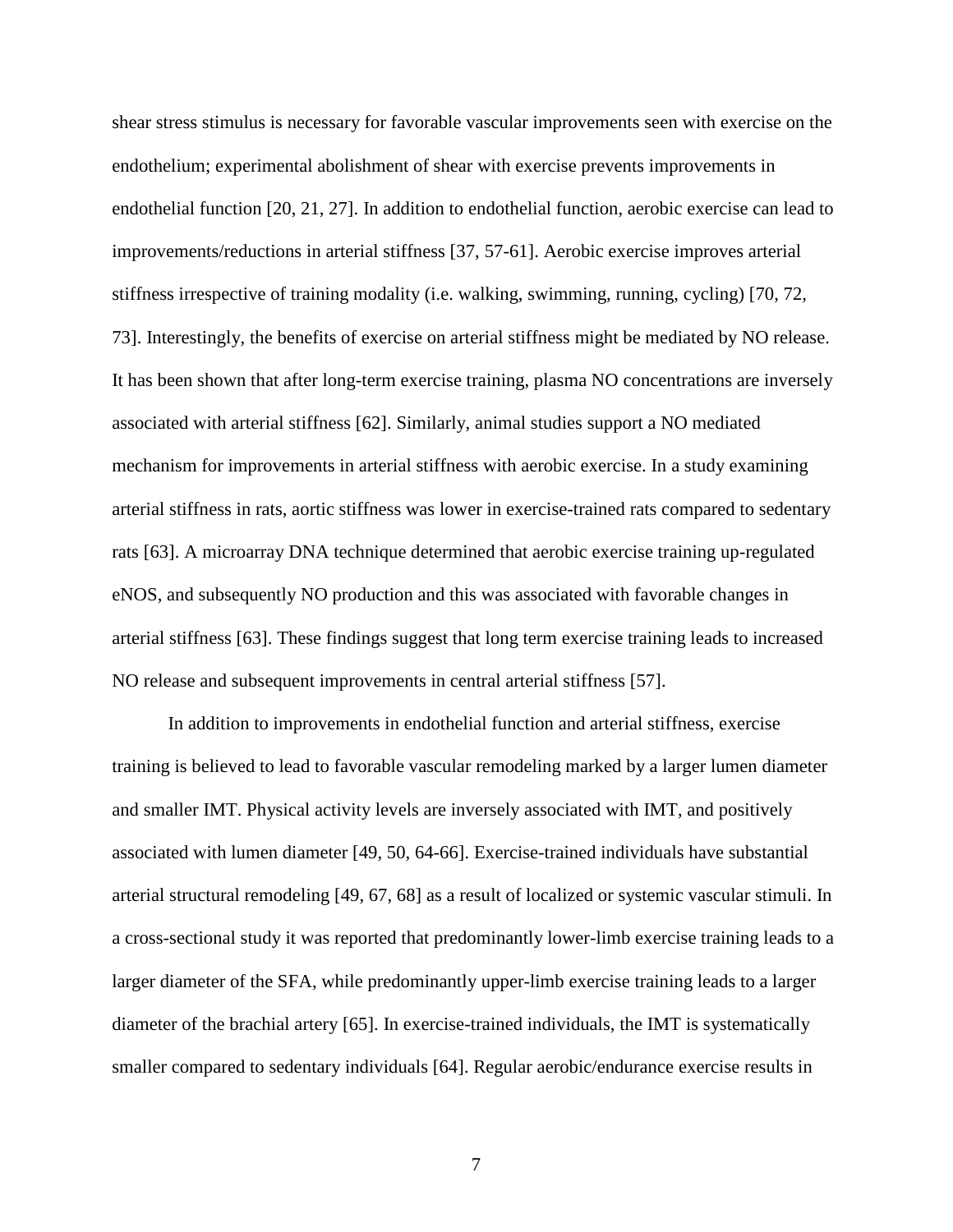shear stress stimulus is necessary for favorable vascular improvements seen with exercise on the endothelium; experimental abolishment of shear with exercise prevents improvements in endothelial function [20, 21, 27]. In addition to endothelial function, aerobic exercise can lead to improvements/reductions in arterial stiffness [37, 57-61]. Aerobic exercise improves arterial stiffness irrespective of training modality (i.e. walking, swimming, running, cycling) [70, 72, 73]. Interestingly, the benefits of exercise on arterial stiffness might be mediated by NO release. It has been shown that after long-term exercise training, plasma NO concentrations are inversely associated with arterial stiffness [62]. Similarly, animal studies support a NO mediated mechanism for improvements in arterial stiffness with aerobic exercise. In a study examining arterial stiffness in rats, aortic stiffness was lower in exercise-trained rats compared to sedentary rats [63]. A microarray DNA technique determined that aerobic exercise training up-regulated eNOS, and subsequently NO production and this was associated with favorable changes in arterial stiffness [63]. These findings suggest that long term exercise training leads to increased NO release and subsequent improvements in central arterial stiffness [57].

In addition to improvements in endothelial function and arterial stiffness, exercise training is believed to lead to favorable vascular remodeling marked by a larger lumen diameter and smaller IMT. Physical activity levels are inversely associated with IMT, and positively associated with lumen diameter [49, 50, 64-66]. Exercise-trained individuals have substantial arterial structural remodeling [49, 67, 68] as a result of localized or systemic vascular stimuli. In a cross-sectional study it was reported that predominantly lower-limb exercise training leads to a larger diameter of the SFA, while predominantly upper-limb exercise training leads to a larger diameter of the brachial artery [65]. In exercise-trained individuals, the IMT is systematically smaller compared to sedentary individuals [64]. Regular aerobic/endurance exercise results in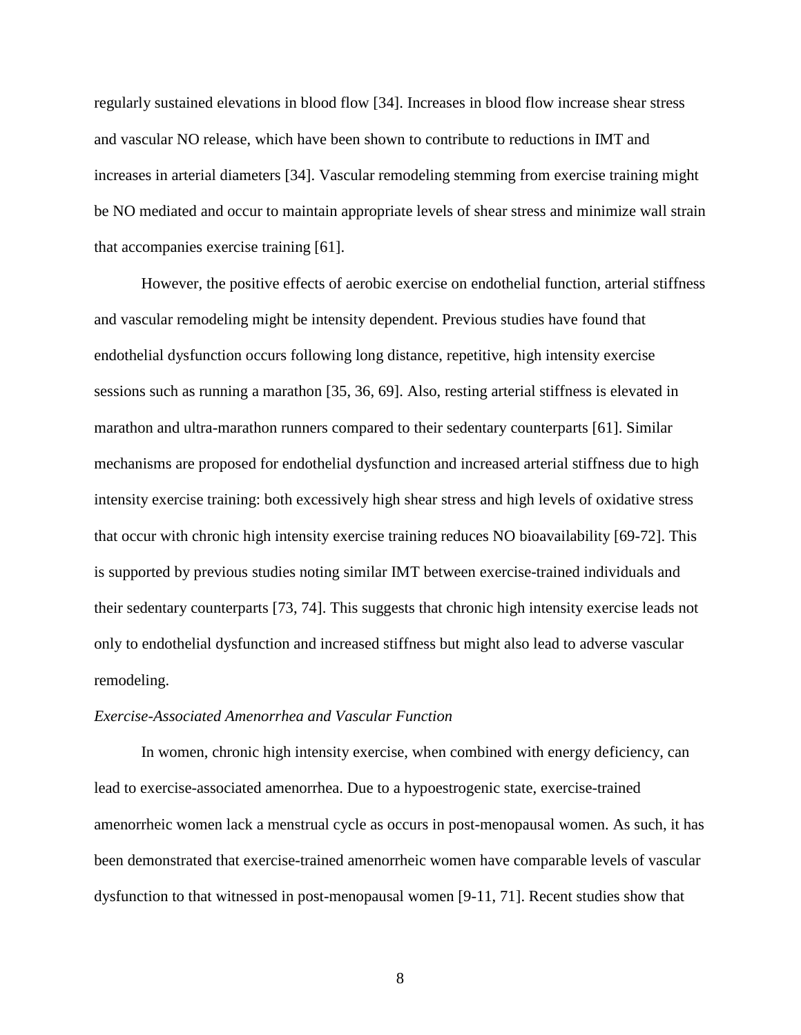regularly sustained elevations in blood flow [34]. Increases in blood flow increase shear stress and vascular NO release, which have been shown to contribute to reductions in IMT and increases in arterial diameters [34]. Vascular remodeling stemming from exercise training might be NO mediated and occur to maintain appropriate levels of shear stress and minimize wall strain that accompanies exercise training [61].

However, the positive effects of aerobic exercise on endothelial function, arterial stiffness and vascular remodeling might be intensity dependent. Previous studies have found that endothelial dysfunction occurs following long distance, repetitive, high intensity exercise sessions such as running a marathon [35, 36, 69]. Also, resting arterial stiffness is elevated in marathon and ultra-marathon runners compared to their sedentary counterparts [61]. Similar mechanisms are proposed for endothelial dysfunction and increased arterial stiffness due to high intensity exercise training: both excessively high shear stress and high levels of oxidative stress that occur with chronic high intensity exercise training reduces NO bioavailability [69-72]. This is supported by previous studies noting similar IMT between exercise-trained individuals and their sedentary counterparts [73, 74]. This suggests that chronic high intensity exercise leads not only to endothelial dysfunction and increased stiffness but might also lead to adverse vascular remodeling.

*Exercise-Associated Amenorrhea and Vascular Function*

In women, chronic high intensity exercise, when combined with energy deficiency, can lead to exercise-associated amenorrhea. Due to a hypoestrogenic state, exercise-trained amenorrheic women lack a menstrual cycle as occurs in post-menopausal women. As such, it has been demonstrated that exercise-trained amenorrheic women have comparable levels of vascular dysfunction to that witnessed in post-menopausal women [9-11, 71]. Recent studies show that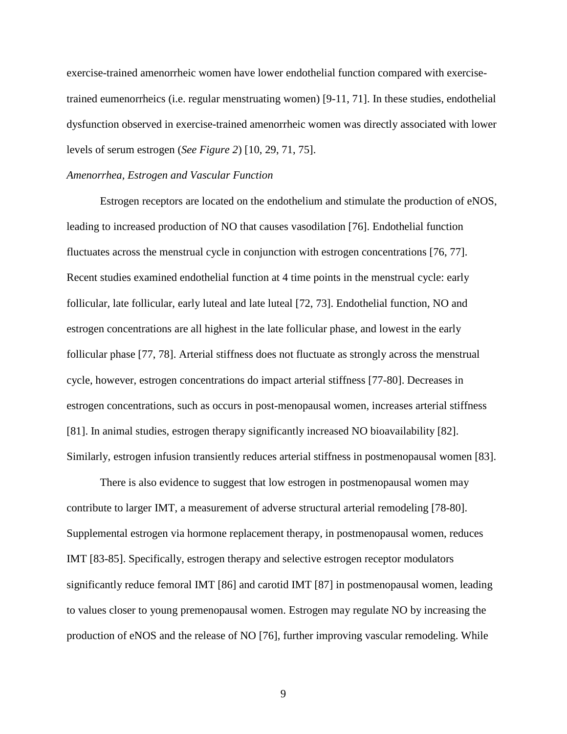exercise-trained amenorrheic women have lower endothelial function compared with exercise-trained eumenorrheics (i.e. regular menstruating women) [9-11, 71]. In these studies, endothelial dysfunction observed in exercise-trained amenorrheic women was directly associated with lower levels of serum estrogen (*See Figure 2*) [10, 29, 71, 75].

*Amenorrhea, Estrogen and Vascular Function*

Estrogen receptors are located on the endothelium and stimulate the production of eNOS, leading to increased production of NO that causes vasodilation [76]. Endothelial function fluctuates across the menstrual cycle in conjunction with estrogen concentrations [76, 77]. Recent studies examined endothelial function at 4 time points in the menstrual cycle: early follicular, late follicular, early luteal and late luteal [72, 73]. Endothelial function, NO and estrogen concentrations are all highest in the late follicular phase, and lowest in the early follicular phase [77, 78]. Arterial stiffness does not fluctuate as strongly across the menstrual cycle, however, estrogen concentrations do impact arterial stiffness [77-80]. Decreases in estrogen concentrations, such as occurs in post-menopausal women, increases arterial stiffness [81]. In animal studies, estrogen therapy significantly increased NO bioavailability [82]. Similarly, estrogen infusion transiently reduces arterial stiffness in postmenopausal women [83].

There is also evidence to suggest that low estrogen in postmenopausal women may contribute to larger IMT, a measurement of adverse structural arterial remodeling [78-80]. Supplemental estrogen via hormone replacement therapy, in postmenopausal women, reduces IMT [83-85]. Specifically, estrogen therapy and selective estrogen receptor modulators significantly reduce femoral IMT [86] and carotid IMT [87] in postmenopausal women, leading to values closer to young premenopausal women. Estrogen may regulate NO by increasing the production of eNOS and the release of NO [76], further improving vascular remodeling. While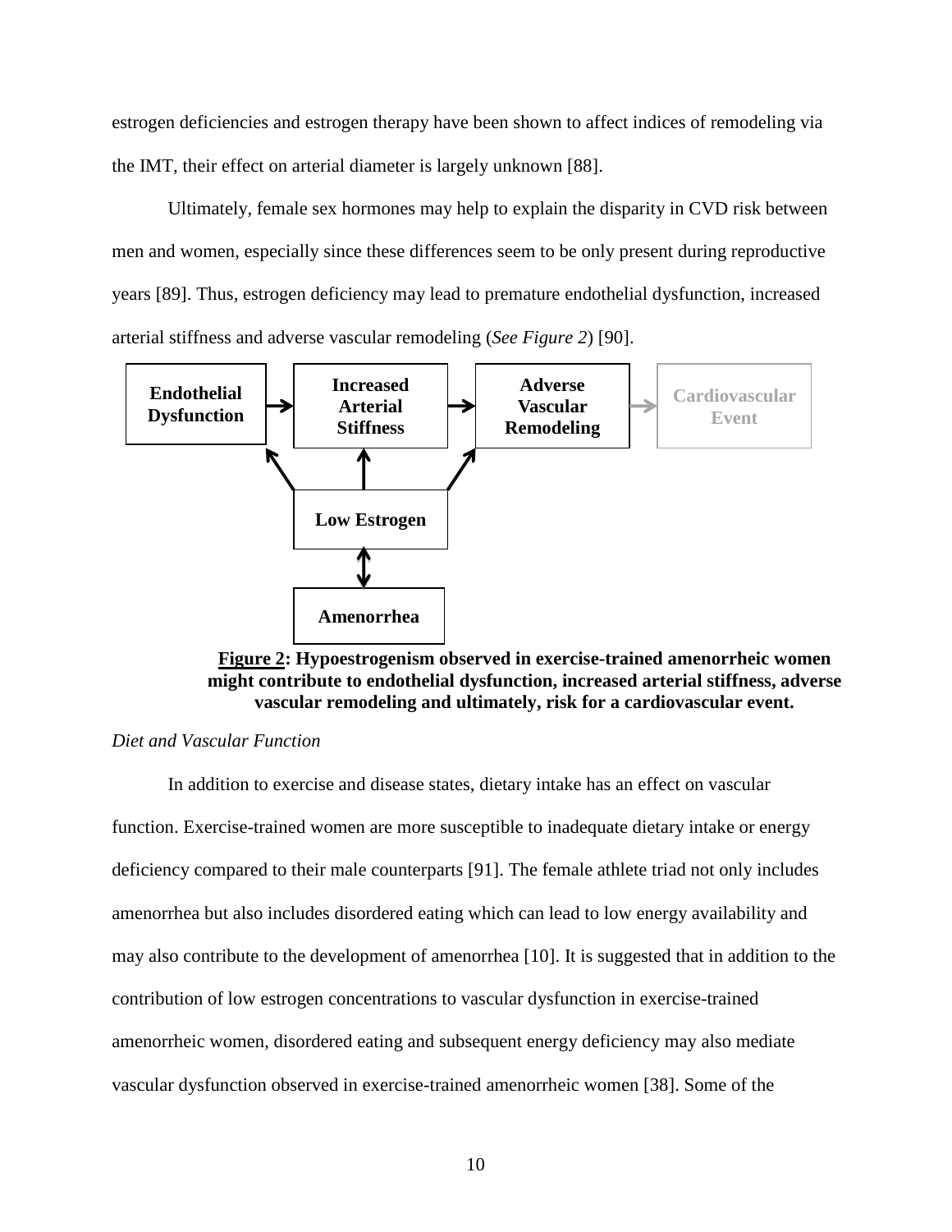estrogen deficiencies and estrogen therapy have been shown to affect indices of remodeling via the IMT, their effect on arterial diameter is largely unknown [88].

Ultimately, female sex hormones may help to explain the disparity in CVD risk between men and women, especially since these differences seem to be only present during reproductive years [89]. Thus, estrogen deficiency may lead to premature endothelial dysfunction, increased arterial stiffness and adverse vascular remodeling (*See Figure 2*) [90].

**Endothelial Dysfunction** → **Increased Arterial Stiffness** → **Adverse Vascular Remodeling** → **Cardiovascular Event**

**Low Estrogen** → Endothelial Dysfunction, Increased Arterial Stiffness, Adverse Vascular Remodeling

**Low Estrogen** ↔ **Amenorrhea**

**Figure 2: Hypoestrogenism observed in exercise-trained amenorrheic women might contribute to endothelial dysfunction, increased arterial stiffness, adverse vascular remodeling and ultimately, risk for a cardiovascular event.**

*Diet and Vascular Function*

In addition to exercise and disease states, dietary intake has an effect on vascular function. Exercise-trained women are more susceptible to inadequate dietary intake or energy deficiency compared to their male counterparts [91]. The female athlete triad not only includes amenorrhea but also includes disordered eating which can lead to low energy availability and may also contribute to the development of amenorrhea [10]. It is suggested that in addition to the contribution of low estrogen concentrations to vascular dysfunction in exercise-trained amenorrheic women, disordered eating and subsequent energy deficiency may also mediate vascular dysfunction observed in exercise-trained amenorrheic women [38]. Some of the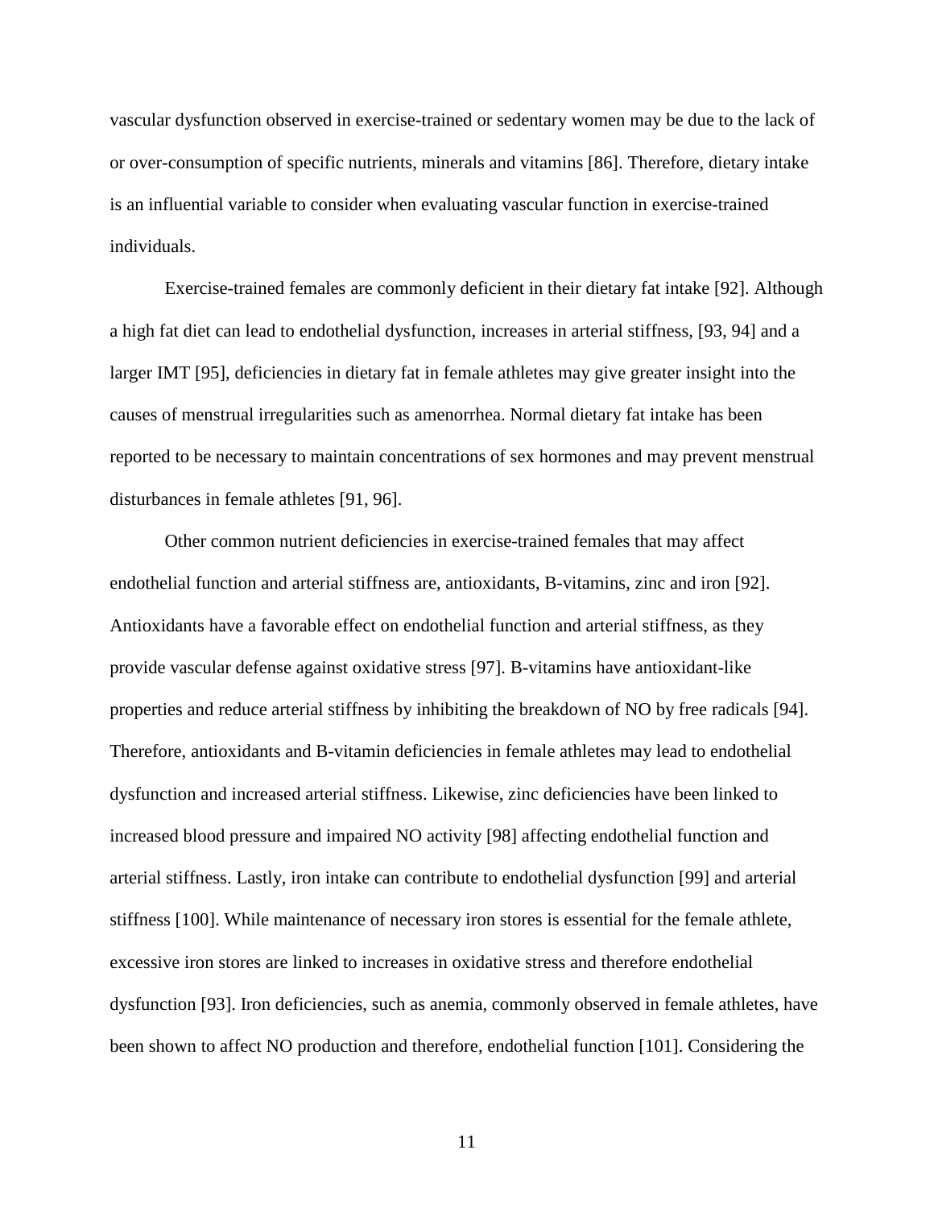vascular dysfunction observed in exercise-trained or sedentary women may be due to the lack of or over-consumption of specific nutrients, minerals and vitamins [86]. Therefore, dietary intake is an influential variable to consider when evaluating vascular function in exercise-trained individuals.

Exercise-trained females are commonly deficient in their dietary fat intake [92]. Although a high fat diet can lead to endothelial dysfunction, increases in arterial stiffness, [93, 94] and a larger IMT [95], deficiencies in dietary fat in female athletes may give greater insight into the causes of menstrual irregularities such as amenorrhea. Normal dietary fat intake has been reported to be necessary to maintain concentrations of sex hormones and may prevent menstrual disturbances in female athletes [91, 96].

Other common nutrient deficiencies in exercise-trained females that may affect endothelial function and arterial stiffness are, antioxidants, B-vitamins, zinc and iron [92]. Antioxidants have a favorable effect on endothelial function and arterial stiffness, as they provide vascular defense against oxidative stress [97]. B-vitamins have antioxidant-like properties and reduce arterial stiffness by inhibiting the breakdown of NO by free radicals [94]. Therefore, antioxidants and B-vitamin deficiencies in female athletes may lead to endothelial dysfunction and increased arterial stiffness. Likewise, zinc deficiencies have been linked to increased blood pressure and impaired NO activity [98] affecting endothelial function and arterial stiffness. Lastly, iron intake can contribute to endothelial dysfunction [99] and arterial stiffness [100]. While maintenance of necessary iron stores is essential for the female athlete, excessive iron stores are linked to increases in oxidative stress and therefore endothelial dysfunction [93]. Iron deficiencies, such as anemia, commonly observed in female athletes, have been shown to affect NO production and therefore, endothelial function [101]. Considering the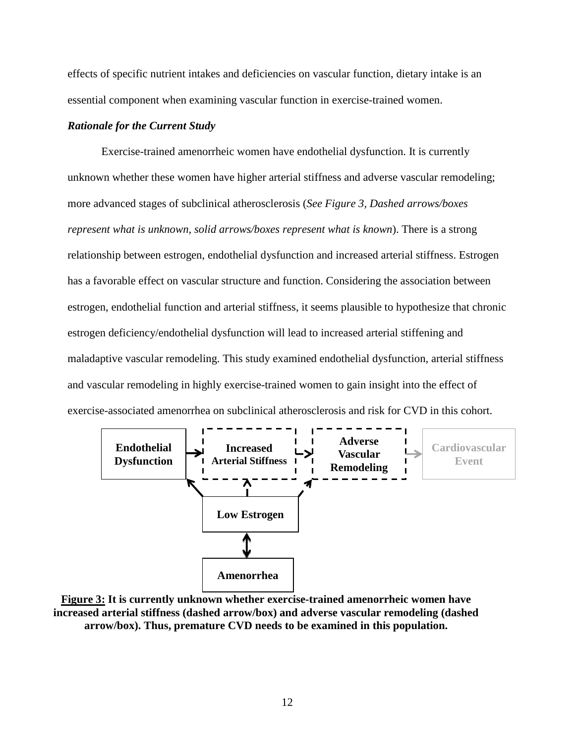effects of specific nutrient intakes and deficiencies on vascular function, dietary intake is an essential component when examining vascular function in exercise-trained women.

***Rationale for the Current Study***

Exercise-trained amenorrheic women have endothelial dysfunction. It is currently unknown whether these women have higher arterial stiffness and adverse vascular remodeling; more advanced stages of subclinical atherosclerosis (*See Figure 3, Dashed arrows/boxes represent what is unknown, solid arrows/boxes represent what is known*). There is a strong relationship between estrogen, endothelial dysfunction and increased arterial stiffness. Estrogen has a favorable effect on vascular structure and function. Considering the association between estrogen, endothelial function and arterial stiffness, it seems plausible to hypothesize that chronic estrogen deficiency/endothelial dysfunction will lead to increased arterial stiffening and maladaptive vascular remodeling. This study examined endothelial dysfunction, arterial stiffness and vascular remodeling in highly exercise-trained women to gain insight into the effect of exercise-associated amenorrhea on subclinical atherosclerosis and risk for CVD in this cohort.

**Endothelial Dysfunction** → **Increased Arterial Stiffness** → **Adverse Vascular Remodeling** → **Cardiovascular Event**

**Low Estrogen** → Endothelial Dysfunction; Increased Arterial Stiffness; Adverse Vascular Remodeling

**Low Estrogen** ↔ **Amenorrhea**

**Figure 3: It is currently unknown whether exercise-trained amenorrheic women have increased arterial stiffness (dashed arrow/box) and adverse vascular remodeling (dashed arrow/box). Thus, premature CVD needs to be examined in this population.**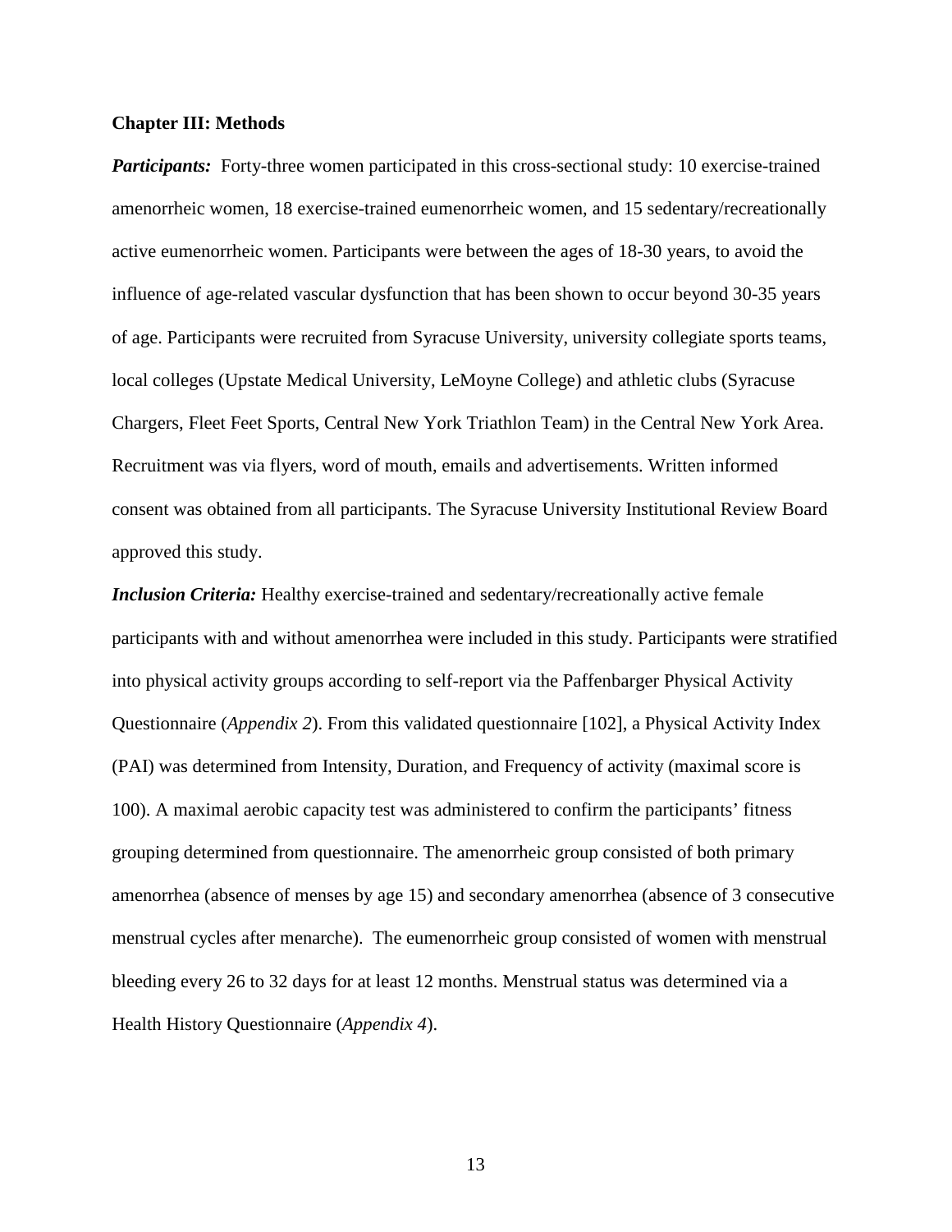## Chapter III: Methods

***Participants:*** Forty-three women participated in this cross-sectional study: 10 exercise-trained amenorrheic women, 18 exercise-trained eumenorrheic women, and 15 sedentary/recreationally active eumenorrheic women. Participants were between the ages of 18-30 years, to avoid the influence of age-related vascular dysfunction that has been shown to occur beyond 30-35 years of age. Participants were recruited from Syracuse University, university collegiate sports teams, local colleges (Upstate Medical University, LeMoyne College) and athletic clubs (Syracuse Chargers, Fleet Feet Sports, Central New York Triathlon Team) in the Central New York Area. Recruitment was via flyers, word of mouth, emails and advertisements. Written informed consent was obtained from all participants. The Syracuse University Institutional Review Board approved this study.

***Inclusion Criteria:*** Healthy exercise-trained and sedentary/recreationally active female participants with and without amenorrhea were included in this study. Participants were stratified into physical activity groups according to self-report via the Paffenbarger Physical Activity Questionnaire (*Appendix 2*). From this validated questionnaire [102], a Physical Activity Index (PAI) was determined from Intensity, Duration, and Frequency of activity (maximal score is 100). A maximal aerobic capacity test was administered to confirm the participants' fitness grouping determined from questionnaire. The amenorrheic group consisted of both primary amenorrhea (absence of menses by age 15) and secondary amenorrhea (absence of 3 consecutive menstrual cycles after menarche). The eumenorrheic group consisted of women with menstrual bleeding every 26 to 32 days for at least 12 months. Menstrual status was determined via a Health History Questionnaire (*Appendix 4*).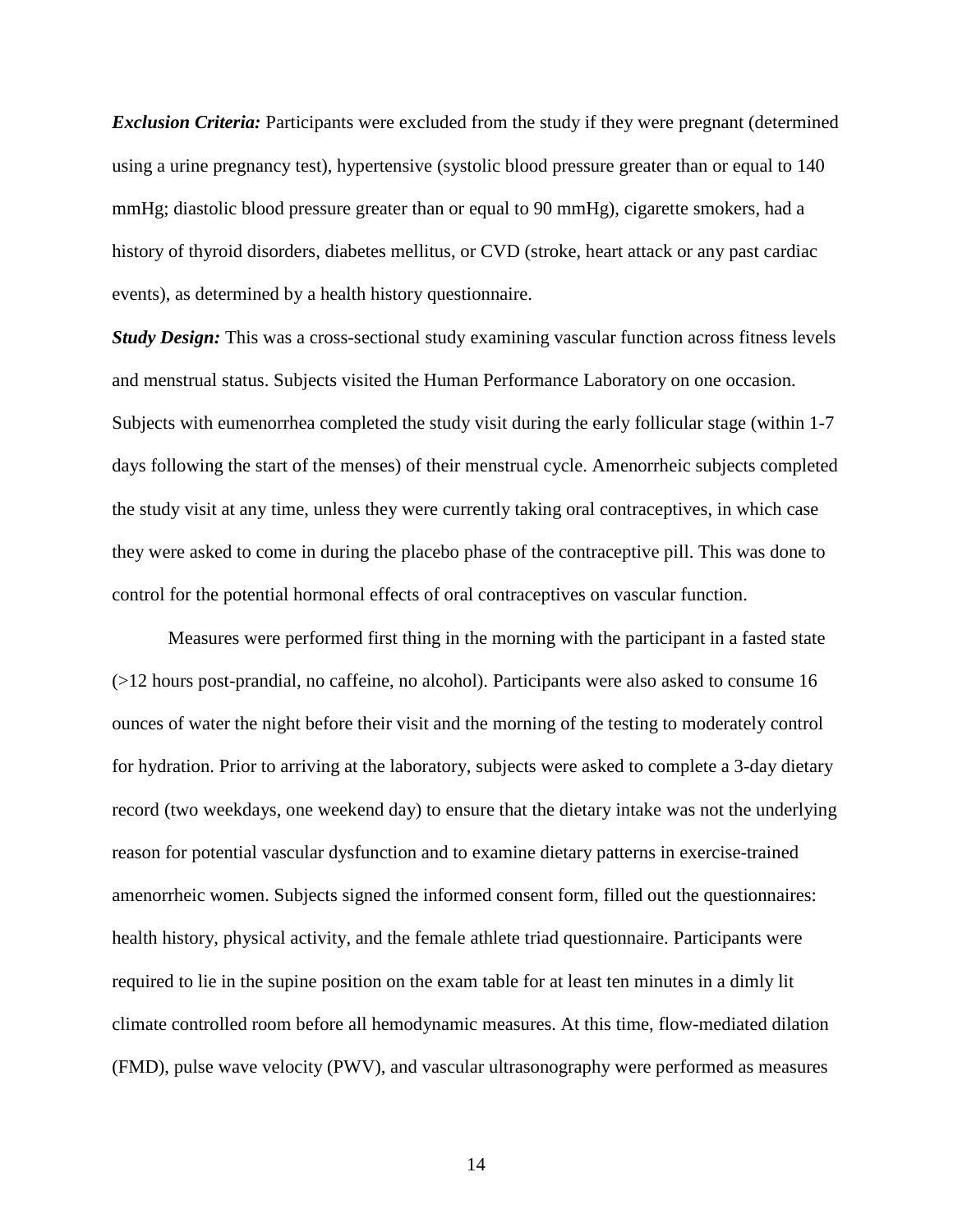***Exclusion Criteria:*** Participants were excluded from the study if they were pregnant (determined using a urine pregnancy test), hypertensive (systolic blood pressure greater than or equal to 140 mmHg; diastolic blood pressure greater than or equal to 90 mmHg), cigarette smokers, had a history of thyroid disorders, diabetes mellitus, or CVD (stroke, heart attack or any past cardiac events), as determined by a health history questionnaire.

***Study Design:*** This was a cross-sectional study examining vascular function across fitness levels and menstrual status. Subjects visited the Human Performance Laboratory on one occasion. Subjects with eumenorrhea completed the study visit during the early follicular stage (within 1-7 days following the start of the menses) of their menstrual cycle. Amenorrheic subjects completed the study visit at any time, unless they were currently taking oral contraceptives, in which case they were asked to come in during the placebo phase of the contraceptive pill. This was done to control for the potential hormonal effects of oral contraceptives on vascular function.

Measures were performed first thing in the morning with the participant in a fasted state (>12 hours post-prandial, no caffeine, no alcohol). Participants were also asked to consume 16 ounces of water the night before their visit and the morning of the testing to moderately control for hydration. Prior to arriving at the laboratory, subjects were asked to complete a 3-day dietary record (two weekdays, one weekend day) to ensure that the dietary intake was not the underlying reason for potential vascular dysfunction and to examine dietary patterns in exercise-trained amenorrheic women. Subjects signed the informed consent form, filled out the questionnaires: health history, physical activity, and the female athlete triad questionnaire. Participants were required to lie in the supine position on the exam table for at least ten minutes in a dimly lit climate controlled room before all hemodynamic measures. At this time, flow-mediated dilation (FMD), pulse wave velocity (PWV), and vascular ultrasonography were performed as measures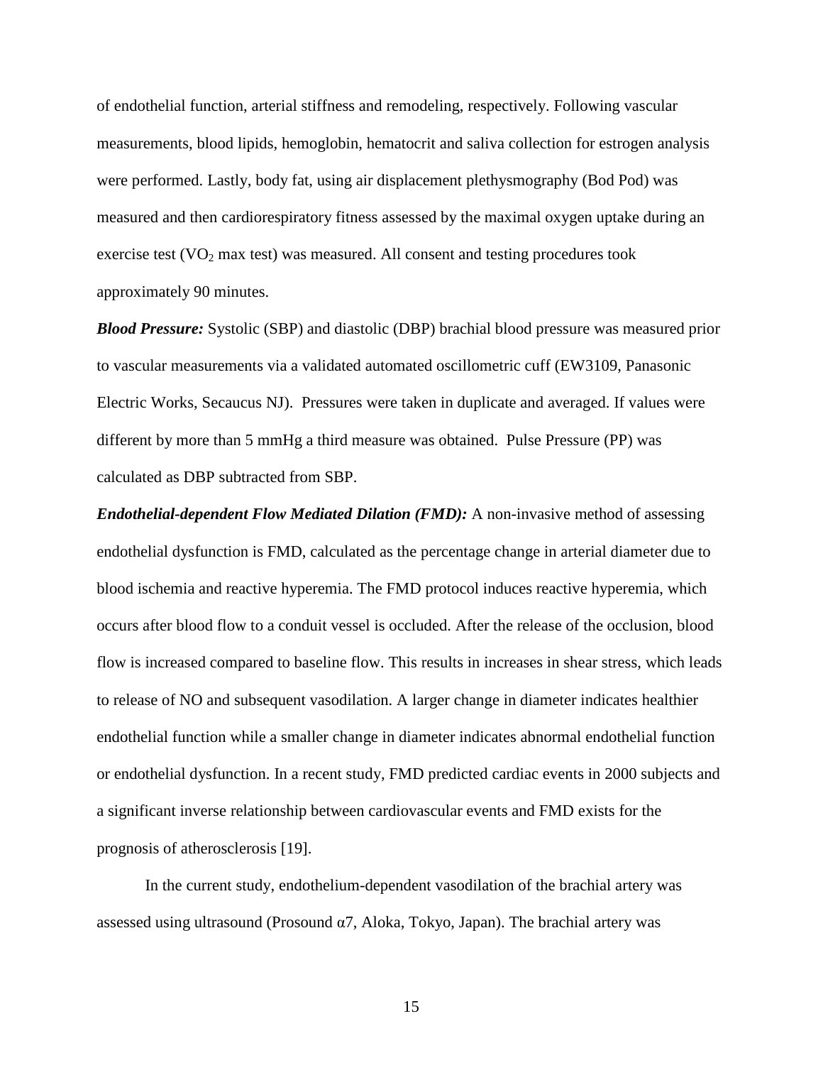of endothelial function, arterial stiffness and remodeling, respectively. Following vascular measurements, blood lipids, hemoglobin, hematocrit and saliva collection for estrogen analysis were performed. Lastly, body fat, using air displacement plethysmography (Bod Pod) was measured and then cardiorespiratory fitness assessed by the maximal oxygen uptake during an exercise test ($VO_2$ max test) was measured. All consent and testing procedures took approximately 90 minutes.

***Blood Pressure:*** Systolic (SBP) and diastolic (DBP) brachial blood pressure was measured prior to vascular measurements via a validated automated oscillometric cuff (EW3109, Panasonic Electric Works, Secaucus NJ). Pressures were taken in duplicate and averaged. If values were different by more than 5 mmHg a third measure was obtained. Pulse Pressure (PP) was calculated as DBP subtracted from SBP.

***Endothelial-dependent Flow Mediated Dilation (FMD):*** A non-invasive method of assessing endothelial dysfunction is FMD, calculated as the percentage change in arterial diameter due to blood ischemia and reactive hyperemia. The FMD protocol induces reactive hyperemia, which occurs after blood flow to a conduit vessel is occluded. After the release of the occlusion, blood flow is increased compared to baseline flow. This results in increases in shear stress, which leads to release of NO and subsequent vasodilation. A larger change in diameter indicates healthier endothelial function while a smaller change in diameter indicates abnormal endothelial function or endothelial dysfunction. In a recent study, FMD predicted cardiac events in 2000 subjects and a significant inverse relationship between cardiovascular events and FMD exists for the prognosis of atherosclerosis [19].

In the current study, endothelium-dependent vasodilation of the brachial artery was assessed using ultrasound (Prosound α7, Aloka, Tokyo, Japan). The brachial artery was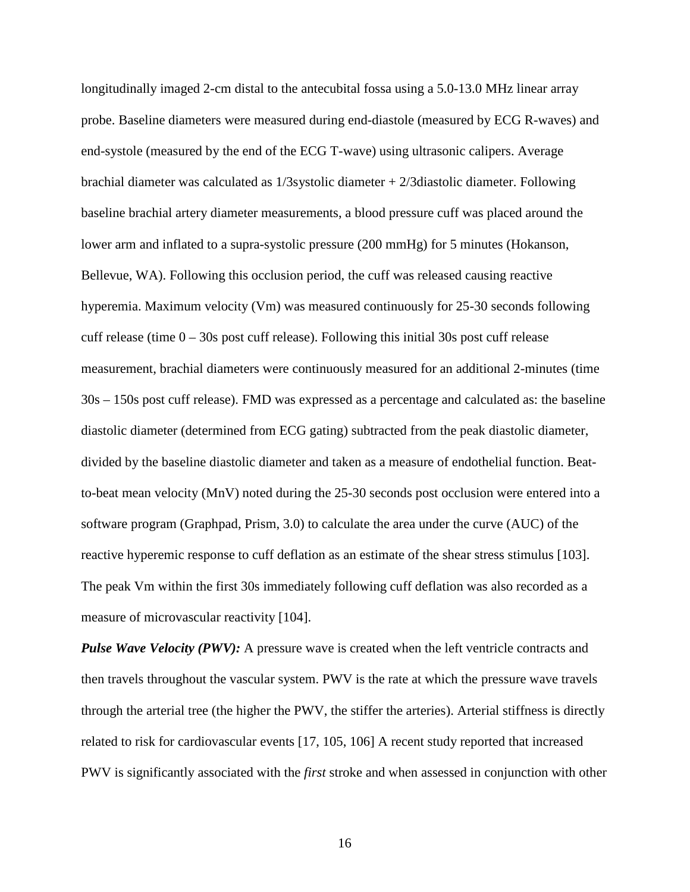longitudinally imaged 2-cm distal to the antecubital fossa using a 5.0-13.0 MHz linear array probe. Baseline diameters were measured during end-diastole (measured by ECG R-waves) and end-systole (measured by the end of the ECG T-wave) using ultrasonic calipers. Average brachial diameter was calculated as 1/3systolic diameter + 2/3diastolic diameter. Following baseline brachial artery diameter measurements, a blood pressure cuff was placed around the lower arm and inflated to a supra-systolic pressure (200 mmHg) for 5 minutes (Hokanson, Bellevue, WA). Following this occlusion period, the cuff was released causing reactive hyperemia. Maximum velocity (Vm) was measured continuously for 25-30 seconds following cuff release (time 0 – 30s post cuff release). Following this initial 30s post cuff release measurement, brachial diameters were continuously measured for an additional 2-minutes (time 30s – 150s post cuff release). FMD was expressed as a percentage and calculated as: the baseline diastolic diameter (determined from ECG gating) subtracted from the peak diastolic diameter, divided by the baseline diastolic diameter and taken as a measure of endothelial function. Beat-to-beat mean velocity (MnV) noted during the 25-30 seconds post occlusion were entered into a software program (Graphpad, Prism, 3.0) to calculate the area under the curve (AUC) of the reactive hyperemic response to cuff deflation as an estimate of the shear stress stimulus [103]. The peak Vm within the first 30s immediately following cuff deflation was also recorded as a measure of microvascular reactivity [104].

***Pulse Wave Velocity (PWV):*** A pressure wave is created when the left ventricle contracts and then travels throughout the vascular system. PWV is the rate at which the pressure wave travels through the arterial tree (the higher the PWV, the stiffer the arteries). Arterial stiffness is directly related to risk for cardiovascular events [17, 105, 106] A recent study reported that increased PWV is significantly associated with the *first* stroke and when assessed in conjunction with other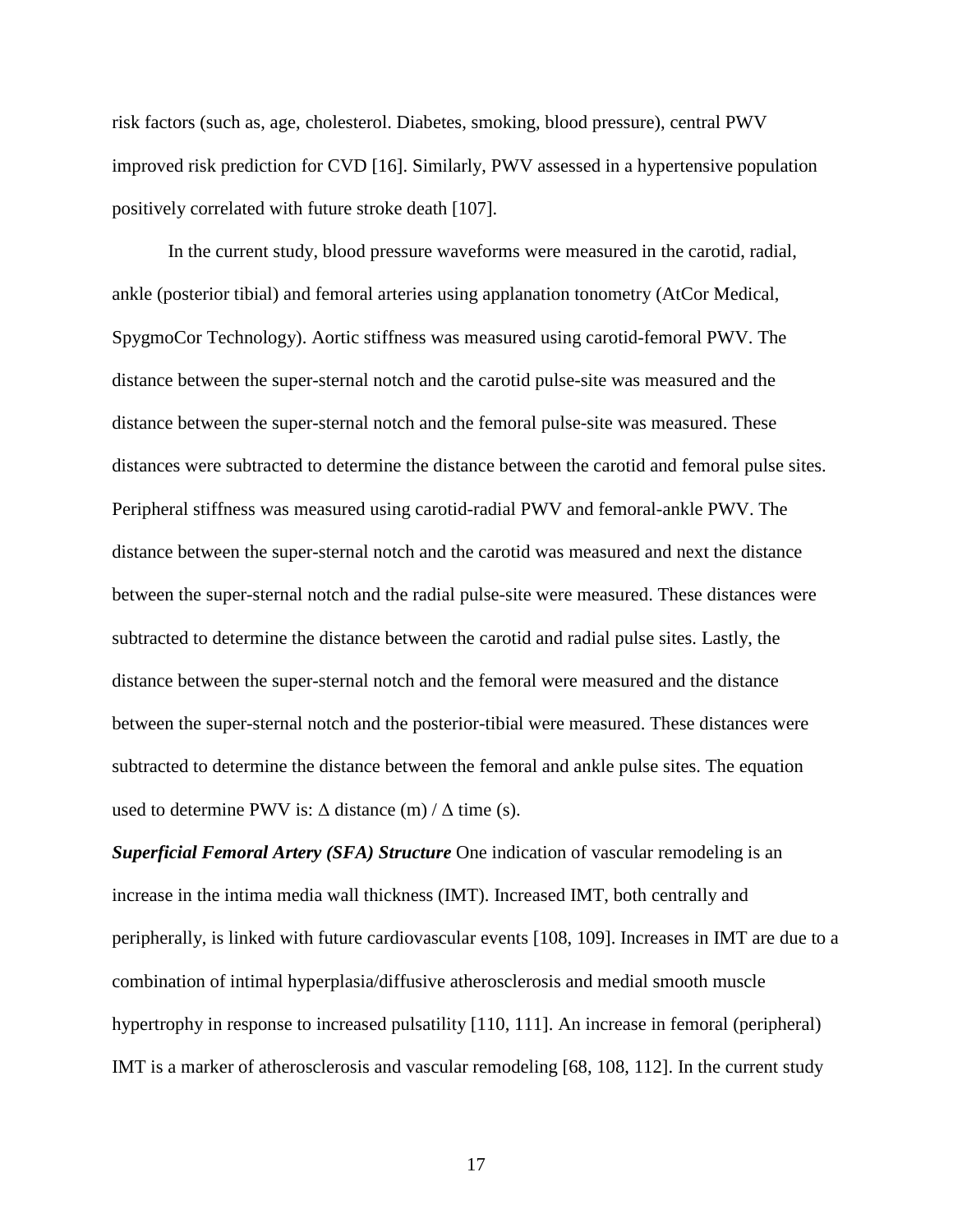risk factors (such as, age, cholesterol. Diabetes, smoking, blood pressure), central PWV improved risk prediction for CVD [16]. Similarly, PWV assessed in a hypertensive population positively correlated with future stroke death [107].

In the current study, blood pressure waveforms were measured in the carotid, radial, ankle (posterior tibial) and femoral arteries using applanation tonometry (AtCor Medical, SpygmoCor Technology). Aortic stiffness was measured using carotid-femoral PWV. The distance between the super-sternal notch and the carotid pulse-site was measured and the distance between the super-sternal notch and the femoral pulse-site was measured. These distances were subtracted to determine the distance between the carotid and femoral pulse sites. Peripheral stiffness was measured using carotid-radial PWV and femoral-ankle PWV. The distance between the super-sternal notch and the carotid was measured and next the distance between the super-sternal notch and the radial pulse-site were measured. These distances were subtracted to determine the distance between the carotid and radial pulse sites. Lastly, the distance between the super-sternal notch and the femoral were measured and the distance between the super-sternal notch and the posterior-tibial were measured. These distances were subtracted to determine the distance between the femoral and ankle pulse sites. The equation used to determine PWV is: $\Delta$ distance (m) / $\Delta$ time (s).

***Superficial Femoral Artery (SFA) Structure*** One indication of vascular remodeling is an increase in the intima media wall thickness (IMT). Increased IMT, both centrally and peripherally, is linked with future cardiovascular events [108, 109]. Increases in IMT are due to a combination of intimal hyperplasia/diffusive atherosclerosis and medial smooth muscle hypertrophy in response to increased pulsatility [110, 111]. An increase in femoral (peripheral) IMT is a marker of atherosclerosis and vascular remodeling [68, 108, 112]. In the current study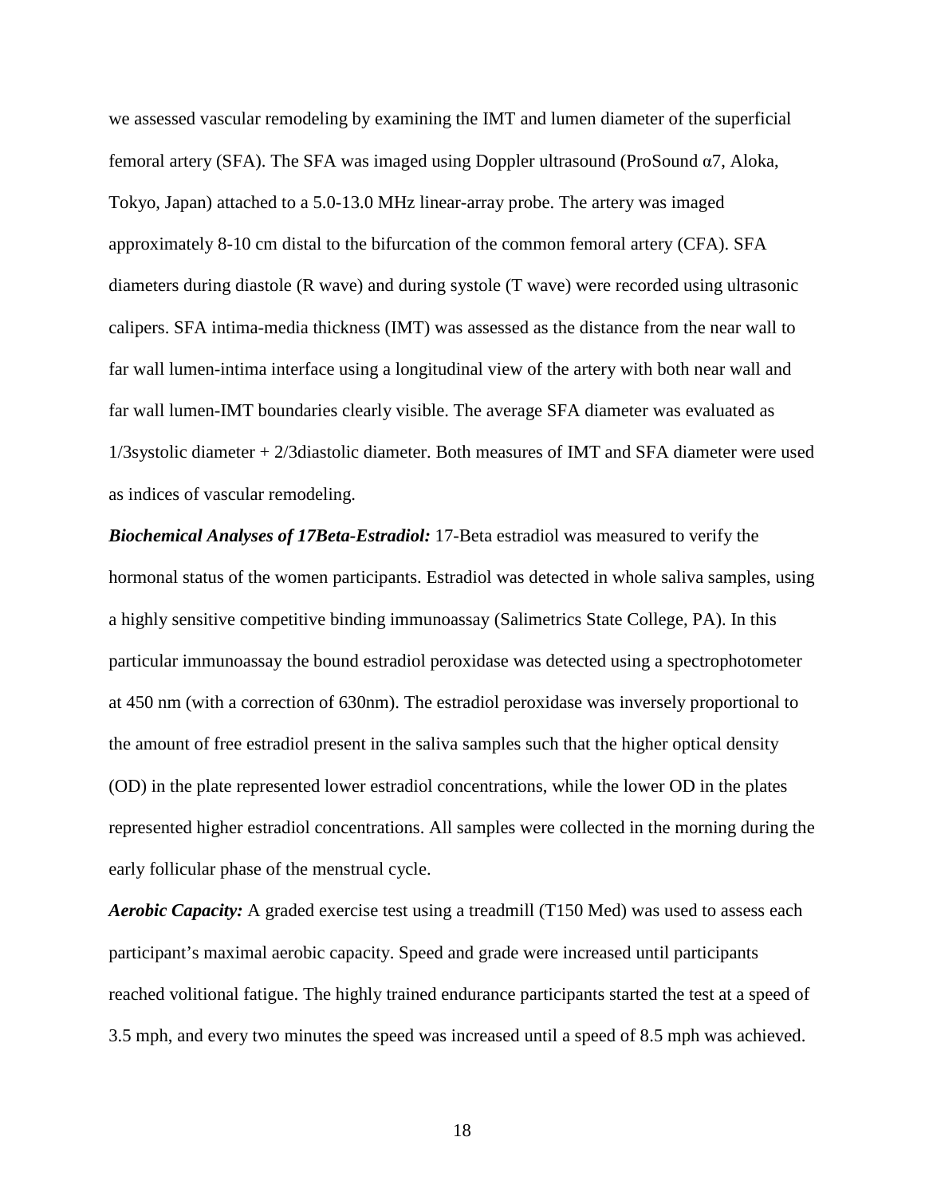we assessed vascular remodeling by examining the IMT and lumen diameter of the superficial femoral artery (SFA). The SFA was imaged using Doppler ultrasound (ProSound α7, Aloka, Tokyo, Japan) attached to a 5.0-13.0 MHz linear-array probe. The artery was imaged approximately 8-10 cm distal to the bifurcation of the common femoral artery (CFA). SFA diameters during diastole (R wave) and during systole (T wave) were recorded using ultrasonic calipers. SFA intima-media thickness (IMT) was assessed as the distance from the near wall to far wall lumen-intima interface using a longitudinal view of the artery with both near wall and far wall lumen-IMT boundaries clearly visible. The average SFA diameter was evaluated as 1/3systolic diameter + 2/3diastolic diameter. Both measures of IMT and SFA diameter were used as indices of vascular remodeling.

***Biochemical Analyses of 17Beta-Estradiol:*** 17-Beta estradiol was measured to verify the hormonal status of the women participants. Estradiol was detected in whole saliva samples, using a highly sensitive competitive binding immunoassay (Salimetrics State College, PA). In this particular immunoassay the bound estradiol peroxidase was detected using a spectrophotometer at 450 nm (with a correction of 630nm). The estradiol peroxidase was inversely proportional to the amount of free estradiol present in the saliva samples such that the higher optical density (OD) in the plate represented lower estradiol concentrations, while the lower OD in the plates represented higher estradiol concentrations. All samples were collected in the morning during the early follicular phase of the menstrual cycle.

***Aerobic Capacity:*** A graded exercise test using a treadmill (T150 Med) was used to assess each participant's maximal aerobic capacity. Speed and grade were increased until participants reached volitional fatigue. The highly trained endurance participants started the test at a speed of 3.5 mph, and every two minutes the speed was increased until a speed of 8.5 mph was achieved.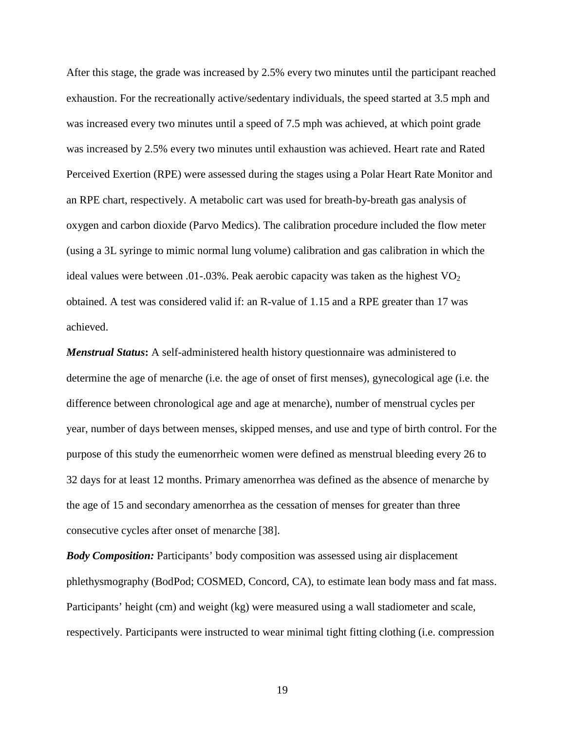After this stage, the grade was increased by 2.5% every two minutes until the participant reached exhaustion. For the recreationally active/sedentary individuals, the speed started at 3.5 mph and was increased every two minutes until a speed of 7.5 mph was achieved, at which point grade was increased by 2.5% every two minutes until exhaustion was achieved. Heart rate and Rated Perceived Exertion (RPE) were assessed during the stages using a Polar Heart Rate Monitor and an RPE chart, respectively. A metabolic cart was used for breath-by-breath gas analysis of oxygen and carbon dioxide (Parvo Medics). The calibration procedure included the flow meter (using a 3L syringe to mimic normal lung volume) calibration and gas calibration in which the ideal values were between .01-.03%. Peak aerobic capacity was taken as the highest $VO_2$ obtained. A test was considered valid if: an R-value of 1.15 and a RPE greater than 17 was achieved.

***Menstrual Status*:** A self-administered health history questionnaire was administered to determine the age of menarche (i.e. the age of onset of first menses), gynecological age (i.e. the difference between chronological age and age at menarche), number of menstrual cycles per year, number of days between menses, skipped menses, and use and type of birth control. For the purpose of this study the eumenorrheic women were defined as menstrual bleeding every 26 to 32 days for at least 12 months. Primary amenorrhea was defined as the absence of menarche by the age of 15 and secondary amenorrhea as the cessation of menses for greater than three consecutive cycles after onset of menarche [38].

***Body Composition:*** Participants' body composition was assessed using air displacement phlethysmography (BodPod; COSMED, Concord, CA), to estimate lean body mass and fat mass. Participants' height (cm) and weight (kg) were measured using a wall stadiometer and scale, respectively. Participants were instructed to wear minimal tight fitting clothing (i.e. compression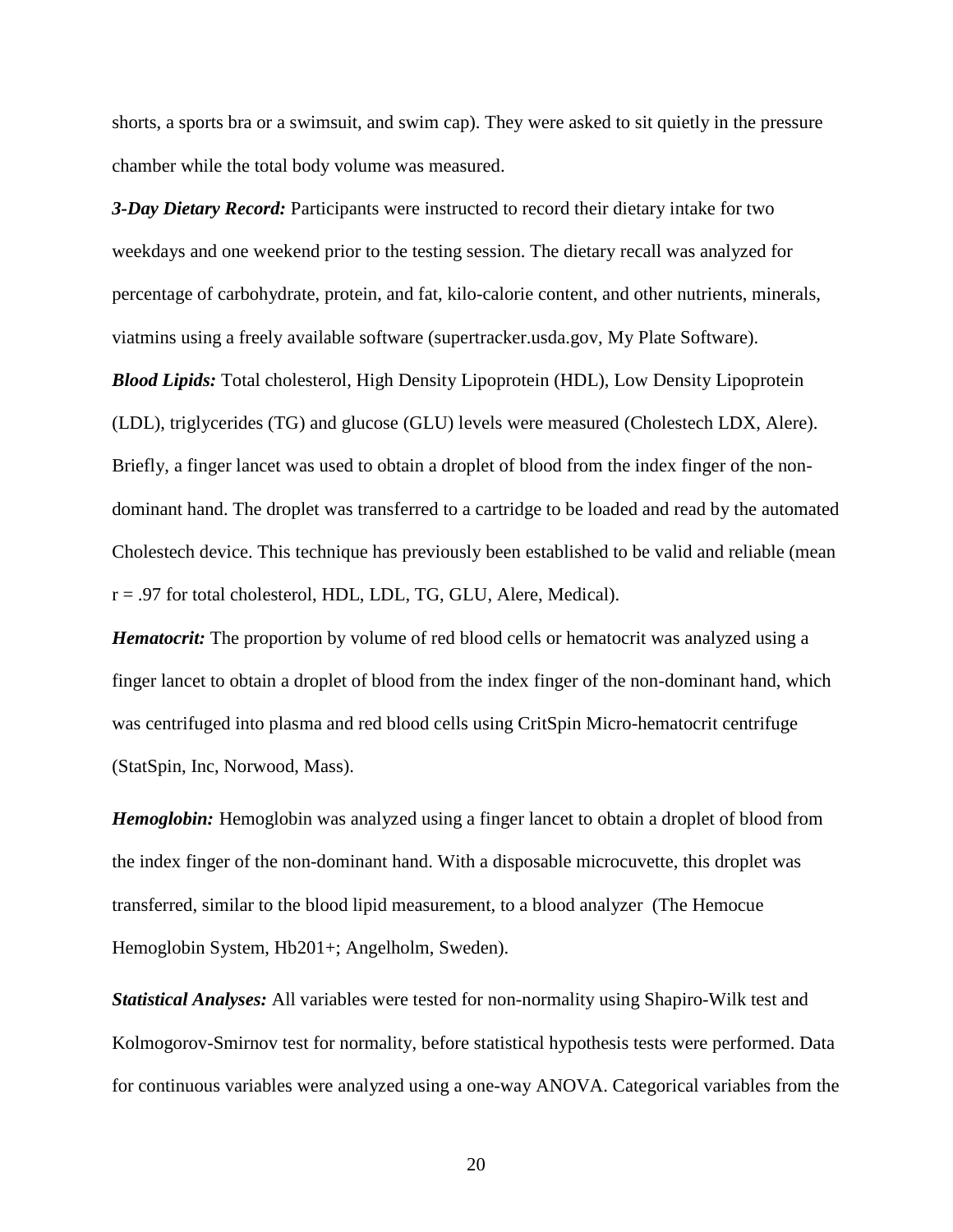shorts, a sports bra or a swimsuit, and swim cap). They were asked to sit quietly in the pressure chamber while the total body volume was measured.

***3-Day Dietary Record:*** Participants were instructed to record their dietary intake for two weekdays and one weekend prior to the testing session. The dietary recall was analyzed for percentage of carbohydrate, protein, and fat, kilo-calorie content, and other nutrients, minerals, viatmins using a freely available software (supertracker.usda.gov, My Plate Software).

***Blood Lipids:*** Total cholesterol, High Density Lipoprotein (HDL), Low Density Lipoprotein (LDL), triglycerides (TG) and glucose (GLU) levels were measured (Cholestech LDX, Alere). Briefly, a finger lancet was used to obtain a droplet of blood from the index finger of the non-dominant hand. The droplet was transferred to a cartridge to be loaded and read by the automated Cholestech device. This technique has previously been established to be valid and reliable (mean r = .97 for total cholesterol, HDL, LDL, TG, GLU, Alere, Medical).

***Hematocrit:*** The proportion by volume of red blood cells or hematocrit was analyzed using a finger lancet to obtain a droplet of blood from the index finger of the non-dominant hand, which was centrifuged into plasma and red blood cells using CritSpin Micro-hematocrit centrifuge (StatSpin, Inc, Norwood, Mass).

***Hemoglobin:*** Hemoglobin was analyzed using a finger lancet to obtain a droplet of blood from the index finger of the non-dominant hand. With a disposable microcuvette, this droplet was transferred, similar to the blood lipid measurement, to a blood analyzer (The Hemocue Hemoglobin System, Hb201+; Angelholm, Sweden).

***Statistical Analyses:*** All variables were tested for non-normality using Shapiro-Wilk test and Kolmogorov-Smirnov test for normality, before statistical hypothesis tests were performed. Data for continuous variables were analyzed using a one-way ANOVA. Categorical variables from the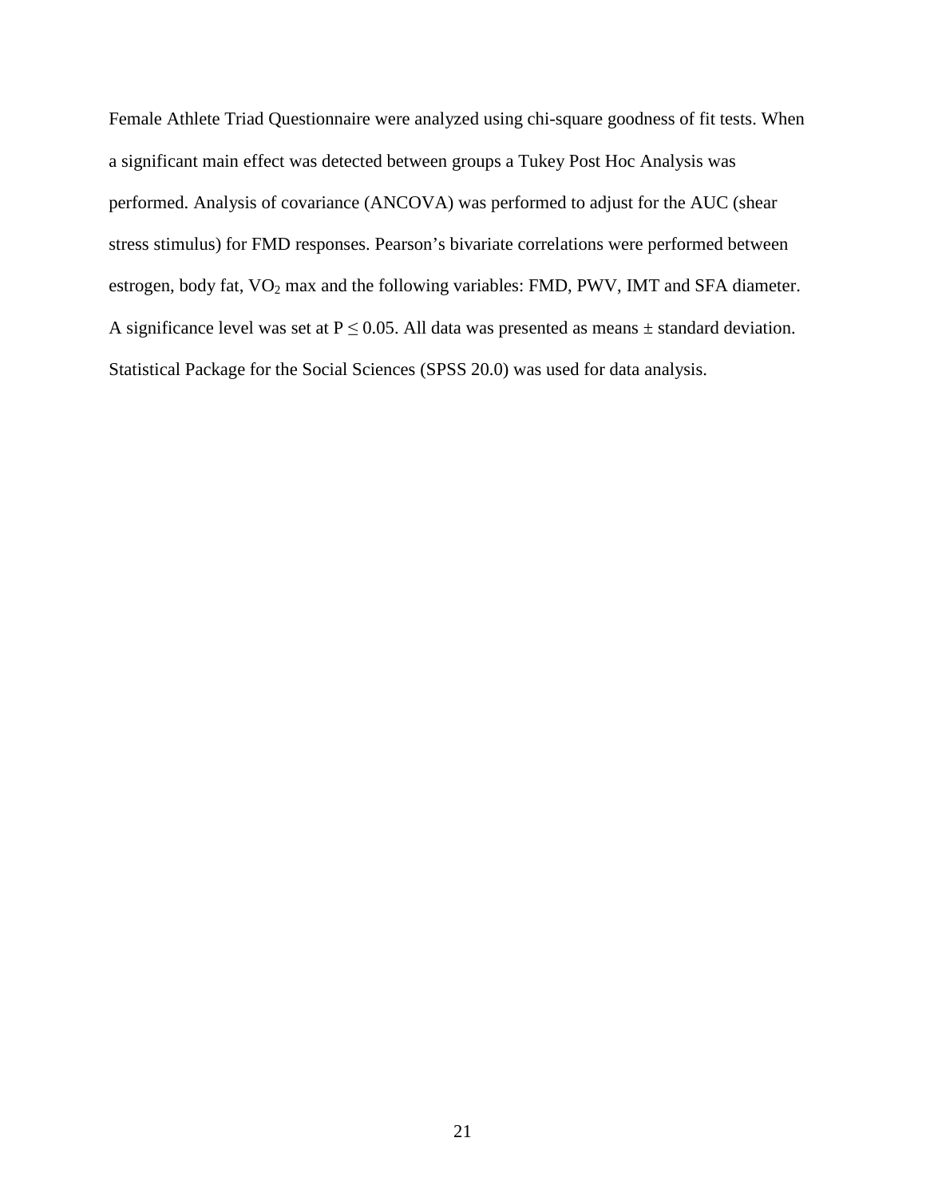Female Athlete Triad Questionnaire were analyzed using chi-square goodness of fit tests. When a significant main effect was detected between groups a Tukey Post Hoc Analysis was performed. Analysis of covariance (ANCOVA) was performed to adjust for the AUC (shear stress stimulus) for FMD responses. Pearson's bivariate correlations were performed between estrogen, body fat, $VO_2$ max and the following variables: FMD, PWV, IMT and SFA diameter. A significance level was set at $P \leq 0.05$. All data was presented as means ± standard deviation. Statistical Package for the Social Sciences (SPSS 20.0) was used for data analysis.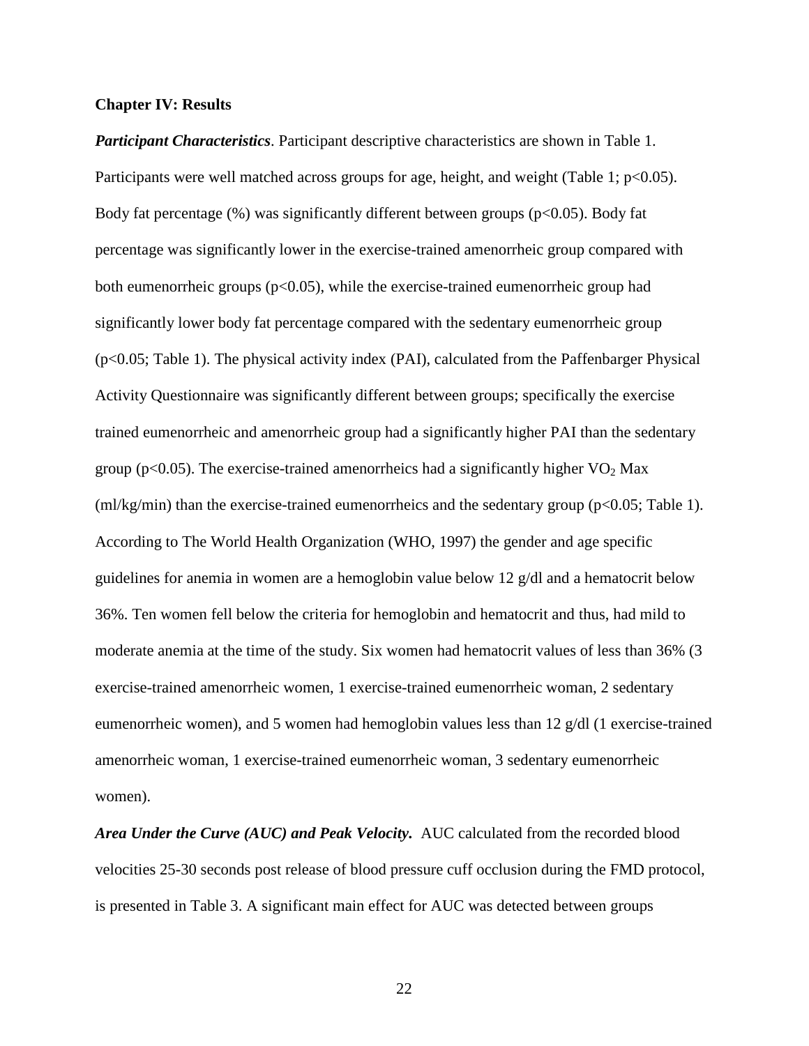**Chapter IV: Results**

***Participant Characteristics***. Participant descriptive characteristics are shown in Table 1. Participants were well matched across groups for age, height, and weight (Table 1; $p<0.05$). Body fat percentage (%) was significantly different between groups ($p<0.05$). Body fat percentage was significantly lower in the exercise-trained amenorrheic group compared with both eumenorrheic groups ($p<0.05$), while the exercise-trained eumenorrheic group had significantly lower body fat percentage compared with the sedentary eumenorrheic group ($p<0.05$; Table 1). The physical activity index (PAI), calculated from the Paffenbarger Physical Activity Questionnaire was significantly different between groups; specifically the exercise trained eumenorrheic and amenorrheic group had a significantly higher PAI than the sedentary group ($p<0.05$). The exercise-trained amenorrheics had a significantly higher $VO_2$ Max (ml/kg/min) than the exercise-trained eumenorrheics and the sedentary group ($p<0.05$; Table 1). According to The World Health Organization (WHO, 1997) the gender and age specific guidelines for anemia in women are a hemoglobin value below 12 g/dl and a hematocrit below 36%. Ten women fell below the criteria for hemoglobin and hematocrit and thus, had mild to moderate anemia at the time of the study. Six women had hematocrit values of less than 36% (3 exercise-trained amenorrheic women, 1 exercise-trained eumenorrheic woman, 2 sedentary eumenorrheic women), and 5 women had hemoglobin values less than 12 g/dl (1 exercise-trained amenorrheic woman, 1 exercise-trained eumenorrheic woman, 3 sedentary eumenorrheic women).

***Area Under the Curve (AUC) and Peak Velocity.*** AUC calculated from the recorded blood velocities 25-30 seconds post release of blood pressure cuff occlusion during the FMD protocol, is presented in Table 3. A significant main effect for AUC was detected between groups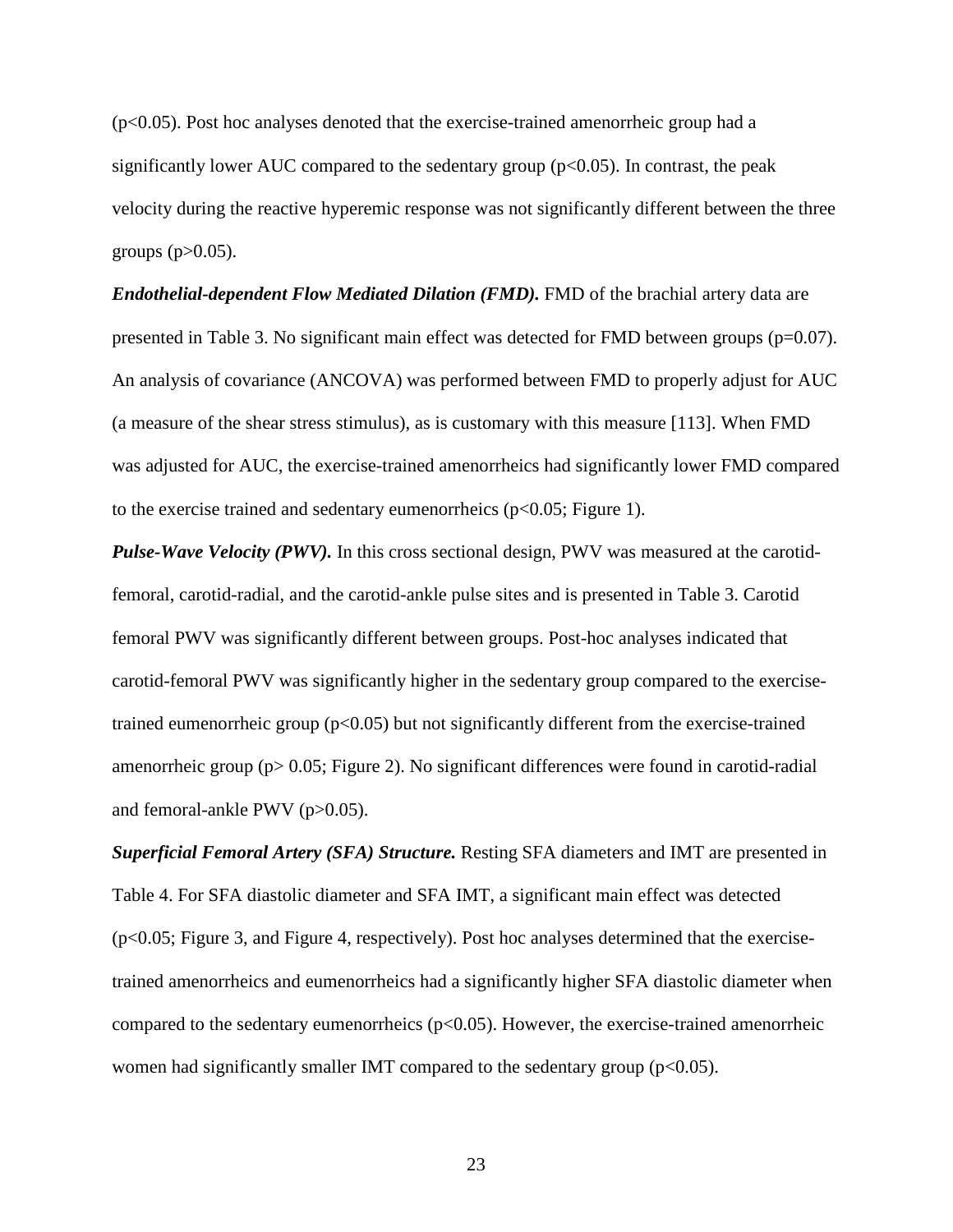($p<0.05$). Post hoc analyses denoted that the exercise-trained amenorrheic group had a significantly lower AUC compared to the sedentary group ($p<0.05$). In contrast, the peak velocity during the reactive hyperemic response was not significantly different between the three groups ($p>0.05$).

***Endothelial-dependent Flow Mediated Dilation (FMD).*** FMD of the brachial artery data are presented in Table 3. No significant main effect was detected for FMD between groups ($p=0.07$). An analysis of covariance (ANCOVA) was performed between FMD to properly adjust for AUC (a measure of the shear stress stimulus), as is customary with this measure [113]. When FMD was adjusted for AUC, the exercise-trained amenorrheics had significantly lower FMD compared to the exercise trained and sedentary eumenorrheics ($p<0.05$; Figure 1).

***Pulse-Wave Velocity (PWV).*** In this cross sectional design, PWV was measured at the carotid-femoral, carotid-radial, and the carotid-ankle pulse sites and is presented in Table 3. Carotid femoral PWV was significantly different between groups. Post-hoc analyses indicated that carotid-femoral PWV was significantly higher in the sedentary group compared to the exercise-trained eumenorrheic group ($p<0.05$) but not significantly different from the exercise-trained amenorrheic group ($p> 0.05$; Figure 2). No significant differences were found in carotid-radial and femoral-ankle PWV ($p>0.05$).

***Superficial Femoral Artery (SFA) Structure.*** Resting SFA diameters and IMT are presented in Table 4. For SFA diastolic diameter and SFA IMT, a significant main effect was detected ($p<0.05$; Figure 3, and Figure 4, respectively). Post hoc analyses determined that the exercise-trained amenorrheics and eumenorrheics had a significantly higher SFA diastolic diameter when compared to the sedentary eumenorrheics ($p<0.05$). However, the exercise-trained amenorrheic women had significantly smaller IMT compared to the sedentary group ($p<0.05$).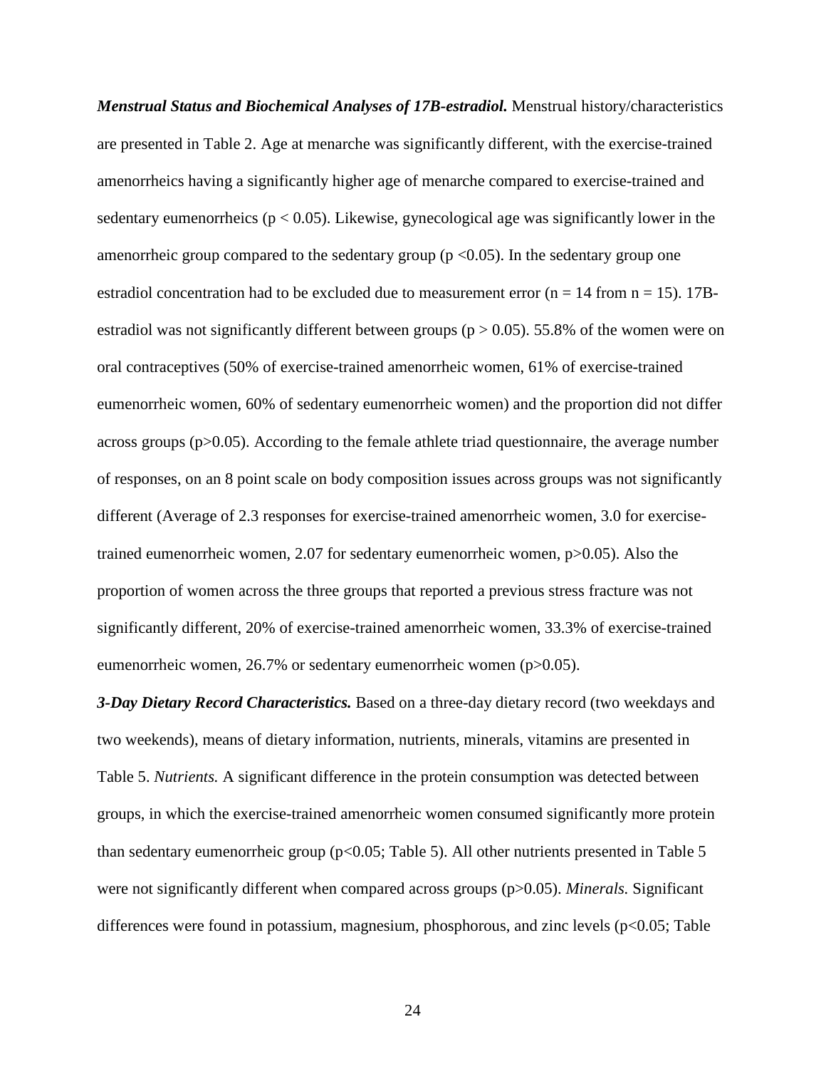***Menstrual Status and Biochemical Analyses of 17B-estradiol.*** Menstrual history/characteristics are presented in Table 2. Age at menarche was significantly different, with the exercise-trained amenorrheics having a significantly higher age of menarche compared to exercise-trained and sedentary eumenorrheics ($p < 0.05$). Likewise, gynecological age was significantly lower in the amenorrheic group compared to the sedentary group ($p < 0.05$). In the sedentary group one estradiol concentration had to be excluded due to measurement error ($n = 14$ from $n = 15$). 17B-estradiol was not significantly different between groups ($p > 0.05$). 55.8% of the women were on oral contraceptives (50% of exercise-trained amenorrheic women, 61% of exercise-trained eumenorrheic women, 60% of sedentary eumenorrheic women) and the proportion did not differ across groups ($p>0.05$). According to the female athlete triad questionnaire, the average number of responses, on an 8 point scale on body composition issues across groups was not significantly different (Average of 2.3 responses for exercise-trained amenorrheic women, 3.0 for exercise-trained eumenorrheic women, 2.07 for sedentary eumenorrheic women, $p>0.05$). Also the proportion of women across the three groups that reported a previous stress fracture was not significantly different, 20% of exercise-trained amenorrheic women, 33.3% of exercise-trained eumenorrheic women, 26.7% or sedentary eumenorrheic women ($p>0.05$).

***3-Day Dietary Record Characteristics.*** Based on a three-day dietary record (two weekdays and two weekends), means of dietary information, nutrients, minerals, vitamins are presented in Table 5. *Nutrients.* A significant difference in the protein consumption was detected between groups, in which the exercise-trained amenorrheic women consumed significantly more protein than sedentary eumenorrheic group ($p<0.05$; Table 5). All other nutrients presented in Table 5 were not significantly different when compared across groups ($p>0.05$). *Minerals.* Significant differences were found in potassium, magnesium, phosphorous, and zinc levels ($p<0.05$; Table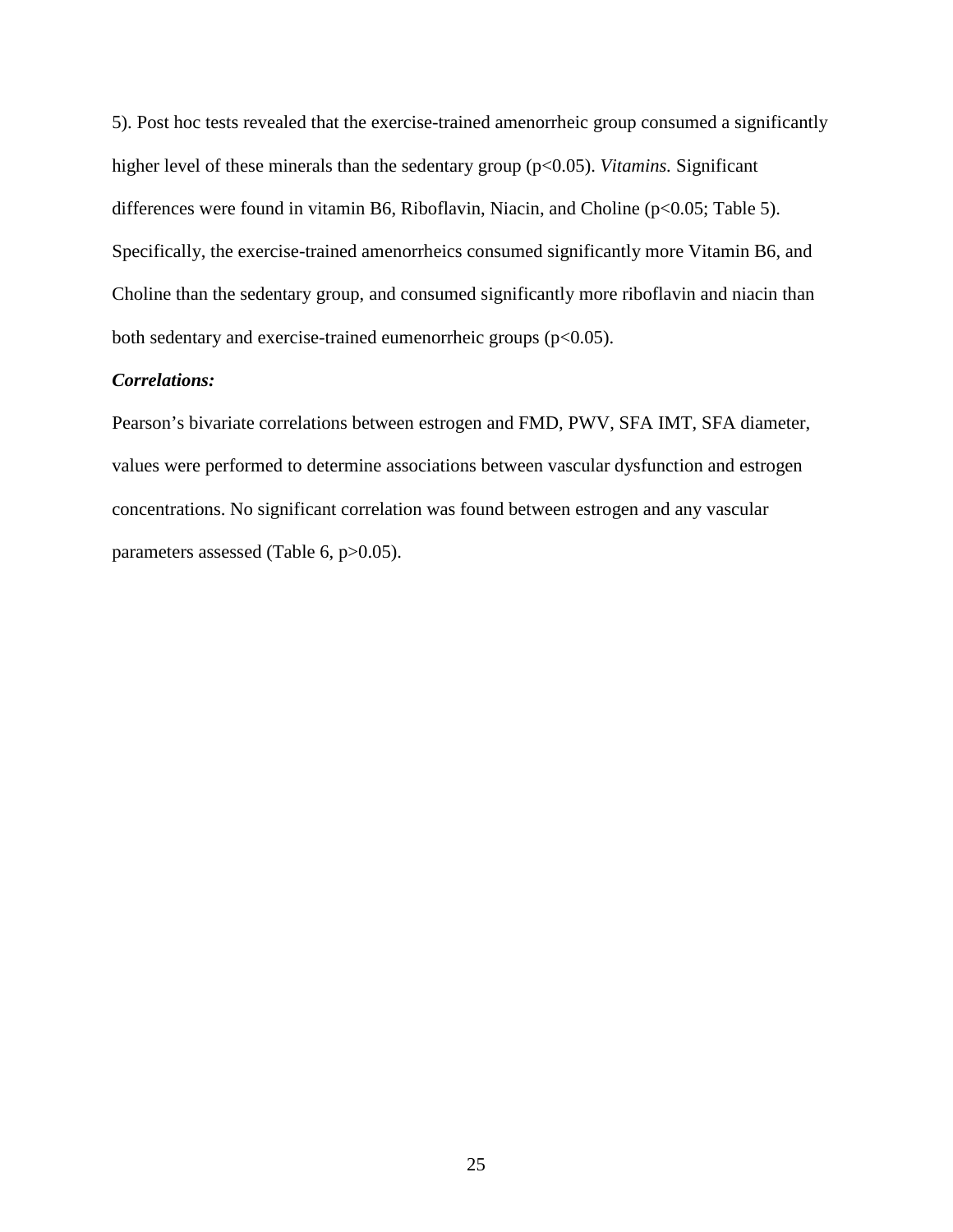5). Post hoc tests revealed that the exercise-trained amenorrheic group consumed a significantly higher level of these minerals than the sedentary group ($p<0.05$). *Vitamins.* Significant differences were found in vitamin B6, Riboflavin, Niacin, and Choline ($p<0.05$; Table 5). Specifically, the exercise-trained amenorrheics consumed significantly more Vitamin B6, and Choline than the sedentary group, and consumed significantly more riboflavin and niacin than both sedentary and exercise-trained eumenorrheic groups ($p<0.05$).

***Correlations:***

Pearson's bivariate correlations between estrogen and FMD, PWV, SFA IMT, SFA diameter, values were performed to determine associations between vascular dysfunction and estrogen concentrations. No significant correlation was found between estrogen and any vascular parameters assessed (Table 6, $p>0.05$).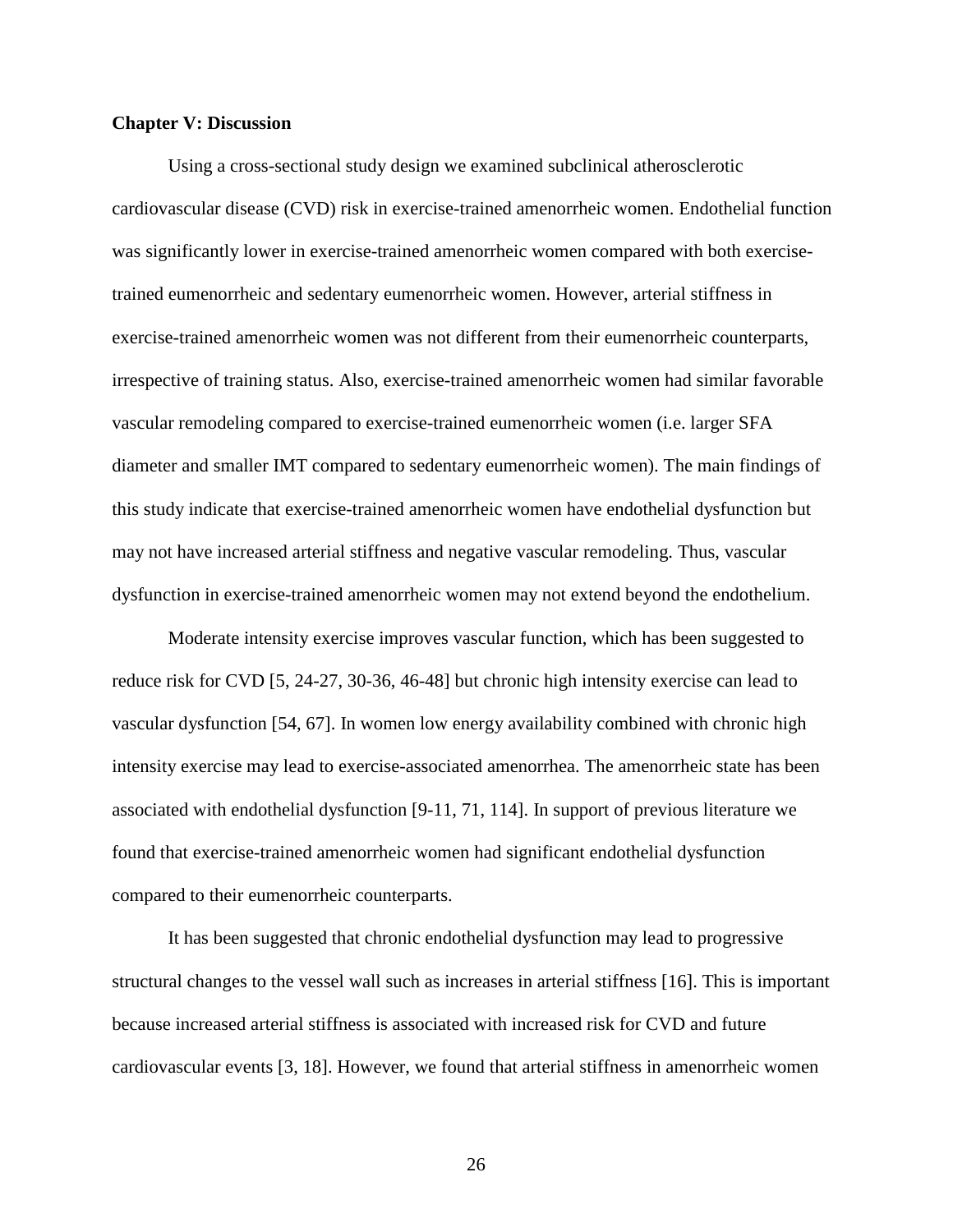## Chapter V: Discussion

Using a cross-sectional study design we examined subclinical atherosclerotic cardiovascular disease (CVD) risk in exercise-trained amenorrheic women. Endothelial function was significantly lower in exercise-trained amenorrheic women compared with both exercise-trained eumenorrheic and sedentary eumenorrheic women. However, arterial stiffness in exercise-trained amenorrheic women was not different from their eumenorrheic counterparts, irrespective of training status. Also, exercise-trained amenorrheic women had similar favorable vascular remodeling compared to exercise-trained eumenorrheic women (i.e. larger SFA diameter and smaller IMT compared to sedentary eumenorrheic women). The main findings of this study indicate that exercise-trained amenorrheic women have endothelial dysfunction but may not have increased arterial stiffness and negative vascular remodeling. Thus, vascular dysfunction in exercise-trained amenorrheic women may not extend beyond the endothelium.

Moderate intensity exercise improves vascular function, which has been suggested to reduce risk for CVD [5, 24-27, 30-36, 46-48] but chronic high intensity exercise can lead to vascular dysfunction [54, 67]. In women low energy availability combined with chronic high intensity exercise may lead to exercise-associated amenorrhea. The amenorrheic state has been associated with endothelial dysfunction [9-11, 71, 114]. In support of previous literature we found that exercise-trained amenorrheic women had significant endothelial dysfunction compared to their eumenorrheic counterparts.

It has been suggested that chronic endothelial dysfunction may lead to progressive structural changes to the vessel wall such as increases in arterial stiffness [16]. This is important because increased arterial stiffness is associated with increased risk for CVD and future cardiovascular events [3, 18]. However, we found that arterial stiffness in amenorrheic women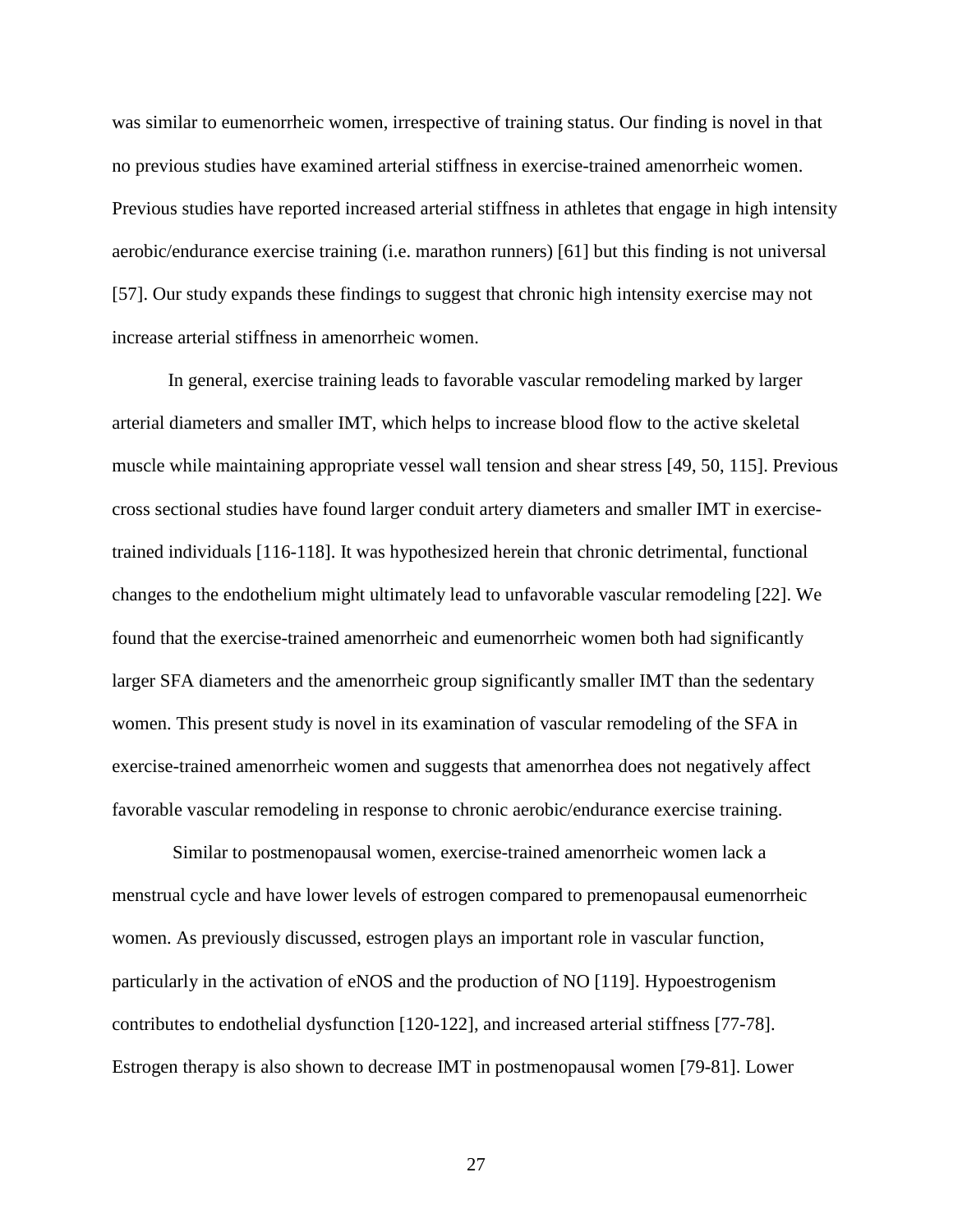was similar to eumenorrheic women, irrespective of training status. Our finding is novel in that no previous studies have examined arterial stiffness in exercise-trained amenorrheic women. Previous studies have reported increased arterial stiffness in athletes that engage in high intensity aerobic/endurance exercise training (i.e. marathon runners) [61] but this finding is not universal [57]. Our study expands these findings to suggest that chronic high intensity exercise may not increase arterial stiffness in amenorrheic women.

In general, exercise training leads to favorable vascular remodeling marked by larger arterial diameters and smaller IMT, which helps to increase blood flow to the active skeletal muscle while maintaining appropriate vessel wall tension and shear stress [49, 50, 115]. Previous cross sectional studies have found larger conduit artery diameters and smaller IMT in exercise-trained individuals [116-118]. It was hypothesized herein that chronic detrimental, functional changes to the endothelium might ultimately lead to unfavorable vascular remodeling [22]. We found that the exercise-trained amenorrheic and eumenorrheic women both had significantly larger SFA diameters and the amenorrheic group significantly smaller IMT than the sedentary women. This present study is novel in its examination of vascular remodeling of the SFA in exercise-trained amenorrheic women and suggests that amenorrhea does not negatively affect favorable vascular remodeling in response to chronic aerobic/endurance exercise training.

Similar to postmenopausal women, exercise-trained amenorrheic women lack a menstrual cycle and have lower levels of estrogen compared to premenopausal eumenorrheic women. As previously discussed, estrogen plays an important role in vascular function, particularly in the activation of eNOS and the production of NO [119]. Hypoestrogenism contributes to endothelial dysfunction [120-122], and increased arterial stiffness [77-78]. Estrogen therapy is also shown to decrease IMT in postmenopausal women [79-81]. Lower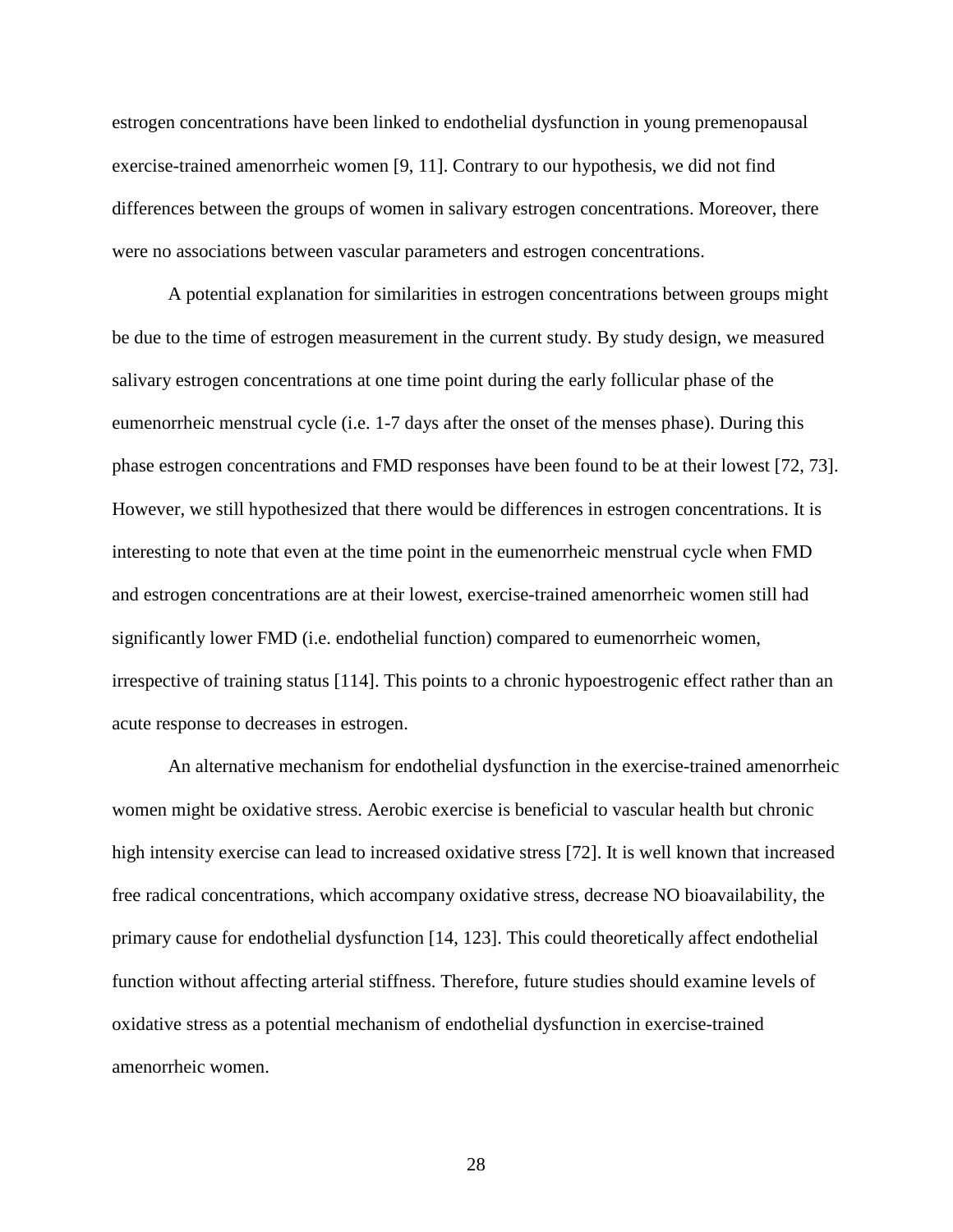estrogen concentrations have been linked to endothelial dysfunction in young premenopausal exercise-trained amenorrheic women [9, 11]. Contrary to our hypothesis, we did not find differences between the groups of women in salivary estrogen concentrations. Moreover, there were no associations between vascular parameters and estrogen concentrations.

A potential explanation for similarities in estrogen concentrations between groups might be due to the time of estrogen measurement in the current study. By study design, we measured salivary estrogen concentrations at one time point during the early follicular phase of the eumenorrheic menstrual cycle (i.e. 1-7 days after the onset of the menses phase). During this phase estrogen concentrations and FMD responses have been found to be at their lowest [72, 73]. However, we still hypothesized that there would be differences in estrogen concentrations. It is interesting to note that even at the time point in the eumenorrheic menstrual cycle when FMD and estrogen concentrations are at their lowest, exercise-trained amenorrheic women still had significantly lower FMD (i.e. endothelial function) compared to eumenorrheic women, irrespective of training status [114]. This points to a chronic hypoestrogenic effect rather than an acute response to decreases in estrogen.

An alternative mechanism for endothelial dysfunction in the exercise-trained amenorrheic women might be oxidative stress. Aerobic exercise is beneficial to vascular health but chronic high intensity exercise can lead to increased oxidative stress [72]. It is well known that increased free radical concentrations, which accompany oxidative stress, decrease NO bioavailability, the primary cause for endothelial dysfunction [14, 123]. This could theoretically affect endothelial function without affecting arterial stiffness. Therefore, future studies should examine levels of oxidative stress as a potential mechanism of endothelial dysfunction in exercise-trained amenorrheic women.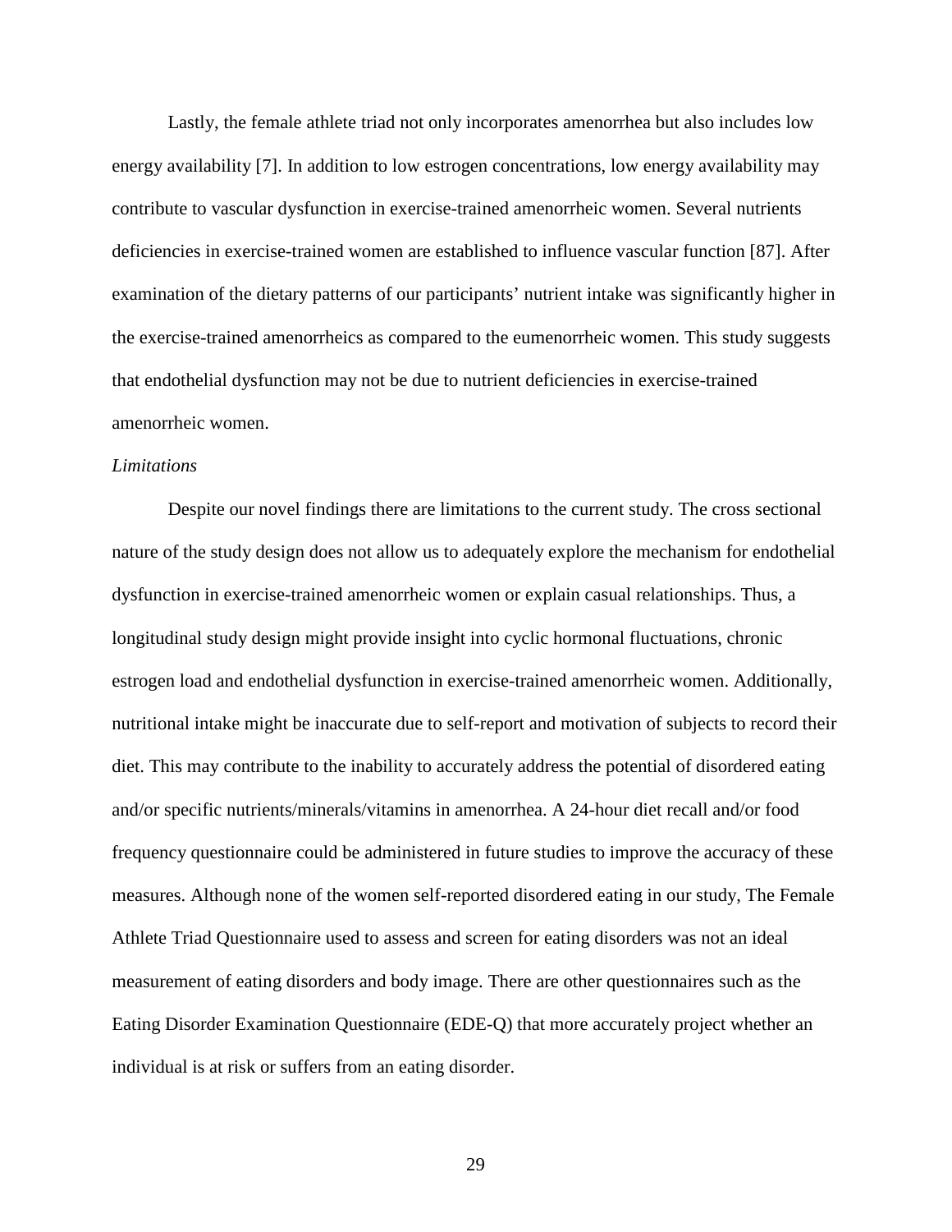Lastly, the female athlete triad not only incorporates amenorrhea but also includes low energy availability [7]. In addition to low estrogen concentrations, low energy availability may contribute to vascular dysfunction in exercise-trained amenorrheic women. Several nutrients deficiencies in exercise-trained women are established to influence vascular function [87]. After examination of the dietary patterns of our participants' nutrient intake was significantly higher in the exercise-trained amenorrheics as compared to the eumenorrheic women. This study suggests that endothelial dysfunction may not be due to nutrient deficiencies in exercise-trained amenorrheic women.

*Limitations*

Despite our novel findings there are limitations to the current study. The cross sectional nature of the study design does not allow us to adequately explore the mechanism for endothelial dysfunction in exercise-trained amenorrheic women or explain casual relationships. Thus, a longitudinal study design might provide insight into cyclic hormonal fluctuations, chronic estrogen load and endothelial dysfunction in exercise-trained amenorrheic women. Additionally, nutritional intake might be inaccurate due to self-report and motivation of subjects to record their diet. This may contribute to the inability to accurately address the potential of disordered eating and/or specific nutrients/minerals/vitamins in amenorrhea. A 24-hour diet recall and/or food frequency questionnaire could be administered in future studies to improve the accuracy of these measures. Although none of the women self-reported disordered eating in our study, The Female Athlete Triad Questionnaire used to assess and screen for eating disorders was not an ideal measurement of eating disorders and body image. There are other questionnaires such as the Eating Disorder Examination Questionnaire (EDE-Q) that more accurately project whether an individual is at risk or suffers from an eating disorder.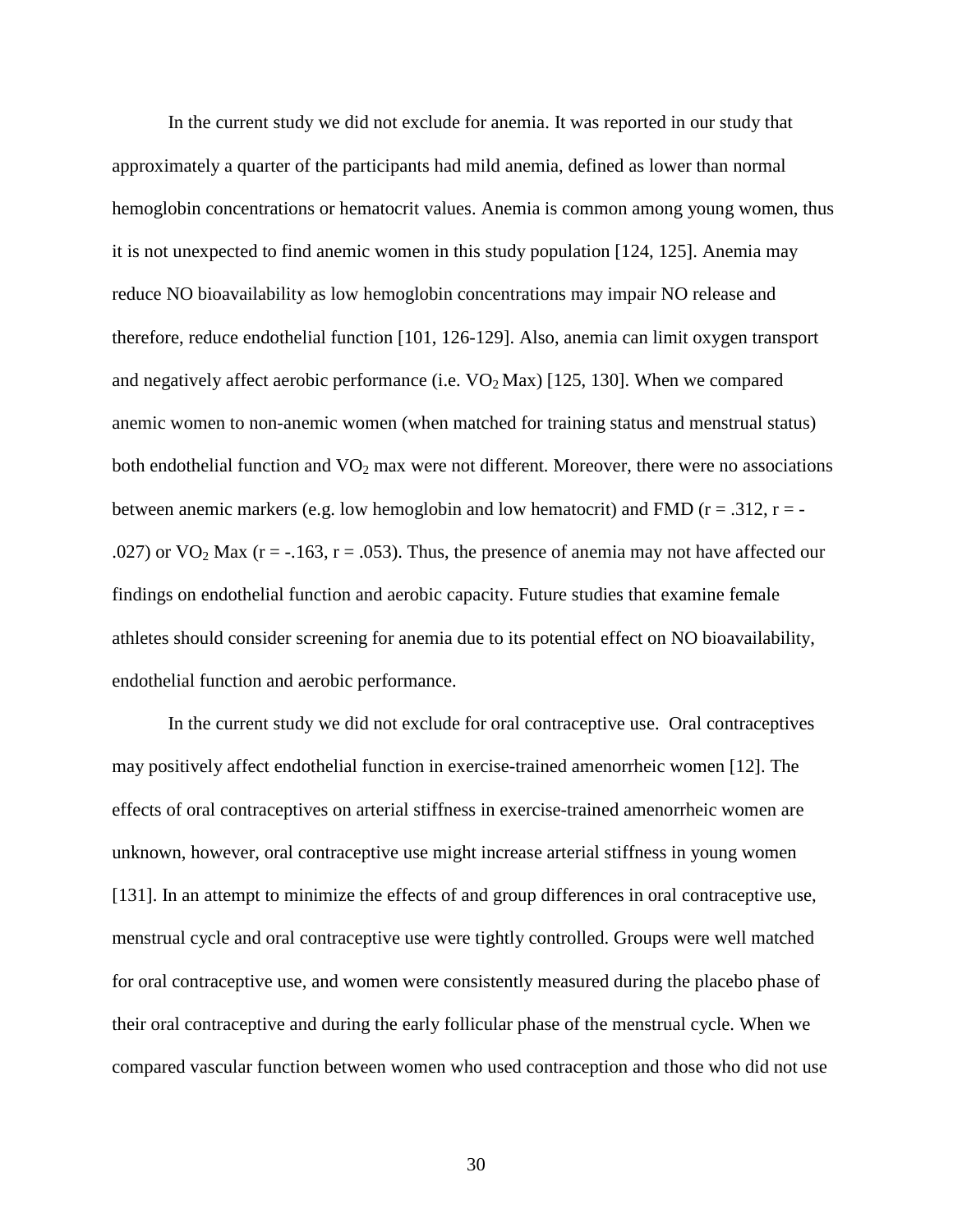In the current study we did not exclude for anemia. It was reported in our study that approximately a quarter of the participants had mild anemia, defined as lower than normal hemoglobin concentrations or hematocrit values. Anemia is common among young women, thus it is not unexpected to find anemic women in this study population [124, 125]. Anemia may reduce NO bioavailability as low hemoglobin concentrations may impair NO release and therefore, reduce endothelial function [101, 126-129]. Also, anemia can limit oxygen transport and negatively affect aerobic performance (i.e. $VO_2$ Max) [125, 130]. When we compared anemic women to non-anemic women (when matched for training status and menstrual status) both endothelial function and $VO_2$ max were not different. Moreover, there were no associations between anemic markers (e.g. low hemoglobin and low hematocrit) and FMD ($r = .312$, $r = -.027$) or $VO_2$ Max ($r = -.163$, $r = .053$). Thus, the presence of anemia may not have affected our findings on endothelial function and aerobic capacity. Future studies that examine female athletes should consider screening for anemia due to its potential effect on NO bioavailability, endothelial function and aerobic performance.

In the current study we did not exclude for oral contraceptive use. Oral contraceptives may positively affect endothelial function in exercise-trained amenorrheic women [12]. The effects of oral contraceptives on arterial stiffness in exercise-trained amenorrheic women are unknown, however, oral contraceptive use might increase arterial stiffness in young women [131]. In an attempt to minimize the effects of and group differences in oral contraceptive use, menstrual cycle and oral contraceptive use were tightly controlled. Groups were well matched for oral contraceptive use, and women were consistently measured during the placebo phase of their oral contraceptive and during the early follicular phase of the menstrual cycle. When we compared vascular function between women who used contraception and those who did not use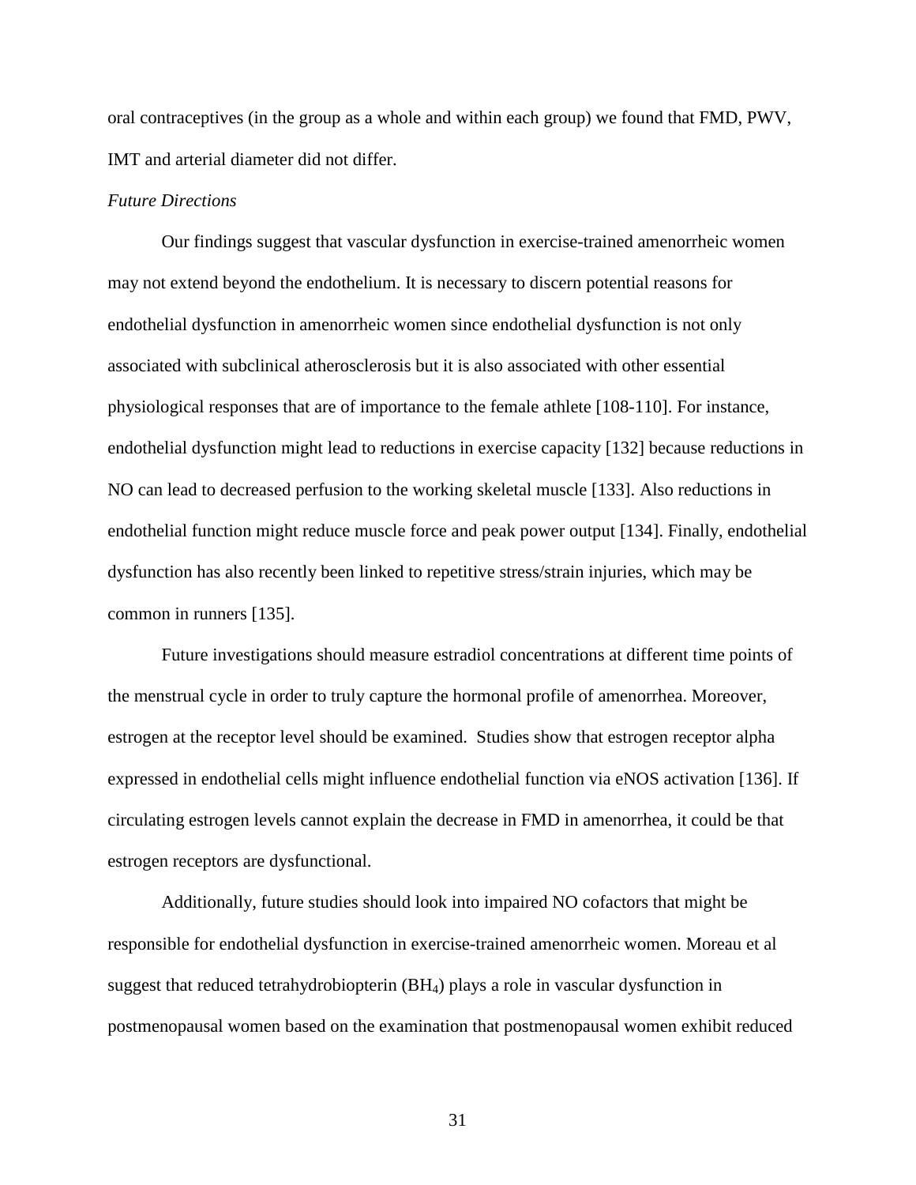oral contraceptives (in the group as a whole and within each group) we found that FMD, PWV, IMT and arterial diameter did not differ.

*Future Directions*

Our findings suggest that vascular dysfunction in exercise-trained amenorrheic women may not extend beyond the endothelium. It is necessary to discern potential reasons for endothelial dysfunction in amenorrheic women since endothelial dysfunction is not only associated with subclinical atherosclerosis but it is also associated with other essential physiological responses that are of importance to the female athlete [108-110]. For instance, endothelial dysfunction might lead to reductions in exercise capacity [132] because reductions in NO can lead to decreased perfusion to the working skeletal muscle [133]. Also reductions in endothelial function might reduce muscle force and peak power output [134]. Finally, endothelial dysfunction has also recently been linked to repetitive stress/strain injuries, which may be common in runners [135].

Future investigations should measure estradiol concentrations at different time points of the menstrual cycle in order to truly capture the hormonal profile of amenorrhea. Moreover, estrogen at the receptor level should be examined. Studies show that estrogen receptor alpha expressed in endothelial cells might influence endothelial function via eNOS activation [136]. If circulating estrogen levels cannot explain the decrease in FMD in amenorrhea, it could be that estrogen receptors are dysfunctional.

Additionally, future studies should look into impaired NO cofactors that might be responsible for endothelial dysfunction in exercise-trained amenorrheic women. Moreau et al suggest that reduced tetrahydrobiopterin ($BH_4$) plays a role in vascular dysfunction in postmenopausal women based on the examination that postmenopausal women exhibit reduced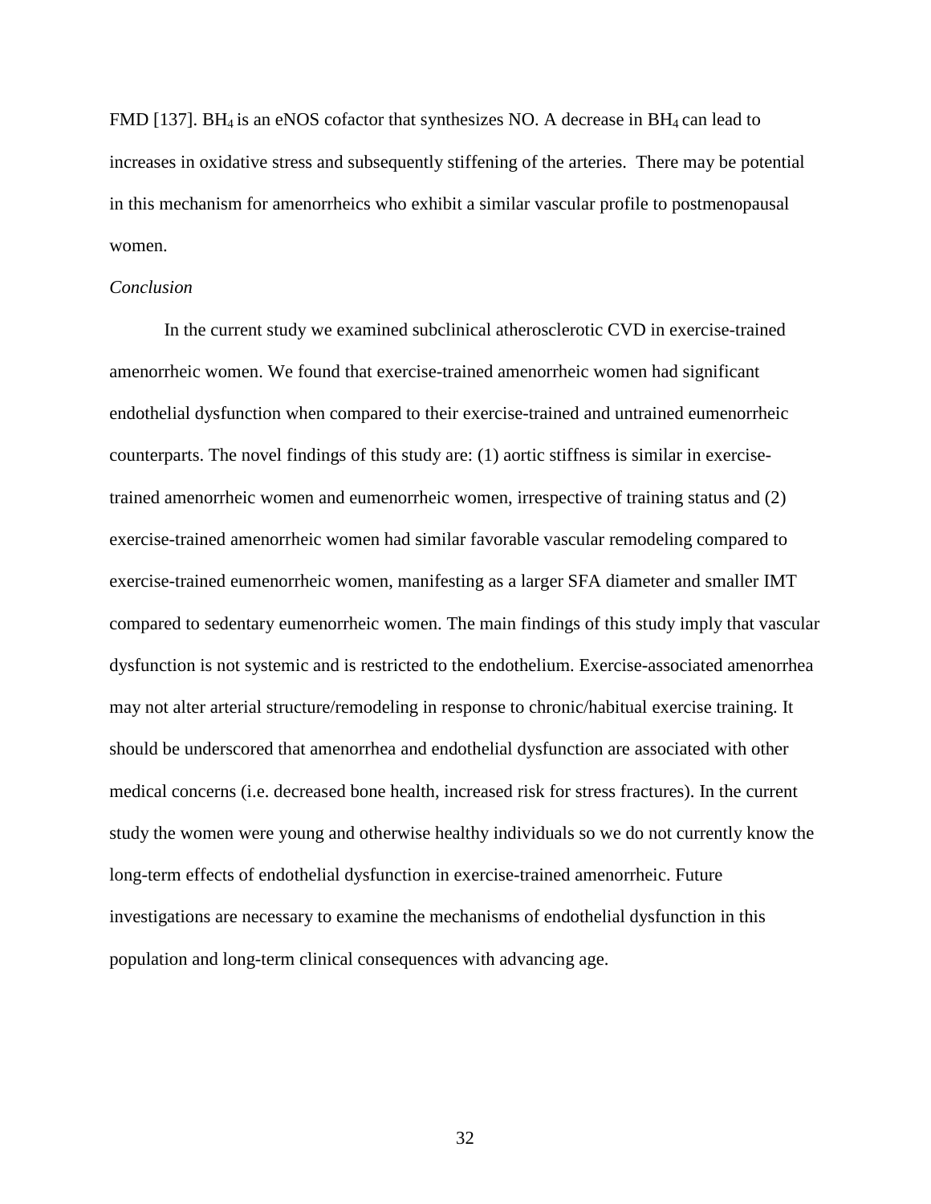FMD [137]. $BH_4$ is an eNOS cofactor that synthesizes NO. A decrease in $BH_4$ can lead to increases in oxidative stress and subsequently stiffening of the arteries. There may be potential in this mechanism for amenorrheics who exhibit a similar vascular profile to postmenopausal women.

*Conclusion*

In the current study we examined subclinical atherosclerotic CVD in exercise-trained amenorrheic women. We found that exercise-trained amenorrheic women had significant endothelial dysfunction when compared to their exercise-trained and untrained eumenorrheic counterparts. The novel findings of this study are: (1) aortic stiffness is similar in exercise-trained amenorrheic women and eumenorrheic women, irrespective of training status and (2) exercise-trained amenorrheic women had similar favorable vascular remodeling compared to exercise-trained eumenorrheic women, manifesting as a larger SFA diameter and smaller IMT compared to sedentary eumenorrheic women. The main findings of this study imply that vascular dysfunction is not systemic and is restricted to the endothelium. Exercise-associated amenorrhea may not alter arterial structure/remodeling in response to chronic/habitual exercise training. It should be underscored that amenorrhea and endothelial dysfunction are associated with other medical concerns (i.e. decreased bone health, increased risk for stress fractures). In the current study the women were young and otherwise healthy individuals so we do not currently know the long-term effects of endothelial dysfunction in exercise-trained amenorrheic. Future investigations are necessary to examine the mechanisms of endothelial dysfunction in this population and long-term clinical consequences with advancing age.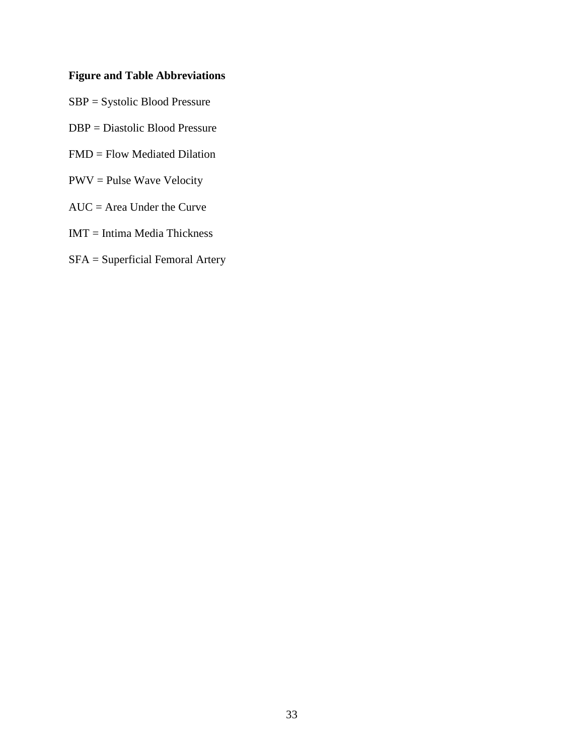**Figure and Table Abbreviations**

SBP = Systolic Blood Pressure

DBP = Diastolic Blood Pressure

FMD = Flow Mediated Dilation

PWV = Pulse Wave Velocity

AUC = Area Under the Curve

IMT = Intima Media Thickness

SFA = Superficial Femoral Artery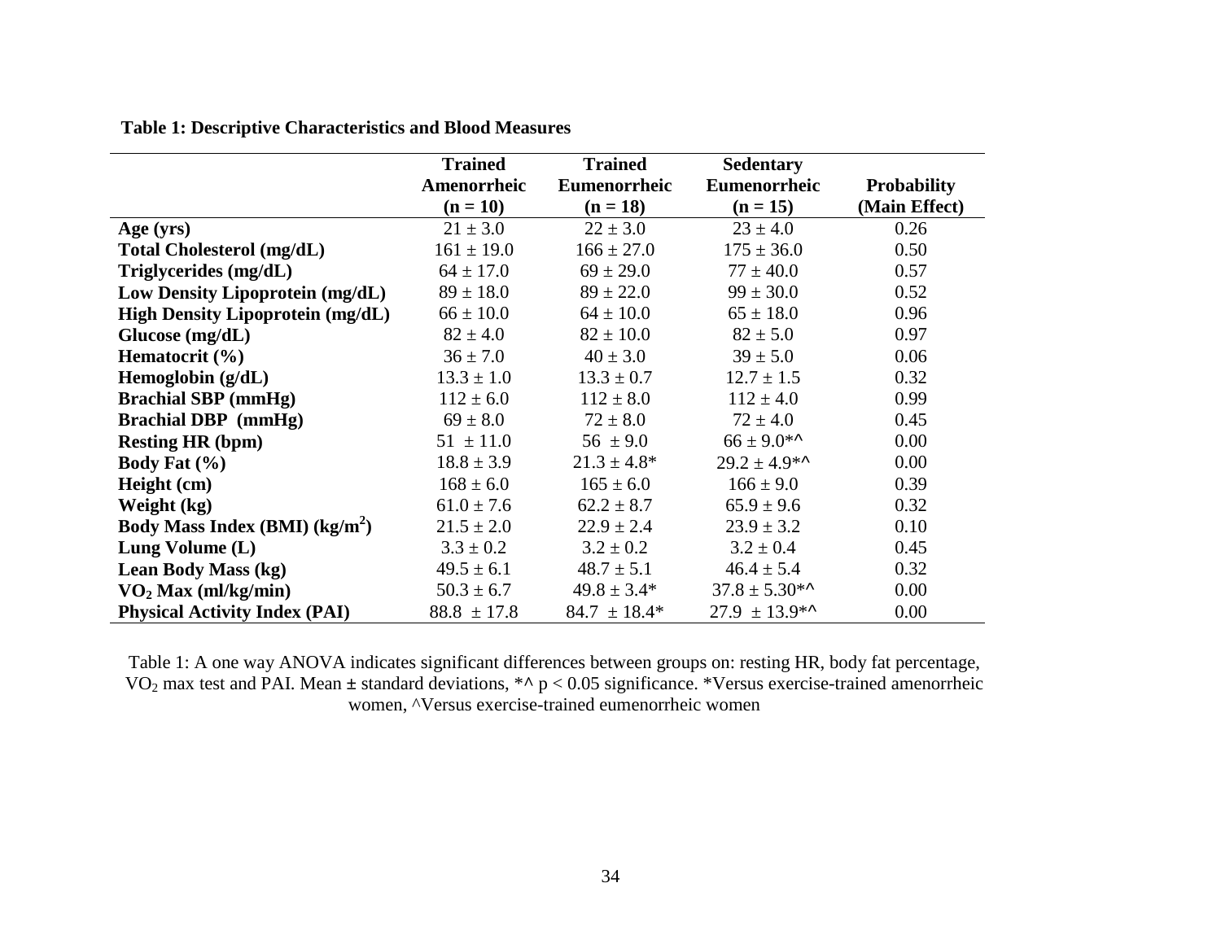**Table 1: Descriptive Characteristics and Blood Measures**

| | Trained Amenorrheic (n = 10) | Trained Eumenorrheic (n = 18) | Sedentary Eumenorrheic (n = 15) | Probability (Main Effect) |
|---|---|---|---|---|
| **Age (yrs)** | 21 ± 3.0 | 22 ± 3.0 | 23 ± 4.0 | 0.26 |
| **Total Cholesterol (mg/dL)** | 161 ± 19.0 | 166 ± 27.0 | 175 ± 36.0 | 0.50 |
| **Triglycerides (mg/dL)** | 64 ± 17.0 | 69 ± 29.0 | 77 ± 40.0 | 0.57 |
| **Low Density Lipoprotein (mg/dL)** | 89 ± 18.0 | 89 ± 22.0 | 99 ± 30.0 | 0.52 |
| **High Density Lipoprotein (mg/dL)** | 66 ± 10.0 | 64 ± 10.0 | 65 ± 18.0 | 0.96 |
| **Glucose (mg/dL)** | 82 ± 4.0 | 82 ± 10.0 | 82 ± 5.0 | 0.97 |
| **Hematocrit (%)** | 36 ± 7.0 | 40 ± 3.0 | 39 ± 5.0 | 0.06 |
| **Hemoglobin (g/dL)** | 13.3 ± 1.0 | 13.3 ± 0.7 | 12.7 ± 1.5 | 0.32 |
| **Brachial SBP (mmHg)** | 112 ± 6.0 | 112 ± 8.0 | 112 ± 4.0 | 0.99 |
| **Brachial DBP (mmHg)** | 69 ± 8.0 | 72 ± 8.0 | 72 ± 4.0 | 0.45 |
| **Resting HR (bpm)** | 51 ± 11.0 | 56 ± 9.0 | 66 ± 9.0*^ | 0.00 |
| **Body Fat (%)** | 18.8 ± 3.9 | 21.3 ± 4.8* | 29.2 ± 4.9*^ | 0.00 |
| **Height (cm)** | 168 ± 6.0 | 165 ± 6.0 | 166 ± 9.0 | 0.39 |
| **Weight (kg)** | 61.0 ± 7.6 | 62.2 ± 8.7 | 65.9 ± 9.6 | 0.32 |
| **Body Mass Index (BMI) ($kg/m^2$)** | 21.5 ± 2.0 | 22.9 ± 2.4 | 23.9 ± 3.2 | 0.10 |
| **Lung Volume (L)** | 3.3 ± 0.2 | 3.2 ± 0.2 | 3.2 ± 0.4 | 0.45 |
| **Lean Body Mass (kg)** | 49.5 ± 6.1 | 48.7 ± 5.1 | 46.4 ± 5.4 | 0.32 |
| **$VO_2$ Max (ml/kg/min)** | 50.3 ± 6.7 | 49.8 ± 3.4* | 37.8 ± 5.30*^ | 0.00 |
| **Physical Activity Index (PAI)** | 88.8 ± 17.8 | 84.7 ± 18.4* | 27.9 ± 13.9*^ | 0.00 |

Table 1: A one way ANOVA indicates significant differences between groups on: resting HR, body fat percentage, $VO_2$ max test and PAI. Mean ± standard deviations, *^ $p < 0.05$ significance. *Versus exercise-trained amenorrheic women, ^Versus exercise-trained eumenorrheic women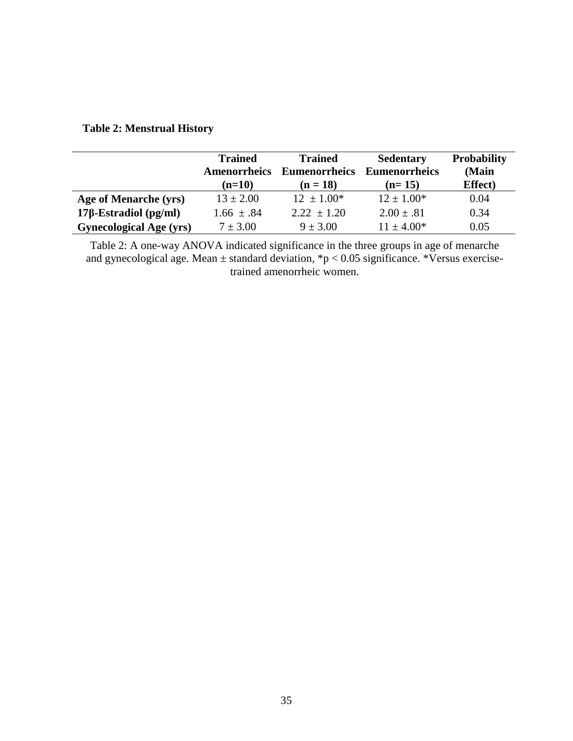**Table 2: Menstrual History**

| | Trained Amenorrheics (n=10) | Trained Eumenorrheics (n = 18) | Sedentary Eumenorrheics (n= 15) | Probability (Main Effect) |
|---|---|---|---|---|
| **Age of Menarche (yrs)** | 13 ± 2.00 | 12 ± 1.00* | 12 ± 1.00* | 0.04 |
| **17β-Estradiol (pg/ml)** | 1.66 ± .84 | 2.22 ± 1.20 | 2.00 ± .81 | 0.34 |
| **Gynecological Age (yrs)** | 7 ± 3.00 | 9 ± 3.00 | 11 ± 4.00* | 0.05 |

Table 2: A one-way ANOVA indicated significance in the three groups in age of menarche and gynecological age. Mean ± standard deviation, *$p < 0.05$ significance. *Versus exercise-trained amenorrheic women.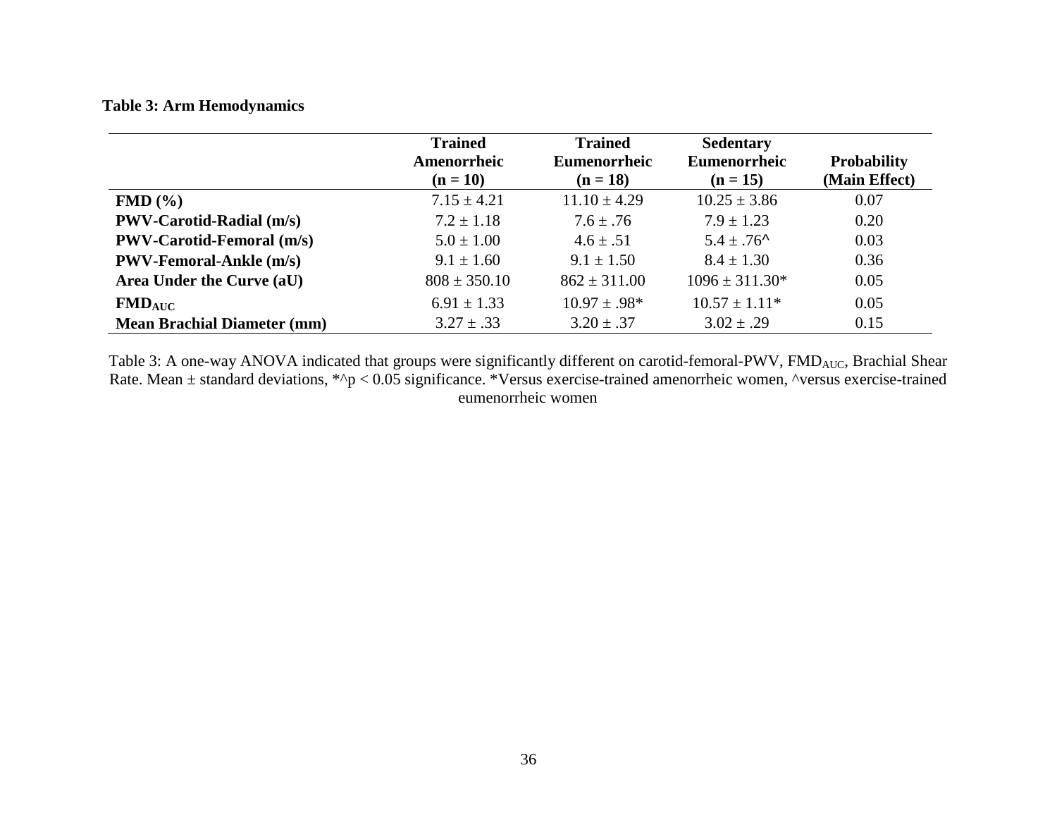**Table 3: Arm Hemodynamics**

| | Trained Amenorrheic (n = 10) | Trained Eumenorrheic (n = 18) | Sedentary Eumenorrheic (n = 15) | Probability (Main Effect) |
|---|---|---|---|---|
| **FMD (%)** | 7.15 ± 4.21 | 11.10 ± 4.29 | 10.25 ± 3.86 | 0.07 |
| **PWV-Carotid-Radial (m/s)** | 7.2 ± 1.18 | 7.6 ± .76 | 7.9 ± 1.23 | 0.20 |
| **PWV-Carotid-Femoral (m/s)** | 5.0 ± 1.00 | 4.6 ± .51 | 5.4 ± .76^ | 0.03 |
| **PWV-Femoral-Ankle (m/s)** | 9.1 ± 1.60 | 9.1 ± 1.50 | 8.4 ± 1.30 | 0.36 |
| **Area Under the Curve (aU)** | 808 ± 350.10 | 862 ± 311.00 | 1096 ± 311.30* | 0.05 |
| **$FMD_{AUC}$** | 6.91 ± 1.33 | 10.97 ± .98* | 10.57 ± 1.11* | 0.05 |
| **Mean Brachial Diameter (mm)** | 3.27 ± .33 | 3.20 ± .37 | 3.02 ± .29 | 0.15 |

Table 3: A one-way ANOVA indicated that groups were significantly different on carotid-femoral-PWV, $FMD_{AUC}$, Brachial Shear Rate. Mean ± standard deviations, *^$p < 0.05$ significance. *Versus exercise-trained amenorrheic women, ^versus exercise-trained eumenorrheic women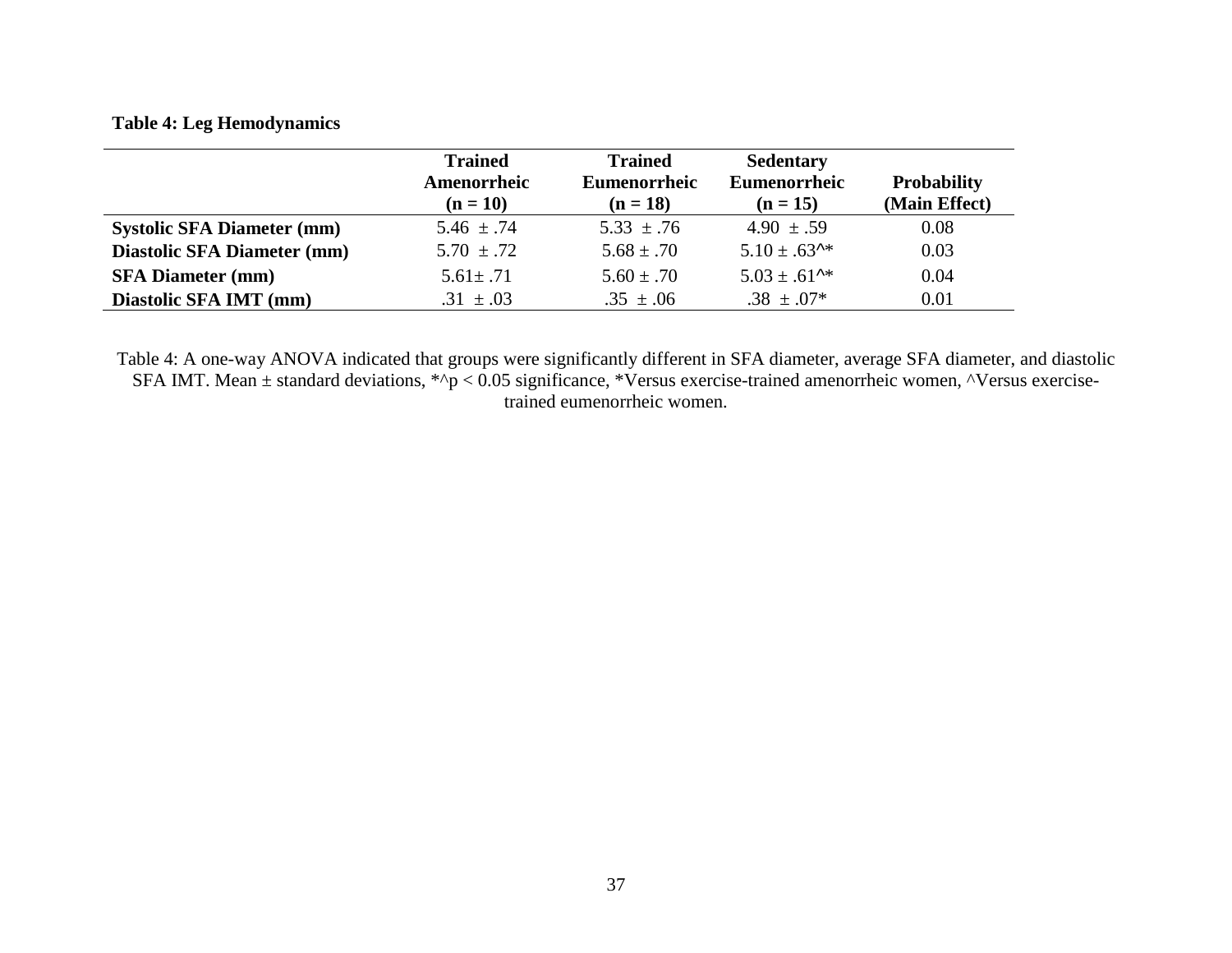**Table 4: Leg Hemodynamics**

| | Trained Amenorrheic (n = 10) | Trained Eumenorrheic (n = 18) | Sedentary Eumenorrheic (n = 15) | Probability (Main Effect) |
|---|---|---|---|---|
| **Systolic SFA Diameter (mm)** | 5.46 ± .74 | 5.33 ± .76 | 4.90 ± .59 | 0.08 |
| **Diastolic SFA Diameter (mm)** | 5.70 ± .72 | 5.68 ± .70 | 5.10 ± .63^* | 0.03 |
| **SFA Diameter (mm)** | 5.61± .71 | 5.60 ± .70 | 5.03 ± .61^* | 0.04 |
| **Diastolic SFA IMT (mm)** | .31 ± .03 | .35 ± .06 | .38 ± .07* | 0.01 |

Table 4: A one-way ANOVA indicated that groups were significantly different in SFA diameter, average SFA diameter, and diastolic SFA IMT. Mean ± standard deviations, *^p < 0.05 significance, *Versus exercise-trained amenorrheic women, ^Versus exercise-trained eumenorrheic women.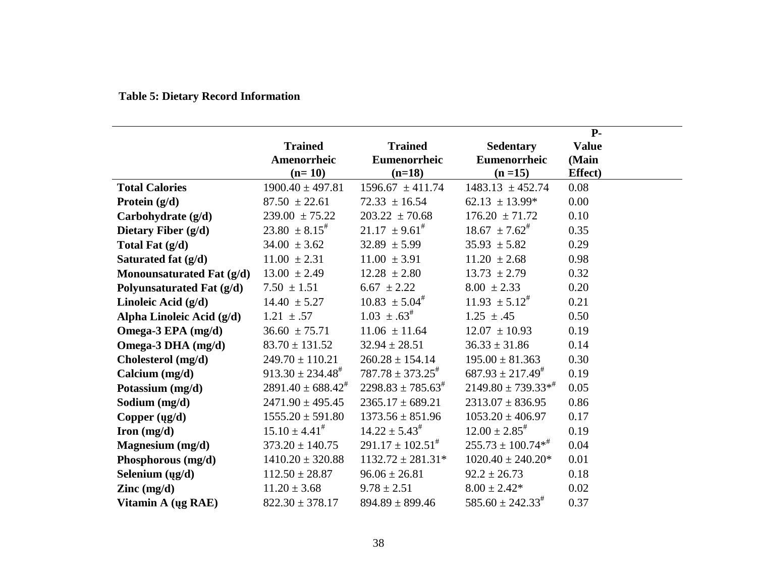**Table 5: Dietary Record Information**

| | Trained Amenorrheic (n= 10) | Trained Eumenorrheic (n=18) | Sedentary Eumenorrheic (n =15) | P-Value (Main Effect) |
|---|---|---|---|---|
| **Total Calories** | 1900.40 ± 497.81 | 1596.67 ± 411.74 | 1483.13 ± 452.74 | 0.08 |
| **Protein (g/d)** | 87.50 ± 22.61 | 72.33 ± 16.54 | 62.13 ± 13.99* | 0.00 |
| **Carbohydrate (g/d)** | 239.00 ± 75.22 | 203.22 ± 70.68 | 176.20 ± 71.72 | 0.10 |
| **Dietary Fiber (g/d)** | 23.80 ± 8.15# | 21.17 ± 9.61# | 18.67 ± 7.62# | 0.35 |
| **Total Fat (g/d)** | 34.00 ± 3.62 | 32.89 ± 5.99 | 35.93 ± 5.82 | 0.29 |
| **Saturated fat (g/d)** | 11.00 ± 2.31 | 11.00 ± 3.91 | 11.20 ± 2.68 | 0.98 |
| **Monounsaturated Fat (g/d)** | 13.00 ± 2.49 | 12.28 ± 2.80 | 13.73 ± 2.79 | 0.32 |
| **Polyunsaturated Fat (g/d)** | 7.50 ± 1.51 | 6.67 ± 2.22 | 8.00 ± 2.33 | 0.20 |
| **Linoleic Acid (g/d)** | 14.40 ± 5.27 | 10.83 ± 5.04# | 11.93 ± 5.12# | 0.21 |
| **Alpha Linoleic Acid (g/d)** | 1.21 ± .57 | 1.03 ± .63# | 1.25 ± .45 | 0.50 |
| **Omega-3 EPA (mg/d)** | 36.60 ± 75.71 | 11.06 ± 11.64 | 12.07 ± 10.93 | 0.19 |
| **Omega-3 DHA (mg/d)** | 83.70 ± 131.52 | 32.94 ± 28.51 | 36.33 ± 31.86 | 0.14 |
| **Cholesterol (mg/d)** | 249.70 ± 110.21 | 260.28 ± 154.14 | 195.00 ± 81.363 | 0.30 |
| **Calcium (mg/d)** | 913.30 ± 234.48# | 787.78 ± 373.25# | 687.93 ± 217.49# | 0.19 |
| **Potassium (mg/d)** | 2891.40 ± 688.42# | 2298.83 ± 785.63# | 2149.80 ± 739.33*# | 0.05 |
| **Sodium (mg/d)** | 2471.90 ± 495.45 | 2365.17 ± 689.21 | 2313.07 ± 836.95 | 0.86 |
| **Copper (ųg/d)** | 1555.20 ± 591.80 | 1373.56 ± 851.96 | 1053.20 ± 406.97 | 0.17 |
| **Iron (mg/d)** | 15.10 ± 4.41# | 14.22 ± 5.43# | 12.00 ± 2.85# | 0.19 |
| **Magnesium (mg/d)** | 373.20 ± 140.75 | 291.17 ± 102.51# | 255.73 ± 100.74*# | 0.04 |
| **Phosphorous (mg/d)** | 1410.20 ± 320.88 | 1132.72 ± 281.31* | 1020.40 ± 240.20* | 0.01 |
| **Selenium (ųg/d)** | 112.50 ± 28.87 | 96.06 ± 26.81 | 92.2 ± 26.73 | 0.18 |
| **Zinc (mg/d)** | 11.20 ± 3.68 | 9.78 ± 2.51 | 8.00 ± 2.42* | 0.02 |
| **Vitamin A (ųg RAE)** | 822.30 ± 378.17 | 894.89 ± 899.46 | 585.60 ± 242.33# | 0.37 |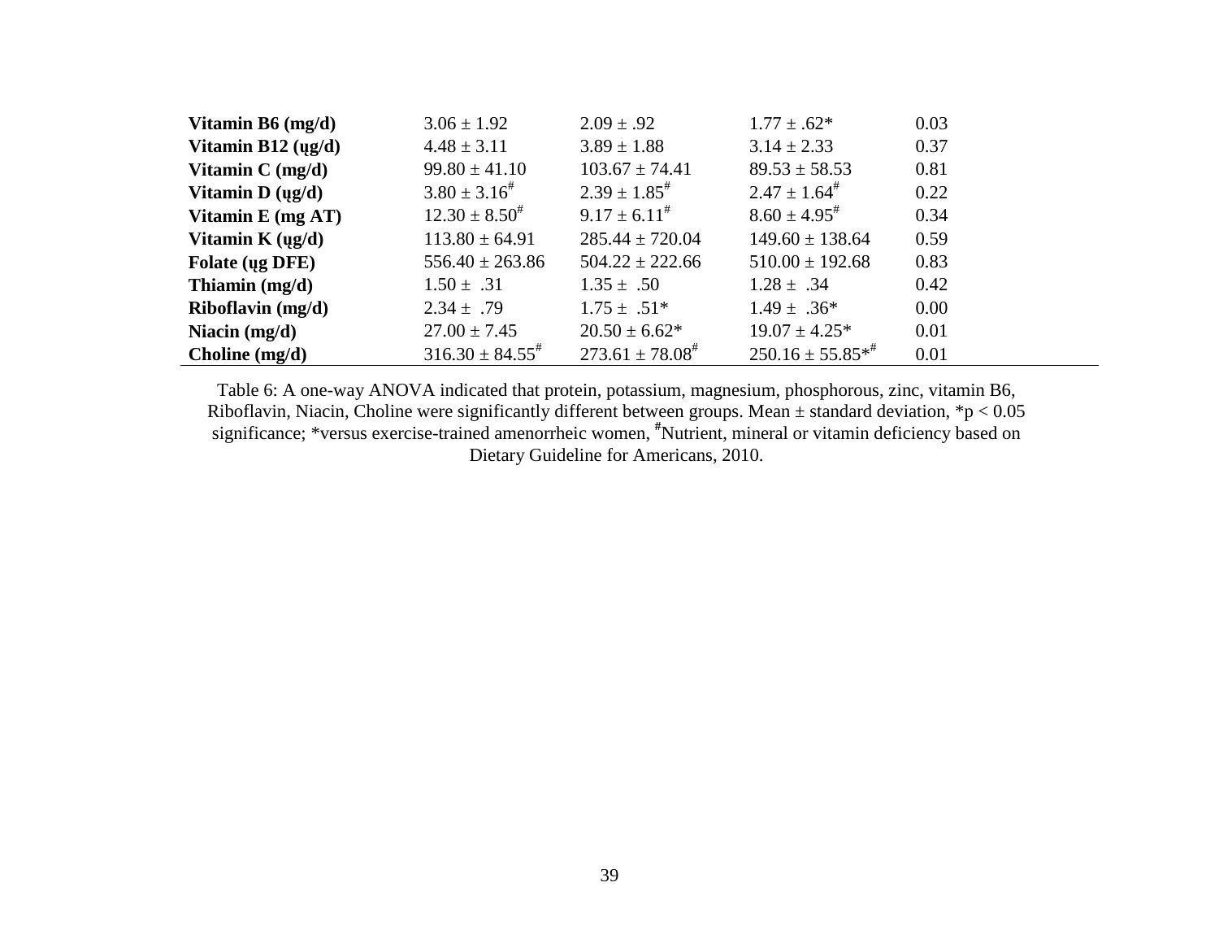| | | | | |
|---|---|---|---|---|
| **Vitamin B6 (mg/d)** | 3.06 ± 1.92 | 2.09 ± .92 | 1.77 ± .62* | 0.03 |
| **Vitamin B12 (ųg/d)** | 4.48 ± 3.11 | 3.89 ± 1.88 | 3.14 ± 2.33 | 0.37 |
| **Vitamin C (mg/d)** | 99.80 ± 41.10 | 103.67 ± 74.41 | 89.53 ± 58.53 | 0.81 |
| **Vitamin D (ųg/d)** | 3.80 ± 3.16# | 2.39 ± 1.85# | 2.47 ± 1.64# | 0.22 |
| **Vitamin E (mg AT)** | 12.30 ± 8.50# | 9.17 ± 6.11# | 8.60 ± 4.95# | 0.34 |
| **Vitamin K (ųg/d)** | 113.80 ± 64.91 | 285.44 ± 720.04 | 149.60 ± 138.64 | 0.59 |
| **Folate (ųg DFE)** | 556.40 ± 263.86 | 504.22 ± 222.66 | 510.00 ± 192.68 | 0.83 |
| **Thiamin (mg/d)** | 1.50 ± .31 | 1.35 ± .50 | 1.28 ± .34 | 0.42 |
| **Riboflavin (mg/d)** | 2.34 ± .79 | 1.75 ± .51* | 1.49 ± .36* | 0.00 |
| **Niacin (mg/d)** | 27.00 ± 7.45 | 20.50 ± 6.62* | 19.07 ± 4.25* | 0.01 |
| **Choline (mg/d)** | 316.30 ± 84.55# | 273.61 ± 78.08# | 250.16 ± 55.85*# | 0.01 |

Table 6: A one-way ANOVA indicated that protein, potassium, magnesium, phosphorous, zinc, vitamin B6, Riboflavin, Niacin, Choline were significantly different between groups. Mean ± standard deviation, *$p < 0.05$ significance; *versus exercise-trained amenorrheic women, #Nutrient, mineral or vitamin deficiency based on Dietary Guideline for Americans, 2010.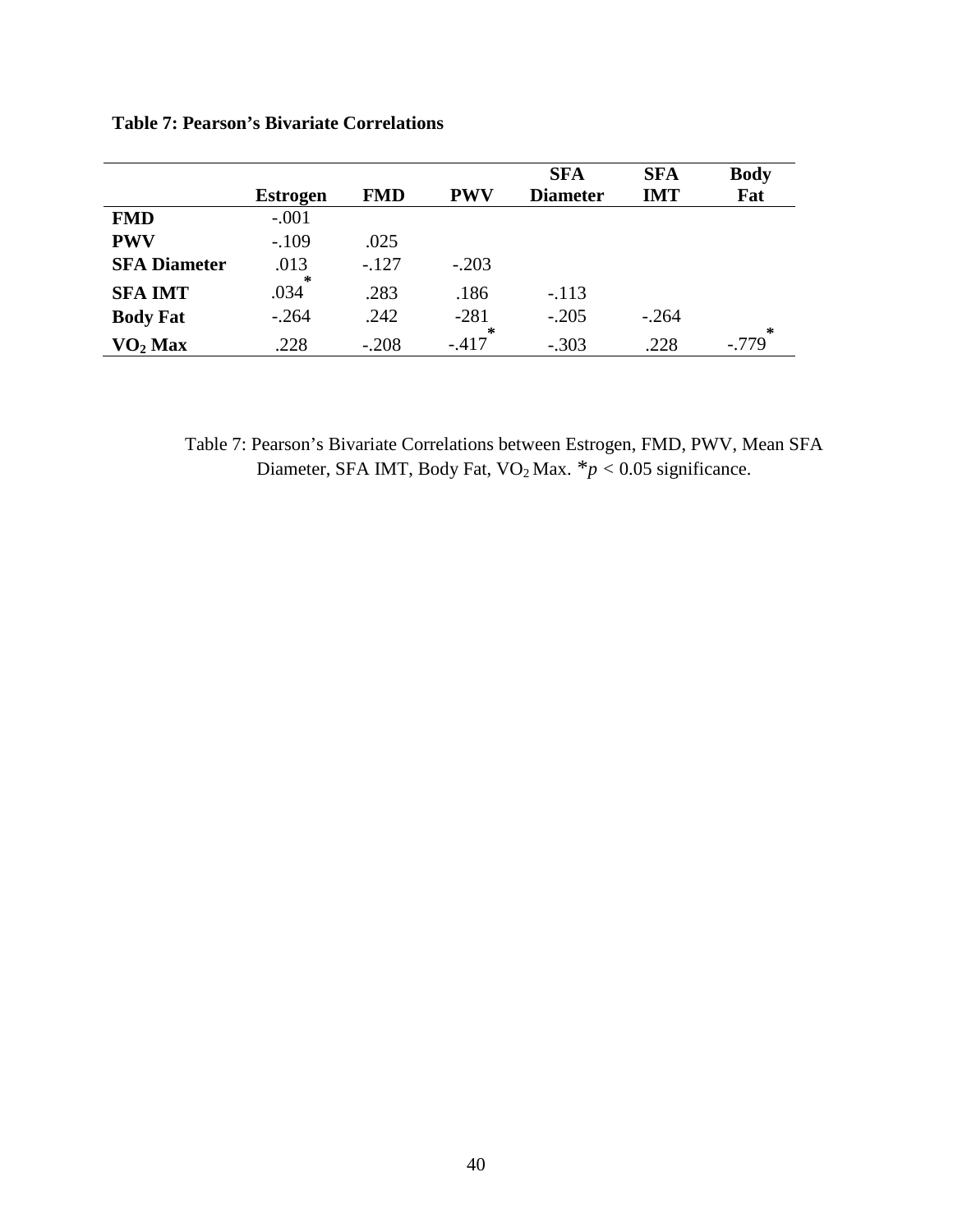**Table 7: Pearson's Bivariate Correlations**

| | Estrogen | FMD | PWV | SFA Diameter | SFA IMT | Body Fat |
|---|---|---|---|---|---|---|
| **FMD** | -.001 | | | | | |
| **PWV** | -.109 | .025 | | | | |
| **SFA Diameter** | .013 | -.127 | -.203 | | | |
| **SFA IMT** | .034* | .283 | .186 | -.113 | | |
| **Body Fat** | -.264 | .242 | -281 | -.205 | -.264 | |
| **$VO_2$ Max** | .228 | -.208 | -.417* | -.303 | .228 | -.779* |

Table 7: Pearson's Bivariate Correlations between Estrogen, FMD, PWV, Mean SFA Diameter, SFA IMT, Body Fat, $VO_2$ Max. $*p < 0.05$ significance.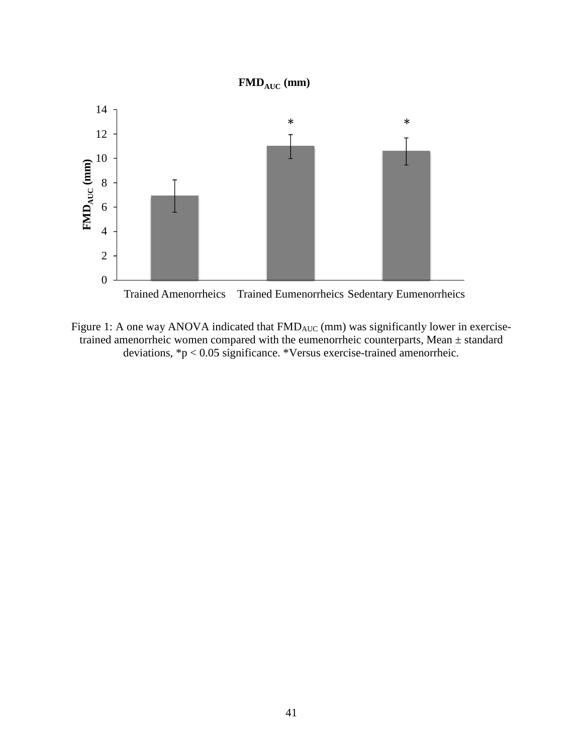$FMD_{AUC}$ (mm)

Figure 1: A one way ANOVA indicated that $FMD_{AUC}$ (mm) was significantly lower in exercise-trained amenorrheic women compared with the eumenorrheic counterparts, Mean ± standard deviations, *$p < 0.05$ significance. *Versus exercise-trained amenorrheic.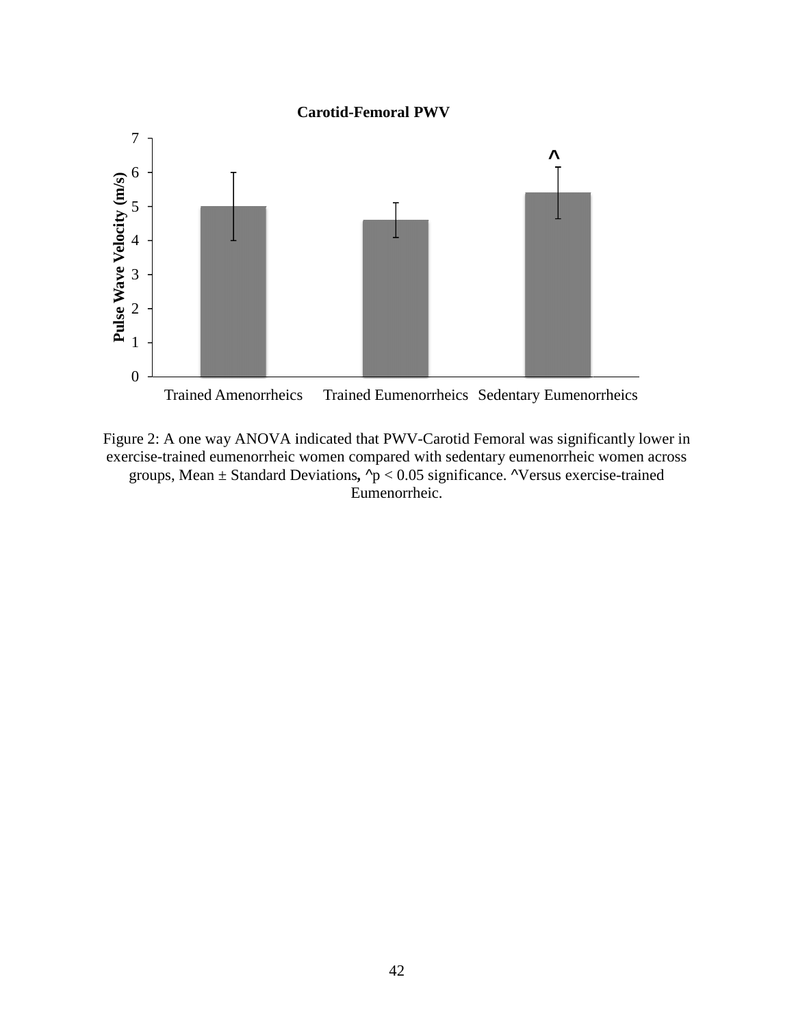**Carotid-Femoral PWV**

Pulse Wave Velocity (m/s)

Trained Amenorrheics | Trained Eumenorrheics | Sedentary Eumenorrheics

Figure 2: A one way ANOVA indicated that PWV-Carotid Femoral was significantly lower in exercise-trained eumenorrheic women compared with sedentary eumenorrheic women across groups, Mean ± Standard Deviations, ^$p < 0.05$ significance. ^Versus exercise-trained Eumenorrheic.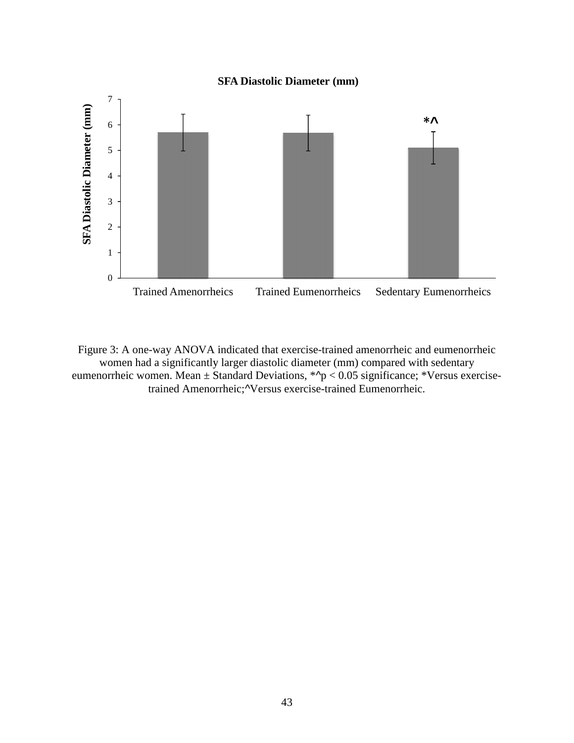**SFA Diastolic Diameter (mm)**

| | Trained Amenorrheics | Trained Eumenorrheics | Sedentary Eumenorrheics |
|---|---|---|---|
| SFA Diastolic Diameter (mm) | | | *^ |

Figure 3: A one-way ANOVA indicated that exercise-trained amenorrheic and eumenorrheic women had a significantly larger diastolic diameter (mm) compared with sedentary eumenorrheic women. Mean ± Standard Deviations, *^$p < 0.05$ significance; *Versus exercise-trained Amenorrheic;^Versus exercise-trained Eumenorrheic.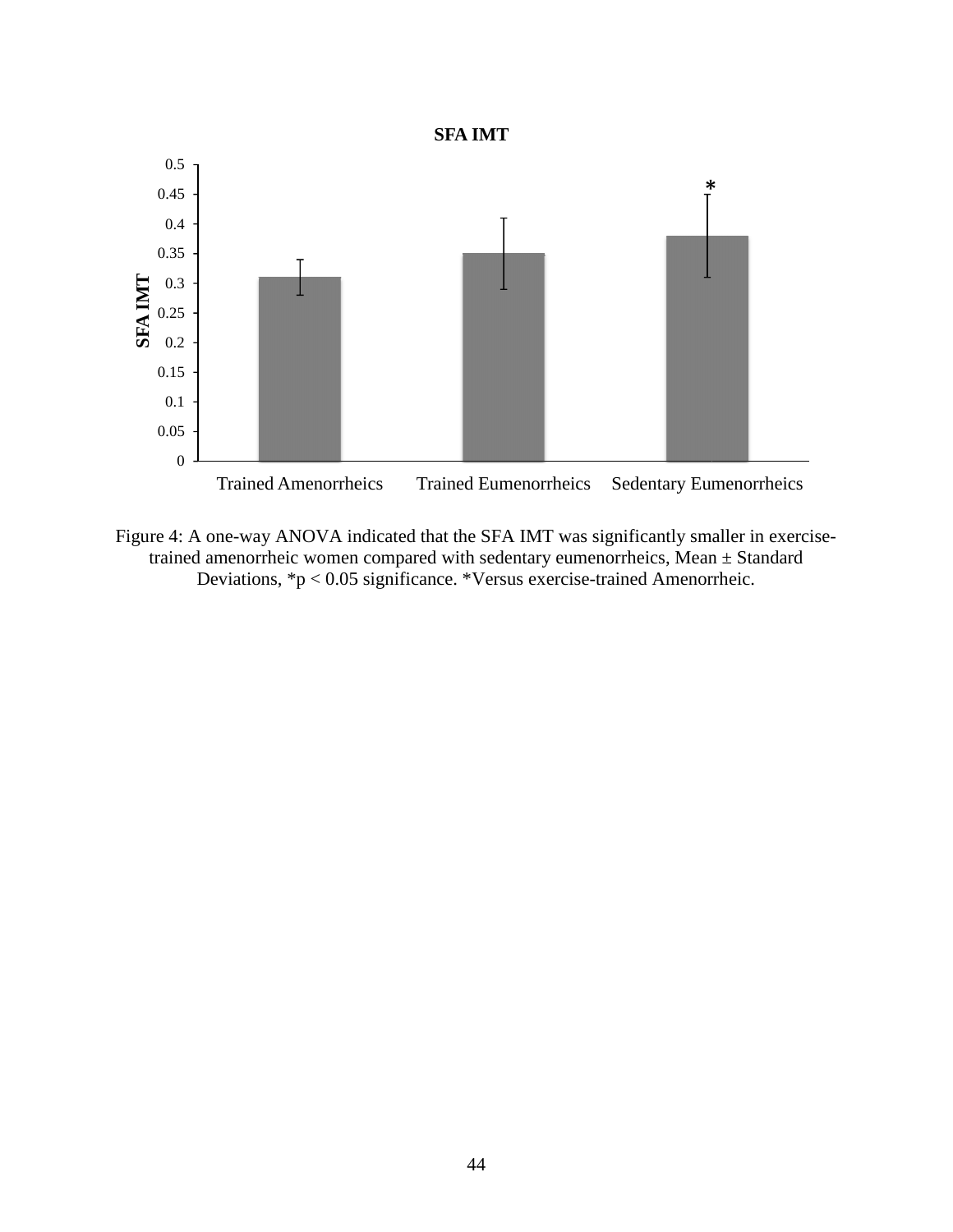Figure 4: A one-way ANOVA indicated that the SFA IMT was significantly smaller in exercise-trained amenorrheic women compared with sedentary eumenorrheics, Mean ± Standard Deviations, *p < 0.05 significance. *Versus exercise-trained Amenorrheic.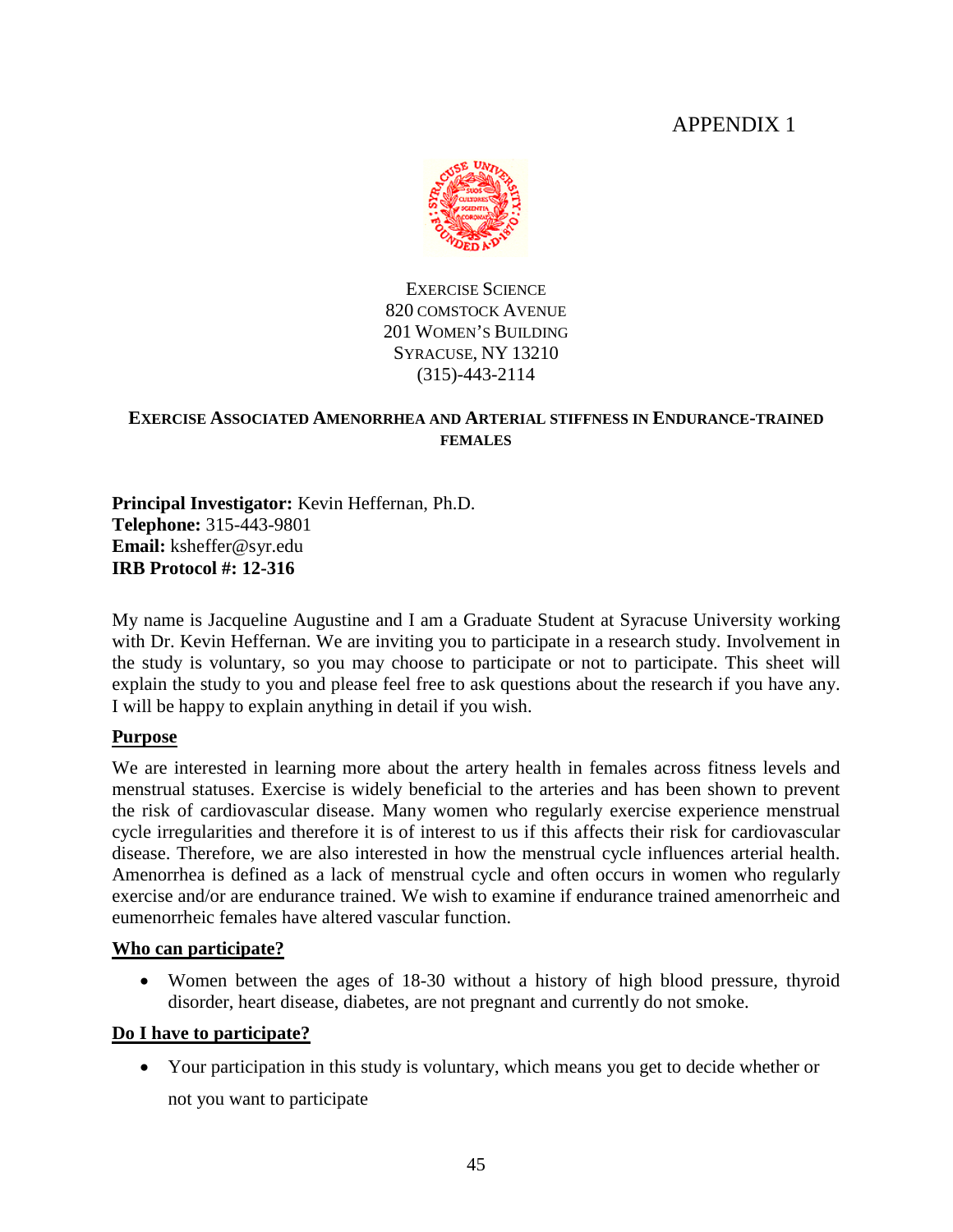APPENDIX 1

EXERCISE SCIENCE
820 COMSTOCK AVENUE
201 WOMEN'S BUILDING
SYRACUSE, NY 13210
(315)-443-2114

**EXERCISE ASSOCIATED AMENORRHEA AND ARTERIAL STIFFNESS IN ENDURANCE-TRAINED FEMALES**

**Principal Investigator:** Kevin Heffernan, Ph.D.
**Telephone:** 315-443-9801
**Email:** ksheffer@syr.edu
**IRB Protocol #: 12-316**

My name is Jacqueline Augustine and I am a Graduate Student at Syracuse University working with Dr. Kevin Heffernan. We are inviting you to participate in a research study. Involvement in the study is voluntary, so you may choose to participate or not to participate. This sheet will explain the study to you and please feel free to ask questions about the research if you have any. I will be happy to explain anything in detail if you wish.

**Purpose**

We are interested in learning more about the artery health in females across fitness levels and menstrual statuses. Exercise is widely beneficial to the arteries and has been shown to prevent the risk of cardiovascular disease. Many women who regularly exercise experience menstrual cycle irregularities and therefore it is of interest to us if this affects their risk for cardiovascular disease. Therefore, we are also interested in how the menstrual cycle influences arterial health. Amenorrhea is defined as a lack of menstrual cycle and often occurs in women who regularly exercise and/or are endurance trained. We wish to examine if endurance trained amenorrheic and eumenorrheic females have altered vascular function.

**Who can participate?**

- Women between the ages of 18-30 without a history of high blood pressure, thyroid disorder, heart disease, diabetes, are not pregnant and currently do not smoke.

**Do I have to participate?**

- Your participation in this study is voluntary, which means you get to decide whether or not you want to participate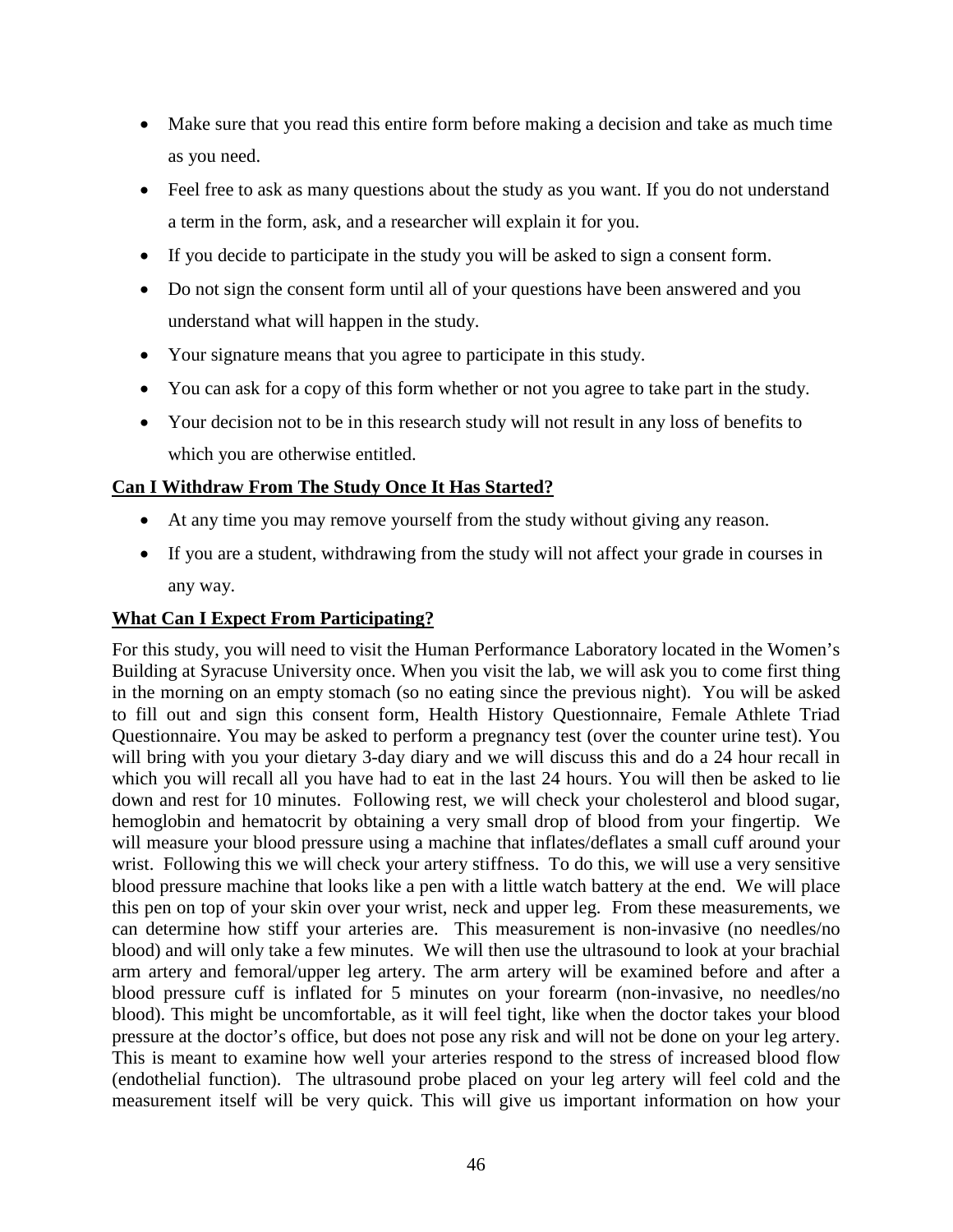- Make sure that you read this entire form before making a decision and take as much time as you need.
- Feel free to ask as many questions about the study as you want. If you do not understand a term in the form, ask, and a researcher will explain it for you.
- If you decide to participate in the study you will be asked to sign a consent form.
- Do not sign the consent form until all of your questions have been answered and you understand what will happen in the study.
- Your signature means that you agree to participate in this study.
- You can ask for a copy of this form whether or not you agree to take part in the study.
- Your decision not to be in this research study will not result in any loss of benefits to which you are otherwise entitled.

**Can I Withdraw From The Study Once It Has Started?**

- At any time you may remove yourself from the study without giving any reason.
- If you are a student, withdrawing from the study will not affect your grade in courses in any way.

**What Can I Expect From Participating?**

For this study, you will need to visit the Human Performance Laboratory located in the Women's Building at Syracuse University once. When you visit the lab, we will ask you to come first thing in the morning on an empty stomach (so no eating since the previous night). You will be asked to fill out and sign this consent form, Health History Questionnaire, Female Athlete Triad Questionnaire. You may be asked to perform a pregnancy test (over the counter urine test). You will bring with you your dietary 3-day diary and we will discuss this and do a 24 hour recall in which you will recall all you have had to eat in the last 24 hours. You will then be asked to lie down and rest for 10 minutes. Following rest, we will check your cholesterol and blood sugar, hemoglobin and hematocrit by obtaining a very small drop of blood from your fingertip. We will measure your blood pressure using a machine that inflates/deflates a small cuff around your wrist. Following this we will check your artery stiffness. To do this, we will use a very sensitive blood pressure machine that looks like a pen with a little watch battery at the end. We will place this pen on top of your skin over your wrist, neck and upper leg. From these measurements, we can determine how stiff your arteries are. This measurement is non-invasive (no needles/no blood) and will only take a few minutes. We will then use the ultrasound to look at your brachial arm artery and femoral/upper leg artery. The arm artery will be examined before and after a blood pressure cuff is inflated for 5 minutes on your forearm (non-invasive, no needles/no blood). This might be uncomfortable, as it will feel tight, like when the doctor takes your blood pressure at the doctor's office, but does not pose any risk and will not be done on your leg artery. This is meant to examine how well your arteries respond to the stress of increased blood flow (endothelial function). The ultrasound probe placed on your leg artery will feel cold and the measurement itself will be very quick. This will give us important information on how your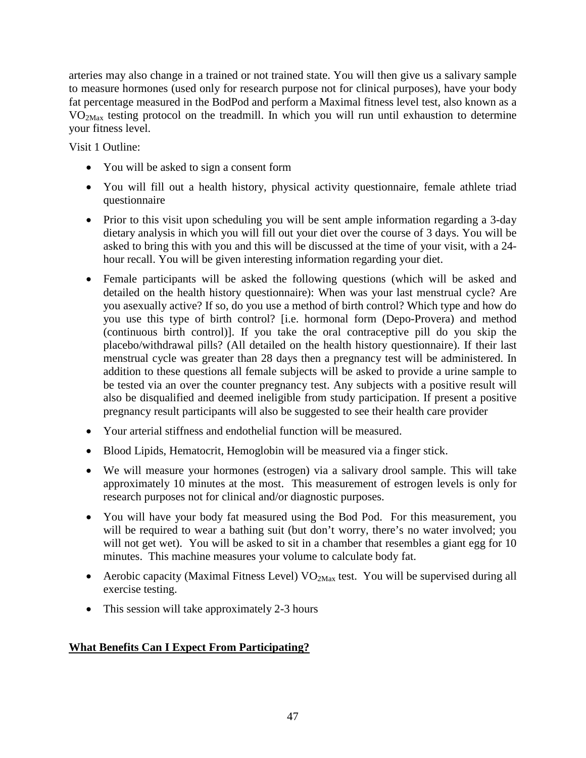arteries may also change in a trained or not trained state. You will then give us a salivary sample to measure hormones (used only for research purpose not for clinical purposes), have your body fat percentage measured in the BodPod and perform a Maximal fitness level test, also known as a $VO_{2Max}$ testing protocol on the treadmill. In which you will run until exhaustion to determine your fitness level.

Visit 1 Outline:

- You will be asked to sign a consent form
- You will fill out a health history, physical activity questionnaire, female athlete triad questionnaire
- Prior to this visit upon scheduling you will be sent ample information regarding a 3-day dietary analysis in which you will fill out your diet over the course of 3 days. You will be asked to bring this with you and this will be discussed at the time of your visit, with a 24-hour recall. You will be given interesting information regarding your diet.
- Female participants will be asked the following questions (which will be asked and detailed on the health history questionnaire): When was your last menstrual cycle? Are you asexually active? If so, do you use a method of birth control? Which type and how do you use this type of birth control? [i.e. hormonal form (Depo-Provera) and method (continuous birth control)]. If you take the oral contraceptive pill do you skip the placebo/withdrawal pills? (All detailed on the health history questionnaire). If their last menstrual cycle was greater than 28 days then a pregnancy test will be administered. In addition to these questions all female subjects will be asked to provide a urine sample to be tested via an over the counter pregnancy test. Any subjects with a positive result will also be disqualified and deemed ineligible from study participation. If present a positive pregnancy result participants will also be suggested to see their health care provider
- Your arterial stiffness and endothelial function will be measured.
- Blood Lipids, Hematocrit, Hemoglobin will be measured via a finger stick.
- We will measure your hormones (estrogen) via a salivary drool sample. This will take approximately 10 minutes at the most. This measurement of estrogen levels is only for research purposes not for clinical and/or diagnostic purposes.
- You will have your body fat measured using the Bod Pod. For this measurement, you will be required to wear a bathing suit (but don't worry, there's no water involved; you will not get wet). You will be asked to sit in a chamber that resembles a giant egg for 10 minutes. This machine measures your volume to calculate body fat.
- Aerobic capacity (Maximal Fitness Level) $VO_{2Max}$ test. You will be supervised during all exercise testing.
- This session will take approximately 2-3 hours

**What Benefits Can I Expect From Participating?**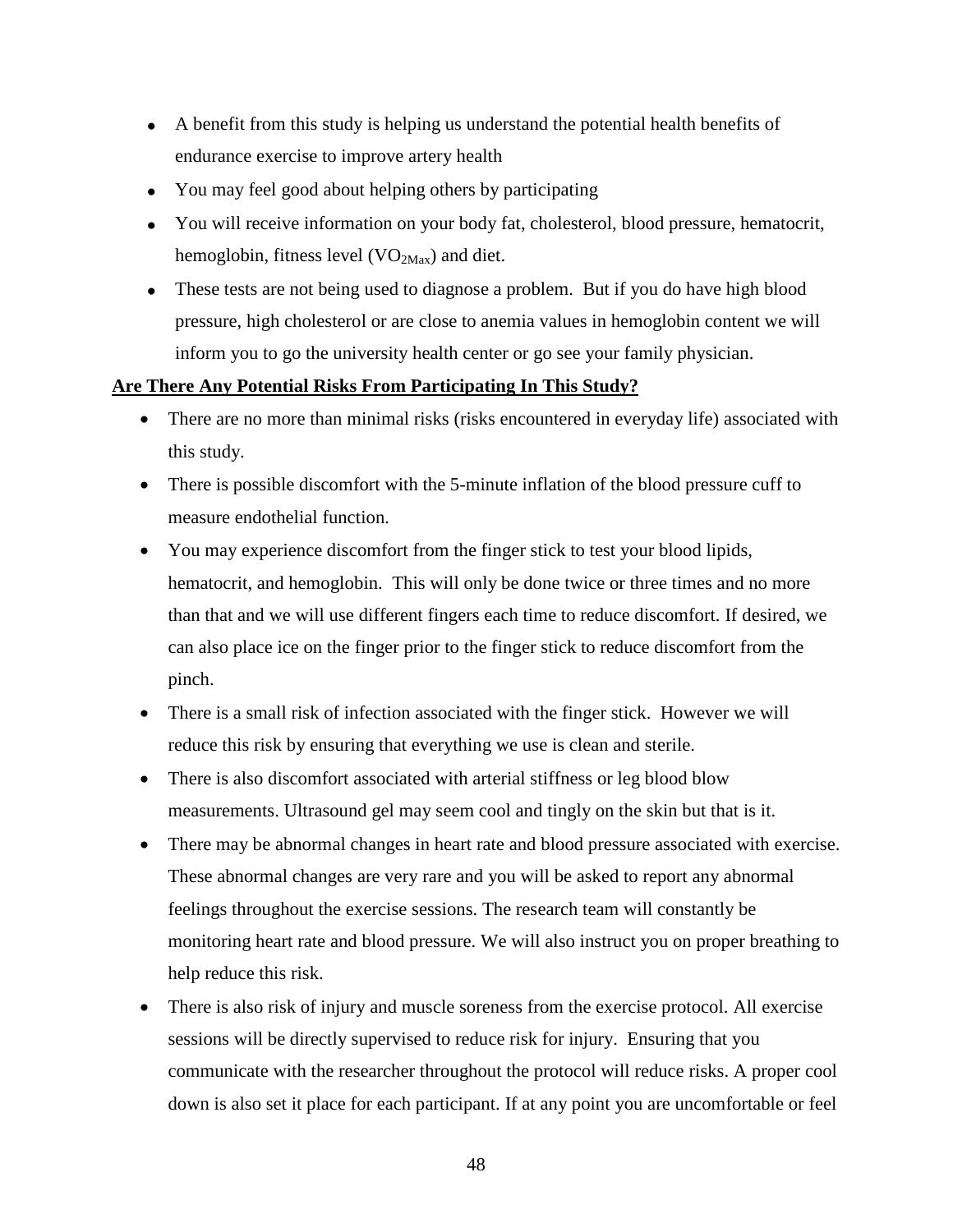- A benefit from this study is helping us understand the potential health benefits of endurance exercise to improve artery health
- You may feel good about helping others by participating
- You will receive information on your body fat, cholesterol, blood pressure, hematocrit, hemoglobin, fitness level ($VO_{2Max}$) and diet.
- These tests are not being used to diagnose a problem. But if you do have high blood pressure, high cholesterol or are close to anemia values in hemoglobin content we will inform you to go the university health center or go see your family physician.

**<u>Are There Any Potential Risks From Participating In This Study?</u>**

- There are no more than minimal risks (risks encountered in everyday life) associated with this study.
- There is possible discomfort with the 5-minute inflation of the blood pressure cuff to measure endothelial function.
- You may experience discomfort from the finger stick to test your blood lipids, hematocrit, and hemoglobin. This will only be done twice or three times and no more than that and we will use different fingers each time to reduce discomfort. If desired, we can also place ice on the finger prior to the finger stick to reduce discomfort from the pinch.
- There is a small risk of infection associated with the finger stick. However we will reduce this risk by ensuring that everything we use is clean and sterile.
- There is also discomfort associated with arterial stiffness or leg blood blow measurements. Ultrasound gel may seem cool and tingly on the skin but that is it.
- There may be abnormal changes in heart rate and blood pressure associated with exercise. These abnormal changes are very rare and you will be asked to report any abnormal feelings throughout the exercise sessions. The research team will constantly be monitoring heart rate and blood pressure. We will also instruct you on proper breathing to help reduce this risk.
- There is also risk of injury and muscle soreness from the exercise protocol. All exercise sessions will be directly supervised to reduce risk for injury. Ensuring that you communicate with the researcher throughout the protocol will reduce risks. A proper cool down is also set it place for each participant. If at any point you are uncomfortable or feel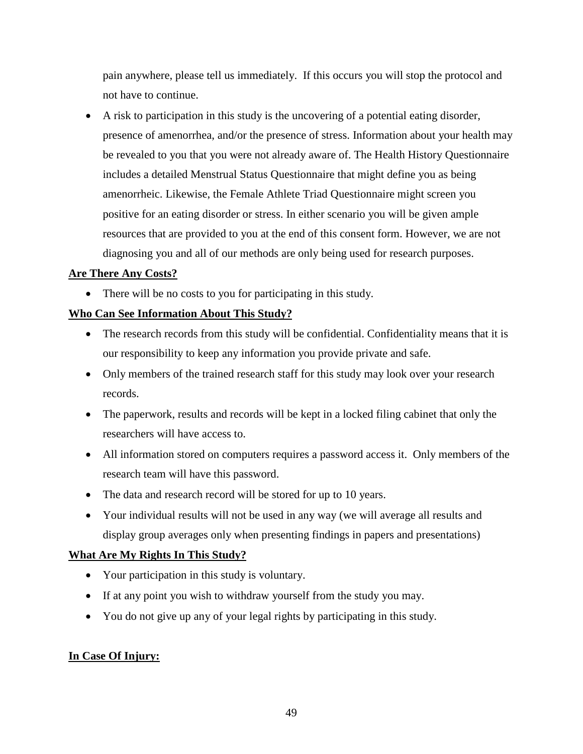pain anywhere, please tell us immediately. If this occurs you will stop the protocol and not have to continue.

- A risk to participation in this study is the uncovering of a potential eating disorder, presence of amenorrhea, and/or the presence of stress. Information about your health may be revealed to you that you were not already aware of. The Health History Questionnaire includes a detailed Menstrual Status Questionnaire that might define you as being amenorrheic. Likewise, the Female Athlete Triad Questionnaire might screen you positive for an eating disorder or stress. In either scenario you will be given ample resources that are provided to you at the end of this consent form. However, we are not diagnosing you and all of our methods are only being used for research purposes.

**Are There Any Costs?**

- There will be no costs to you for participating in this study.

**Who Can See Information About This Study?**

- The research records from this study will be confidential. Confidentiality means that it is our responsibility to keep any information you provide private and safe.
- Only members of the trained research staff for this study may look over your research records.
- The paperwork, results and records will be kept in a locked filing cabinet that only the researchers will have access to.
- All information stored on computers requires a password access it. Only members of the research team will have this password.
- The data and research record will be stored for up to 10 years.
- Your individual results will not be used in any way (we will average all results and display group averages only when presenting findings in papers and presentations)

**What Are My Rights In This Study?**

- Your participation in this study is voluntary.
- If at any point you wish to withdraw yourself from the study you may.
- You do not give up any of your legal rights by participating in this study.

**In Case Of Injury:**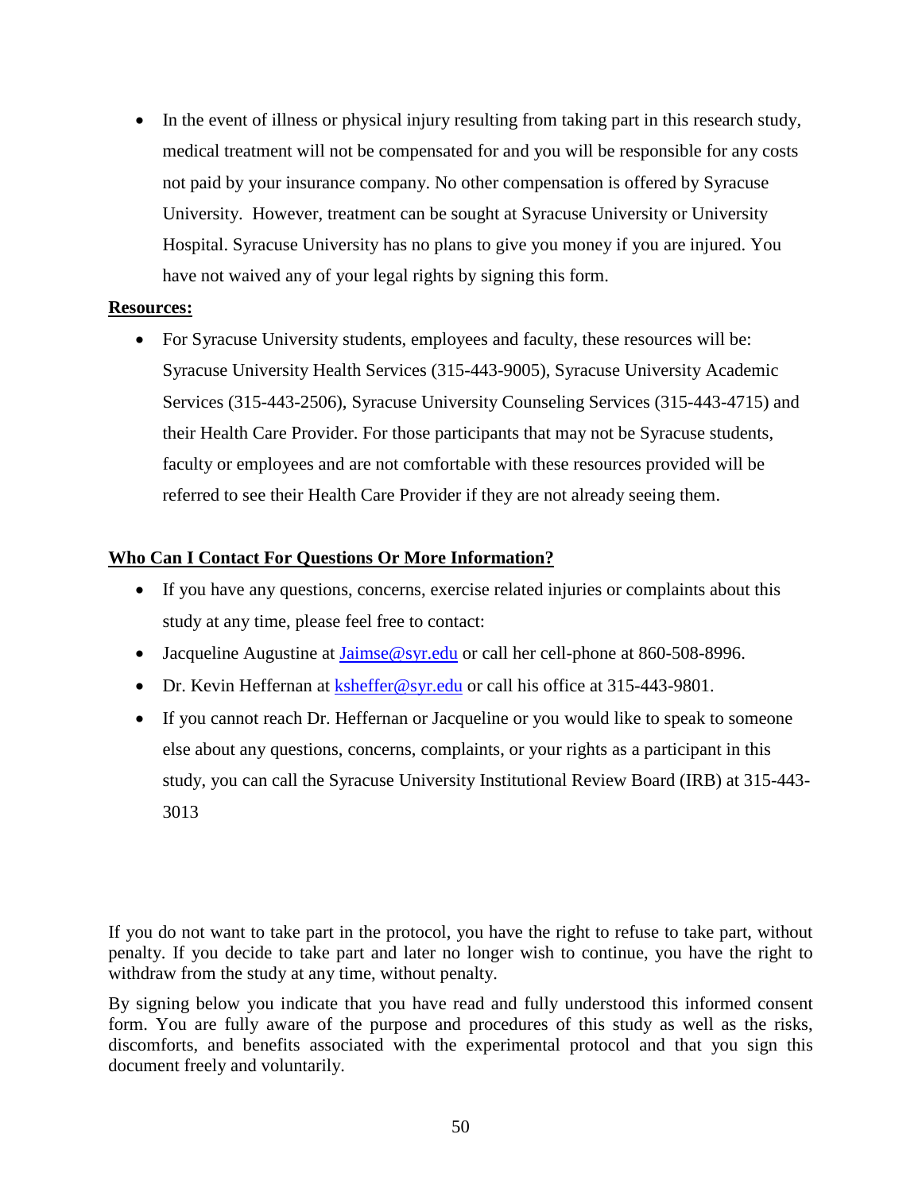- In the event of illness or physical injury resulting from taking part in this research study, medical treatment will not be compensated for and you will be responsible for any costs not paid by your insurance company. No other compensation is offered by Syracuse University. However, treatment can be sought at Syracuse University or University Hospital. Syracuse University has no plans to give you money if you are injured. You have not waived any of your legal rights by signing this form.

**Resources:**

- For Syracuse University students, employees and faculty, these resources will be: Syracuse University Health Services (315-443-9005), Syracuse University Academic Services (315-443-2506), Syracuse University Counseling Services (315-443-4715) and their Health Care Provider. For those participants that may not be Syracuse students, faculty or employees and are not comfortable with these resources provided will be referred to see their Health Care Provider if they are not already seeing them.

**Who Can I Contact For Questions Or More Information?**

- If you have any questions, concerns, exercise related injuries or complaints about this study at any time, please feel free to contact:
- Jacqueline Augustine at [Jaimse@syr.edu](mailto:Jaimse@syr.edu) or call her cell-phone at 860-508-8996.
- Dr. Kevin Heffernan at [ksheffer@syr.edu](mailto:ksheffer@syr.edu) or call his office at 315-443-9801.
- If you cannot reach Dr. Heffernan or Jacqueline or you would like to speak to someone else about any questions, concerns, complaints, or your rights as a participant in this study, you can call the Syracuse University Institutional Review Board (IRB) at 315-443-3013

If you do not want to take part in the protocol, you have the right to refuse to take part, without penalty. If you decide to take part and later no longer wish to continue, you have the right to withdraw from the study at any time, without penalty.

By signing below you indicate that you have read and fully understood this informed consent form. You are fully aware of the purpose and procedures of this study as well as the risks, discomforts, and benefits associated with the experimental protocol and that you sign this document freely and voluntarily.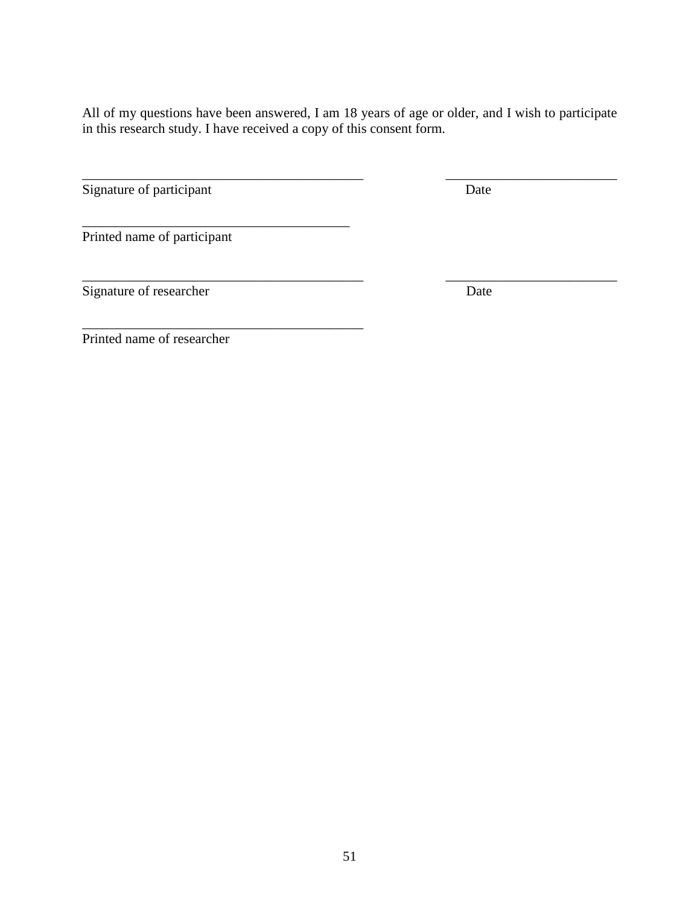All of my questions have been answered, I am 18 years of age or older, and I wish to participate in this research study. I have received a copy of this consent form.

\_\_\_\_\_\_\_\_\_\_\_\_\_\_\_\_\_\_\_\_\_\_\_\_\_\_\_\_\_\_\_\_\_\_\_\_\_\_\_\_\_\_ \_\_\_\_\_\_\_\_\_\_\_\_\_\_\_\_\_\_\_\_\_\_\_\_\_\_

Signature of participant Date

\_\_\_\_\_\_\_\_\_\_\_\_\_\_\_\_\_\_\_\_\_\_\_\_\_\_\_\_\_\_\_\_\_\_\_\_\_\_\_\_

Printed name of participant

\_\_\_\_\_\_\_\_\_\_\_\_\_\_\_\_\_\_\_\_\_\_\_\_\_\_\_\_\_\_\_\_\_\_\_\_\_\_\_\_\_\_ \_\_\_\_\_\_\_\_\_\_\_\_\_\_\_\_\_\_\_\_\_\_\_\_\_\_

Signature of researcher Date

\_\_\_\_\_\_\_\_\_\_\_\_\_\_\_\_\_\_\_\_\_\_\_\_\_\_\_\_\_\_\_\_\_\_\_\_\_\_\_\_\_\_

Printed name of researcher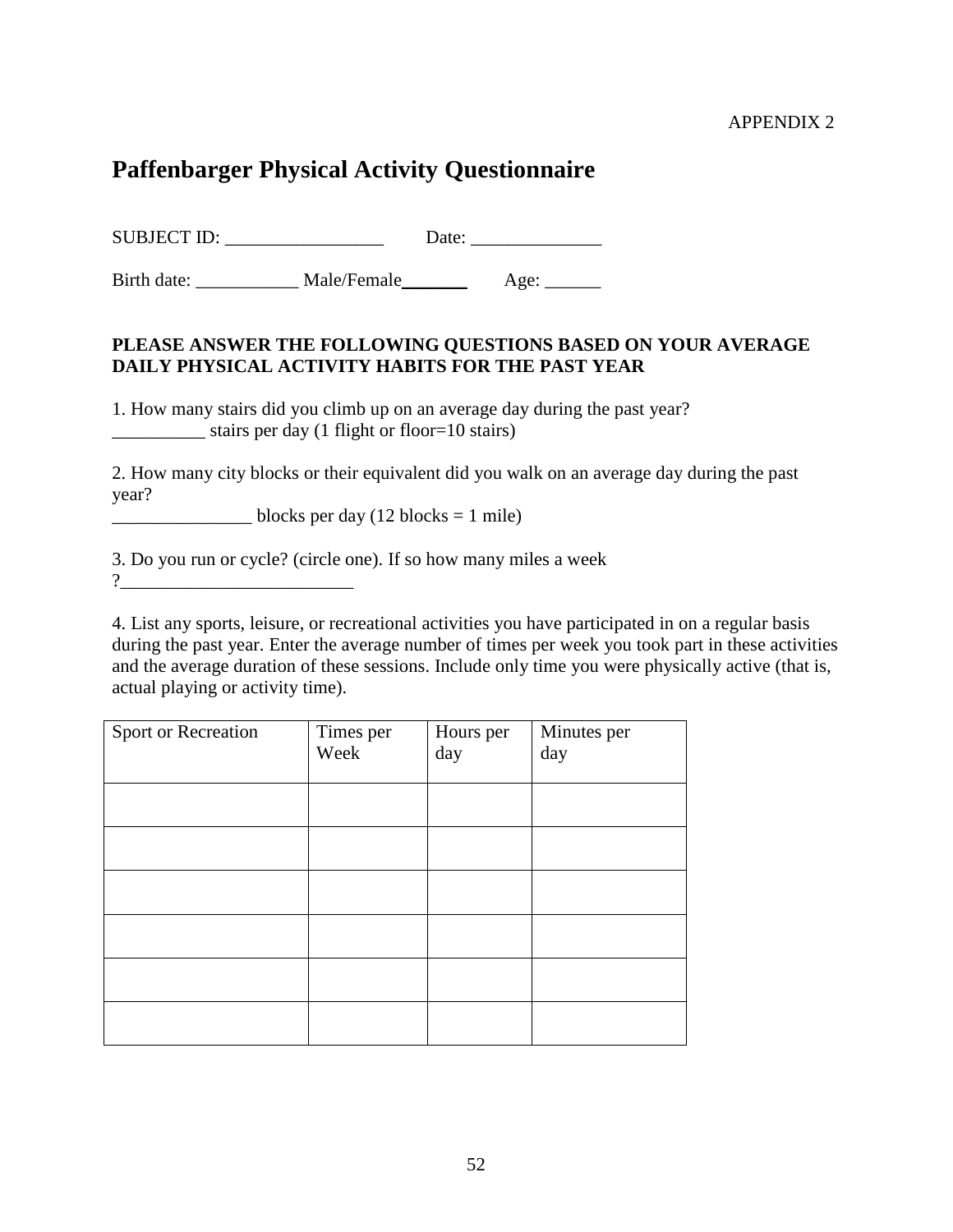APPENDIX 2

# Paffenbarger Physical Activity Questionnaire

SUBJECT ID: _________________ Date: ______________

Birth date: ___________ Male/Female_______ Age: ______

**PLEASE ANSWER THE FOLLOWING QUESTIONS BASED ON YOUR AVERAGE DAILY PHYSICAL ACTIVITY HABITS FOR THE PAST YEAR**

1. How many stairs did you climb up on an average day during the past year?
__________ stairs per day (1 flight or floor=10 stairs)

2. How many city blocks or their equivalent did you walk on an average day during the past year?
_______________ blocks per day (12 blocks = 1 mile)

3. Do you run or cycle? (circle one). If so how many miles a week ?_________________________

4. List any sports, leisure, or recreational activities you have participated in on a regular basis during the past year. Enter the average number of times per week you took part in these activities and the average duration of these sessions. Include only time you were physically active (that is, actual playing or activity time).

| Sport or Recreation | Times per Week | Hours per day | Minutes per day |
|---|---|---|---|
| | | | |
| | | | |
| | | | |
| | | | |
| | | | |
| | | | |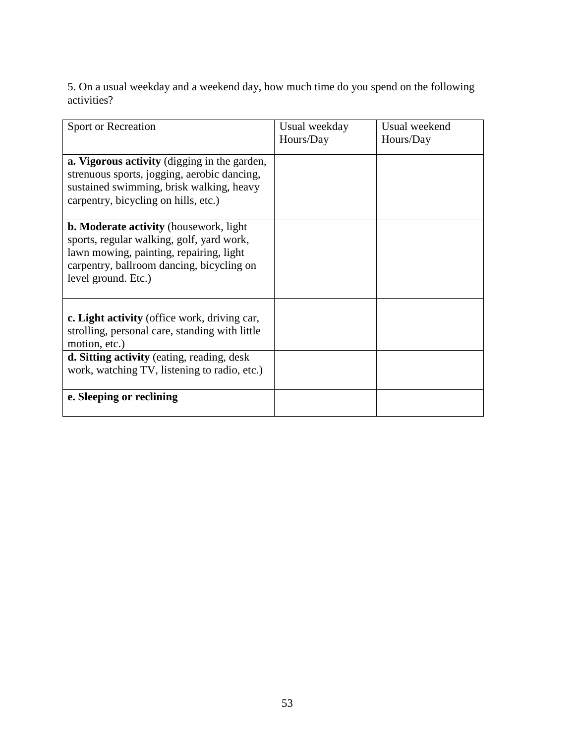5. On a usual weekday and a weekend day, how much time do you spend on the following activities?

| Sport or Recreation | Usual weekday Hours/Day | Usual weekend Hours/Day |
|---|---|---|
| **a. Vigorous activity** (digging in the garden, strenuous sports, jogging, aerobic dancing, sustained swimming, brisk walking, heavy carpentry, bicycling on hills, etc.) | | |
| **b. Moderate activity** (housework, light sports, regular walking, golf, yard work, lawn mowing, painting, repairing, light carpentry, ballroom dancing, bicycling on level ground. Etc.) | | |
| **c. Light activity** (office work, driving car, strolling, personal care, standing with little motion, etc.) | | |
| **d. Sitting activity** (eating, reading, desk work, watching TV, listening to radio, etc.) | | |
| **e. Sleeping or reclining** | | |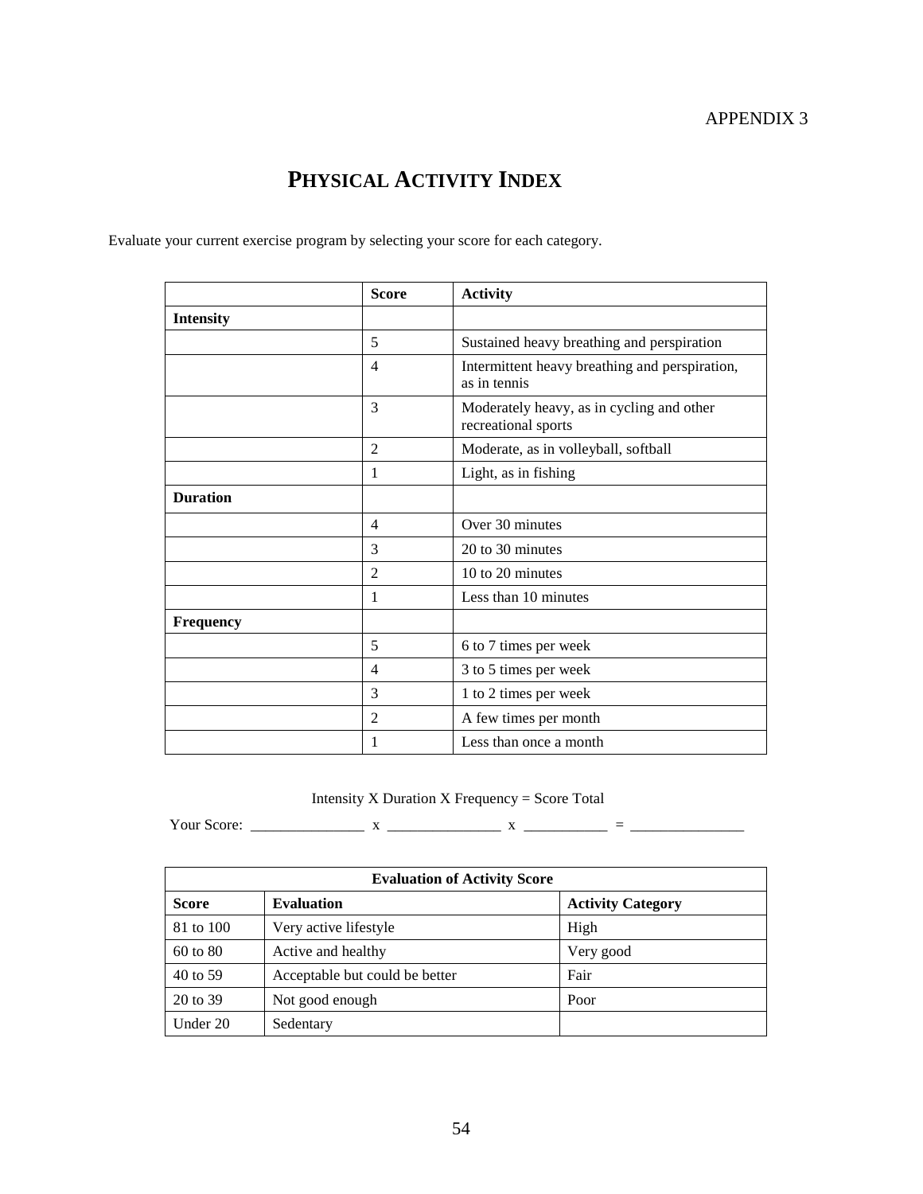APPENDIX 3

# Physical Activity Index

Evaluate your current exercise program by selecting your score for each category.

| | Score | Activity |
|---|---|---|
| **Intensity** | | |
| | 5 | Sustained heavy breathing and perspiration |
| | 4 | Intermittent heavy breathing and perspiration, as in tennis |
| | 3 | Moderately heavy, as in cycling and other recreational sports |
| | 2 | Moderate, as in volleyball, softball |
| | 1 | Light, as in fishing |
| **Duration** | | |
| | 4 | Over 30 minutes |
| | 3 | 20 to 30 minutes |
| | 2 | 10 to 20 minutes |
| | 1 | Less than 10 minutes |
| **Frequency** | | |
| | 5 | 6 to 7 times per week |
| | 4 | 3 to 5 times per week |
| | 3 | 1 to 2 times per week |
| | 2 | A few times per month |
| | 1 | Less than once a month |

Intensity X Duration X Frequency = Score Total

Your Score: _______________ x _______________ x ___________ = _______________

| Evaluation of Activity Score | | |
|---|---|---|
| **Score** | **Evaluation** | **Activity Category** |
| 81 to 100 | Very active lifestyle | High |
| 60 to 80 | Active and healthy | Very good |
| 40 to 59 | Acceptable but could be better | Fair |
| 20 to 39 | Not good enough | Poor |
| Under 20 | Sedentary | |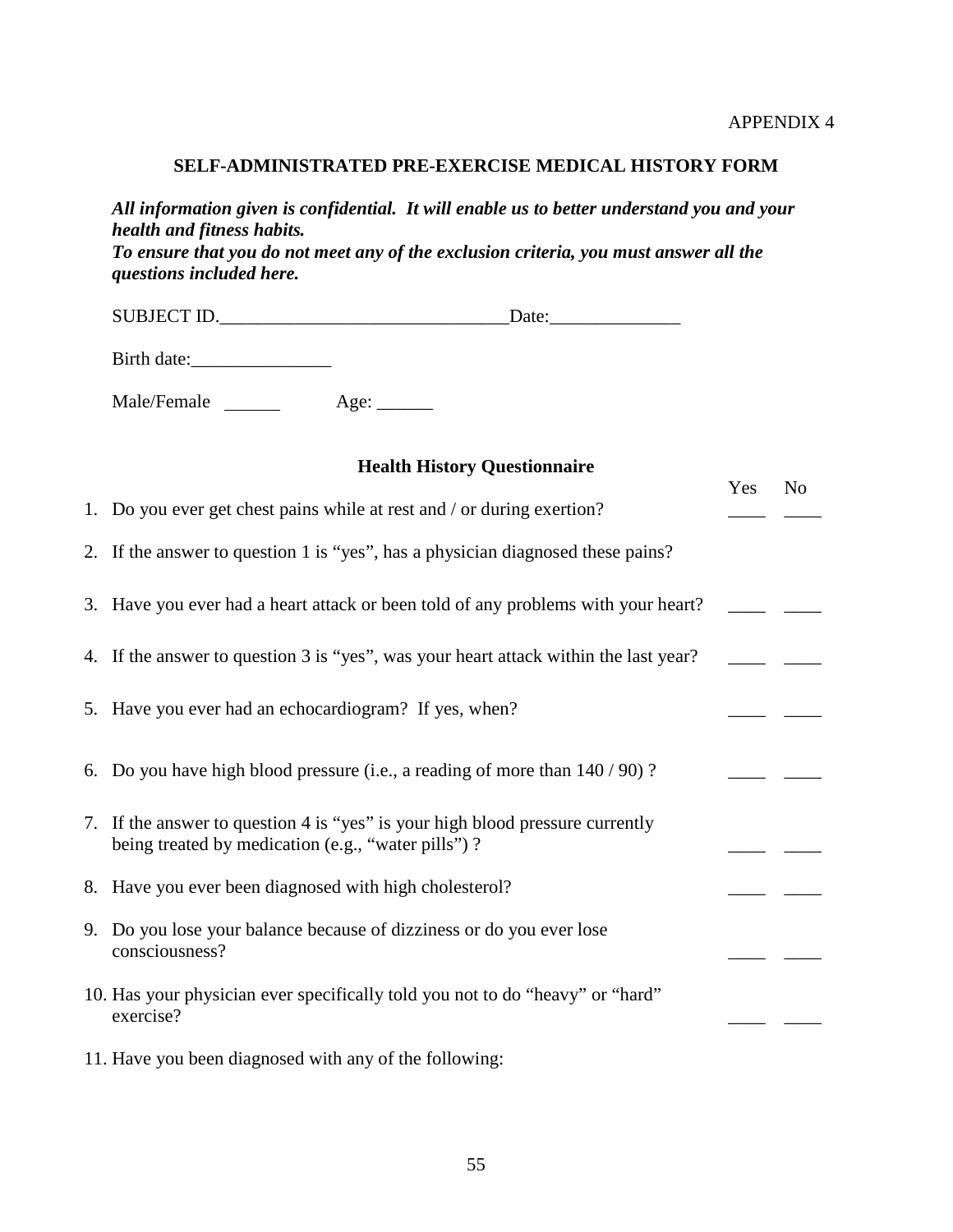APPENDIX 4

## SELF-ADMINISTRATED PRE-EXERCISE MEDICAL HISTORY FORM

***All information given is confidential. It will enable us to better understand you and your health and fitness habits.***
***To ensure that you do not meet any of the exclusion criteria, you must answer all the questions included here.***

SUBJECT ID.______________________________Date:______________

Birth date:_______________

Male/Female ______ Age: ______

### Health History Questionnaire

| | Yes | No |
|---|---|---|
| 1. Do you ever get chest pains while at rest and / or during exertion? | ____ | ____ |
| 2. If the answer to question 1 is "yes", has a physician diagnosed these pains? | | |
| 3. Have you ever had a heart attack or been told of any problems with your heart? | ____ | ____ |
| 4. If the answer to question 3 is "yes", was your heart attack within the last year? | ____ | ____ |
| 5. Have you ever had an echocardiogram? If yes, when? | ____ | ____ |
| 6. Do you have high blood pressure (i.e., a reading of more than 140 / 90) ? | ____ | ____ |
| 7. If the answer to question 4 is "yes" is your high blood pressure currently being treated by medication (e.g., "water pills") ? | ____ | ____ |
| 8. Have you ever been diagnosed with high cholesterol? | ____ | ____ |
| 9. Do you lose your balance because of dizziness or do you ever lose consciousness? | ____ | ____ |
| 10. Has your physician ever specifically told you not to do "heavy" or "hard" exercise? | ____ | ____ |

11. Have you been diagnosed with any of the following: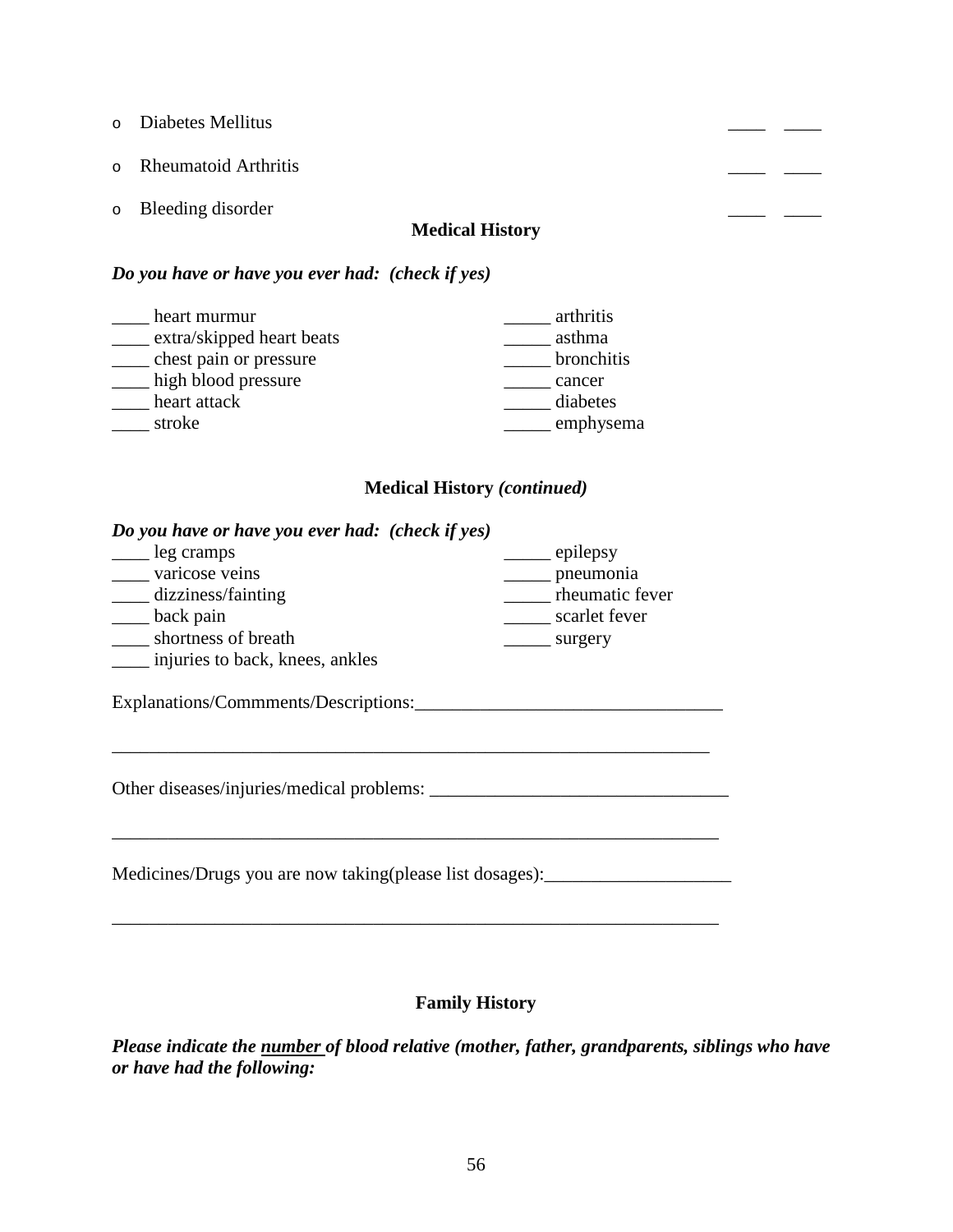- Diabetes Mellitus ____ ____
- Rheumatoid Arthritis ____ ____
- Bleeding disorder ____ ____

## Medical History

***Do you have or have you ever had: (check if yes)***

____ heart murmur
____ extra/skipped heart beats
____ chest pain or pressure
____ high blood pressure
____ heart attack
____ stroke

_____ arthritis
_____ asthma
_____ bronchitis
_____ cancer
_____ diabetes
_____ emphysema

## Medical History *(continued)*

***Do you have or have you ever had: (check if yes)***

____ leg cramps
____ varicose veins
____ dizziness/fainting
____ back pain
____ shortness of breath
____ injuries to back, knees, ankles

_____ epilepsy
_____ pneumonia
_____ rheumatic fever
_____ scarlet fever
_____ surgery

Explanations/Commments/Descriptions:________________________________

_________________________________________________________________

Other diseases/injuries/medical problems: ________________________________

_________________________________________________________________

Medicines/Drugs you are now taking(please list dosages):____________________

_________________________________________________________________

## Family History

***Please indicate the number of blood relative (mother, father, grandparents, siblings who have or have had the following:***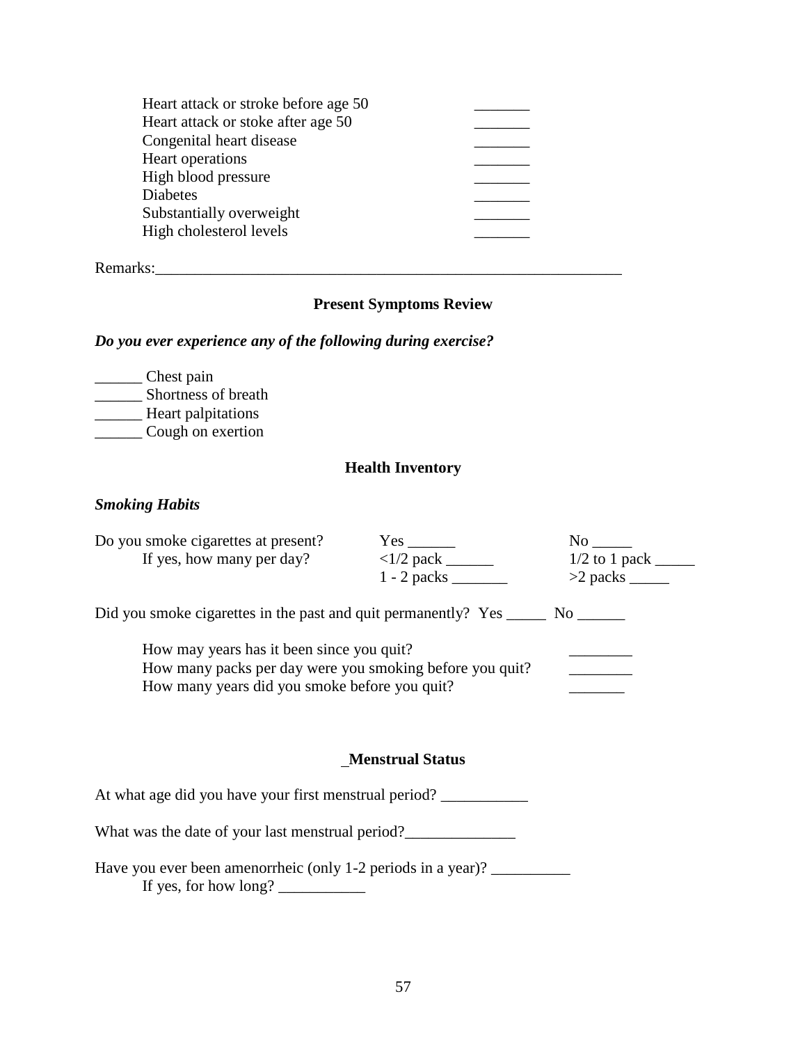Heart attack or stroke before age 50 _______
Heart attack or stoke after age 50 _______
Congenital heart disease _______
Heart operations _______
High blood pressure _______
Diabetes _______
Substantially overweight _______
High cholesterol levels _______

Remarks:_____________________________________________________________

## Present Symptoms Review

***Do you ever experience any of the following during exercise?***

______ Chest pain
______ Shortness of breath
______ Heart palpitations
______ Cough on exertion

## Health Inventory

***Smoking Habits***

| | | |
|---|---|---|
| Do you smoke cigarettes at present? | Yes ______ | No _____ |
| If yes, how many per day? | <1/2 pack ______ | 1/2 to 1 pack _____ |
| | 1 - 2 packs _______ | >2 packs _____ |

Did you smoke cigarettes in the past and quit permanently? Yes _____ No ______

How may years has it been since you quit? ________
How many packs per day were you smoking before you quit? ________
How many years did you smoke before you quit? _______

## _Menstrual Status

At what age did you have your first menstrual period? ___________

What was the date of your last menstrual period?______________

Have you ever been amenorrheic (only 1-2 periods in a year)? __________
If yes, for how long? ___________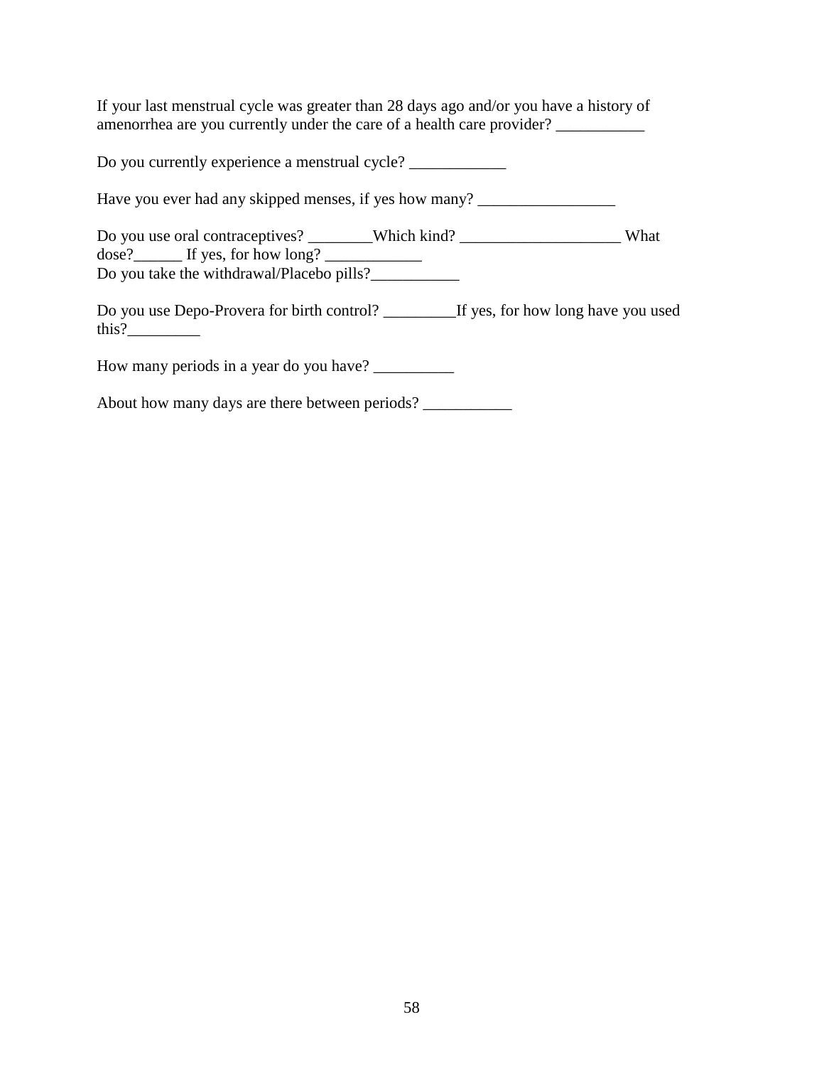If your last menstrual cycle was greater than 28 days ago and/or you have a history of amenorrhea are you currently under the care of a health care provider? ___________

Do you currently experience a menstrual cycle? ____________

Have you ever had any skipped menses, if yes how many? _________________

Do you use oral contraceptives? ________Which kind? ____________________ What dose?______ If yes, for how long? ____________
Do you take the withdrawal/Placebo pills?___________

Do you use Depo-Provera for birth control? _________If yes, for how long have you used this?_________

How many periods in a year do you have? __________

About how many days are there between periods? ___________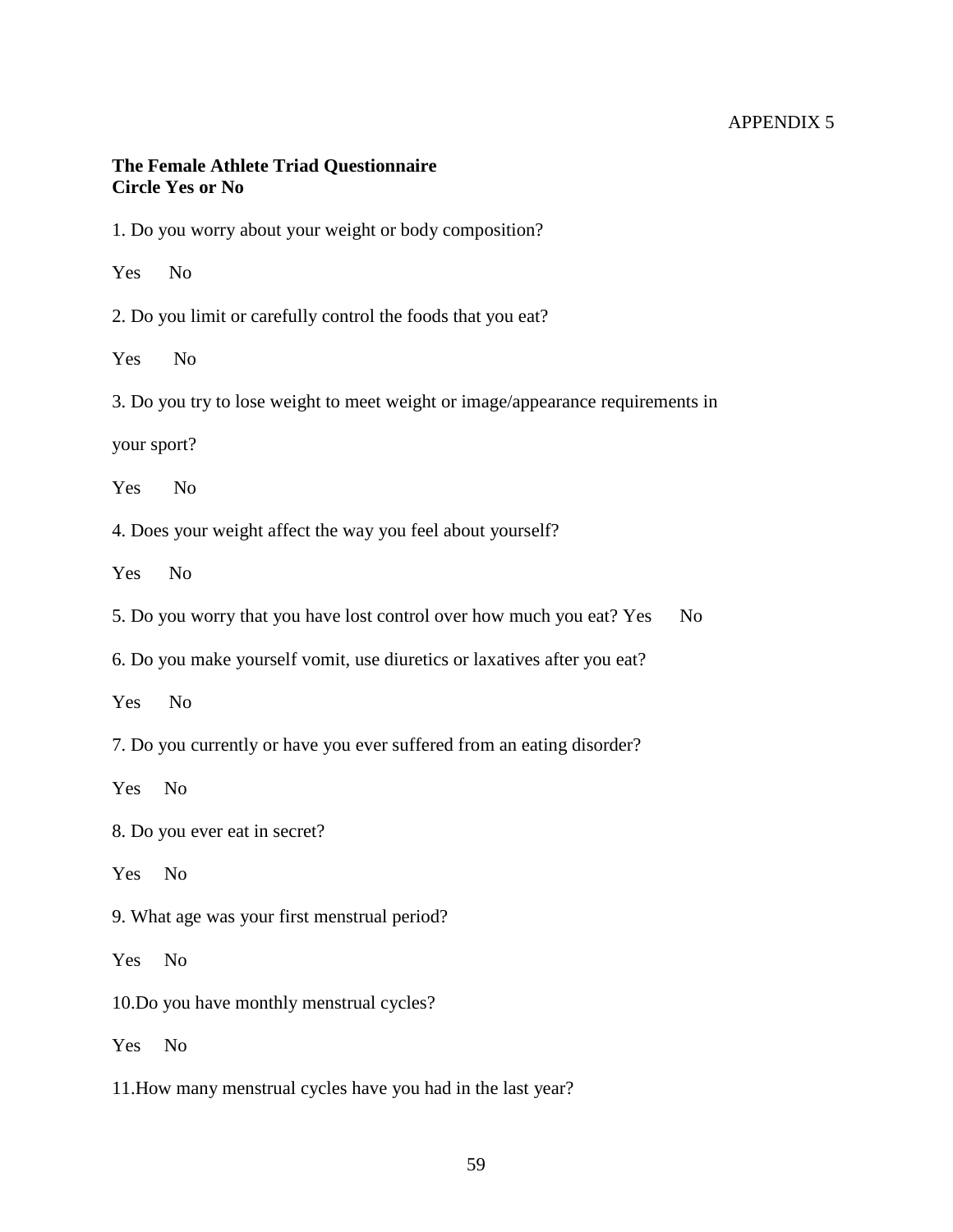APPENDIX 5

**The Female Athlete Triad Questionnaire**
**Circle Yes or No**

1. Do you worry about your weight or body composition?

Yes No

2. Do you limit or carefully control the foods that you eat?

Yes No

3. Do you try to lose weight to meet weight or image/appearance requirements in your sport?

Yes No

4. Does your weight affect the way you feel about yourself?

Yes No

5. Do you worry that you have lost control over how much you eat? Yes No

6. Do you make yourself vomit, use diuretics or laxatives after you eat?

Yes No

7. Do you currently or have you ever suffered from an eating disorder?

Yes No

8. Do you ever eat in secret?

Yes No

9. What age was your first menstrual period?

Yes No

10.Do you have monthly menstrual cycles?

Yes No

11.How many menstrual cycles have you had in the last year?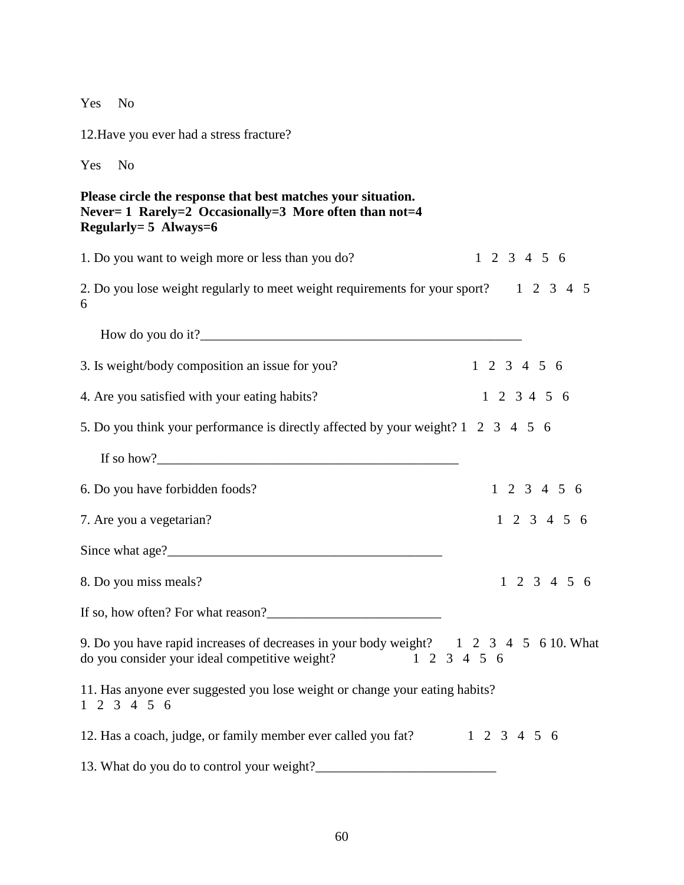Yes No

12.Have you ever had a stress fracture?

Yes No

**Please circle the response that best matches your situation.**
**Never= 1 Rarely=2 Occasionally=3 More often than not=4**
**Regularly= 5 Always=6**

1. Do you want to weigh more or less than you do? 1 2 3 4 5 6

2. Do you lose weight regularly to meet weight requirements for your sport? 1 2 3 4 5 6

   How do you do it?_________________________________________________

3. Is weight/body composition an issue for you? 1 2 3 4 5 6

4. Are you satisfied with your eating habits? 1 2 3 4 5 6

5. Do you think your performance is directly affected by your weight? 1 2 3 4 5 6

   If so how?_____________________________________________

6. Do you have forbidden foods? 1 2 3 4 5 6

7. Are you a vegetarian? 1 2 3 4 5 6

Since what age?__________________________________________

8. Do you miss meals? 1 2 3 4 5 6

If so, how often? For what reason?__________________________

9. Do you have rapid increases of decreases in your body weight? 1 2 3 4 5 6 10. What do you consider your ideal competitive weight? 1 2 3 4 5 6

11. Has anyone ever suggested you lose weight or change your eating habits?
1 2 3 4 5 6

12. Has a coach, judge, or family member ever called you fat? 1 2 3 4 5 6

13. What do you do to control your weight?___________________________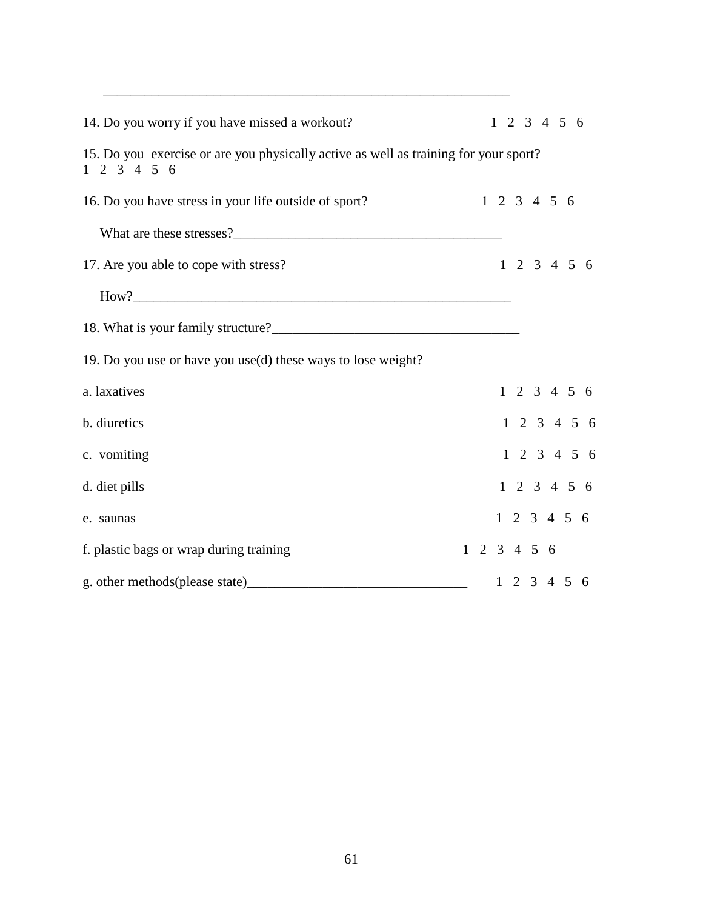\_\_\_\_\_\_\_\_\_\_\_\_\_\_\_\_\_\_\_\_\_\_\_\_\_\_\_\_\_\_\_\_\_\_\_\_\_\_\_\_\_\_\_\_\_\_\_\_\_\_\_\_\_\_\_\_\_\_\_\_

14. Do you worry if you have missed a workout? 1 2 3 4 5 6

15. Do you exercise or are you physically active as well as training for your sport? 1 2 3 4 5 6

16. Do you have stress in your life outside of sport? 1 2 3 4 5 6

    What are these stresses?\_\_\_\_\_\_\_\_\_\_\_\_\_\_\_\_\_\_\_\_\_\_\_\_\_\_\_\_\_\_\_\_\_\_\_\_\_\_\_\_

17. Are you able to cope with stress? 1 2 3 4 5 6

    How?\_\_\_\_\_\_\_\_\_\_\_\_\_\_\_\_\_\_\_\_\_\_\_\_\_\_\_\_\_\_\_\_\_\_\_\_\_\_\_\_\_\_\_\_\_\_\_\_\_\_\_\_\_\_\_\_\_

18. What is your family structure?\_\_\_\_\_\_\_\_\_\_\_\_\_\_\_\_\_\_\_\_\_\_\_\_\_\_\_\_\_\_\_\_\_\_\_\_\_

19. Do you use or have you use(d) these ways to lose weight?

a. laxatives 1 2 3 4 5 6

b. diuretics 1 2 3 4 5 6

c. vomiting 1 2 3 4 5 6

d. diet pills 1 2 3 4 5 6

e. saunas 1 2 3 4 5 6

f. plastic bags or wrap during training 1 2 3 4 5 6

g. other methods(please state)\_\_\_\_\_\_\_\_\_\_\_\_\_\_\_\_\_\_\_\_\_\_\_\_\_\_\_\_\_\_\_\_ 1 2 3 4 5 6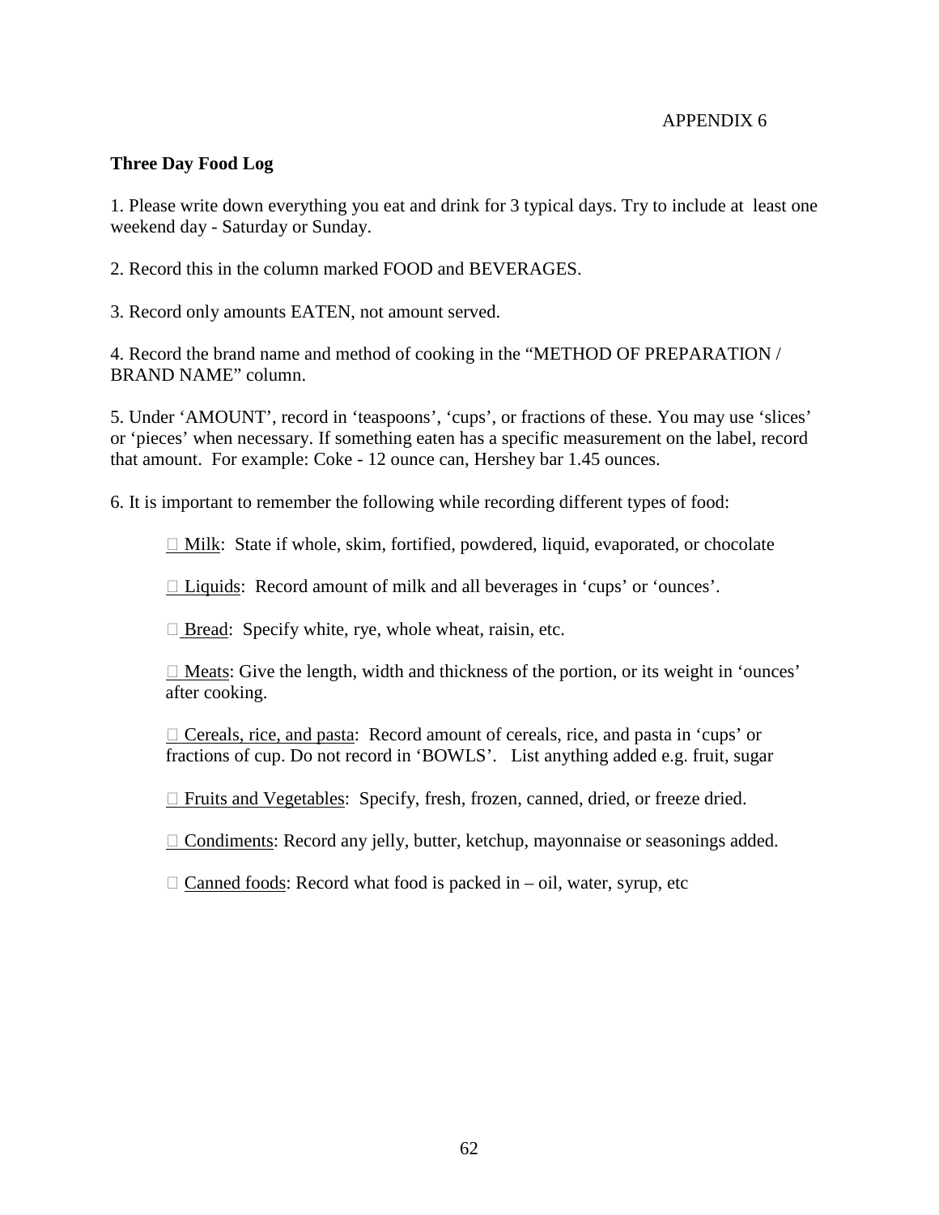APPENDIX 6

**Three Day Food Log**

1. Please write down everything you eat and drink for 3 typical days. Try to include at least one weekend day - Saturday or Sunday.

2. Record this in the column marked FOOD and BEVERAGES.

3. Record only amounts EATEN, not amount served.

4. Record the brand name and method of cooking in the "METHOD OF PREPARATION / BRAND NAME" column.

5. Under 'AMOUNT', record in 'teaspoons', 'cups', or fractions of these. You may use 'slices' or 'pieces' when necessary. If something eaten has a specific measurement on the label, record that amount. For example: Coke - 12 ounce can, Hershey bar 1.45 ounces.

6. It is important to remember the following while recording different types of food:

- Milk: State if whole, skim, fortified, powdered, liquid, evaporated, or chocolate
- Liquids: Record amount of milk and all beverages in 'cups' or 'ounces'.
- Bread: Specify white, rye, whole wheat, raisin, etc.
- Meats: Give the length, width and thickness of the portion, or its weight in 'ounces' after cooking.
- Cereals, rice, and pasta: Record amount of cereals, rice, and pasta in 'cups' or fractions of cup. Do not record in 'BOWLS'. List anything added e.g. fruit, sugar
- Fruits and Vegetables: Specify, fresh, frozen, canned, dried, or freeze dried.
- Condiments: Record any jelly, butter, ketchup, mayonnaise or seasonings added.
- Canned foods: Record what food is packed in – oil, water, syrup, etc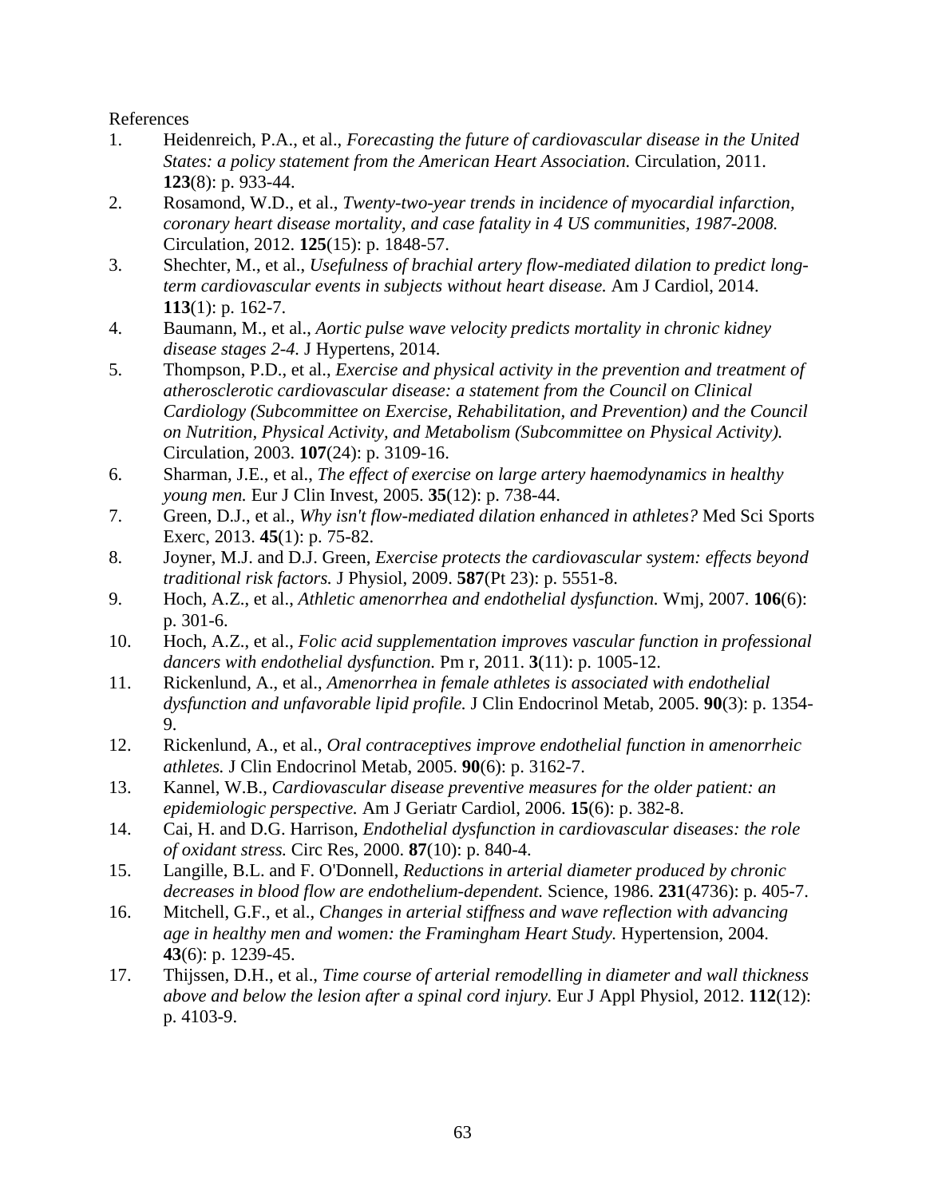References

1. Heidenreich, P.A., et al., *Forecasting the future of cardiovascular disease in the United States: a policy statement from the American Heart Association.* Circulation, 2011. **123**(8): p. 933-44.
2. Rosamond, W.D., et al., *Twenty-two-year trends in incidence of myocardial infarction, coronary heart disease mortality, and case fatality in 4 US communities, 1987-2008.* Circulation, 2012. **125**(15): p. 1848-57.
3. Shechter, M., et al., *Usefulness of brachial artery flow-mediated dilation to predict long-term cardiovascular events in subjects without heart disease.* Am J Cardiol, 2014. **113**(1): p. 162-7.
4. Baumann, M., et al., *Aortic pulse wave velocity predicts mortality in chronic kidney disease stages 2-4.* J Hypertens, 2014.
5. Thompson, P.D., et al., *Exercise and physical activity in the prevention and treatment of atherosclerotic cardiovascular disease: a statement from the Council on Clinical Cardiology (Subcommittee on Exercise, Rehabilitation, and Prevention) and the Council on Nutrition, Physical Activity, and Metabolism (Subcommittee on Physical Activity).* Circulation, 2003. **107**(24): p. 3109-16.
6. Sharman, J.E., et al., *The effect of exercise on large artery haemodynamics in healthy young men.* Eur J Clin Invest, 2005. **35**(12): p. 738-44.
7. Green, D.J., et al., *Why isn't flow-mediated dilation enhanced in athletes?* Med Sci Sports Exerc, 2013. **45**(1): p. 75-82.
8. Joyner, M.J. and D.J. Green, *Exercise protects the cardiovascular system: effects beyond traditional risk factors.* J Physiol, 2009. **587**(Pt 23): p. 5551-8.
9. Hoch, A.Z., et al., *Athletic amenorrhea and endothelial dysfunction.* Wmj, 2007. **106**(6): p. 301-6.
10. Hoch, A.Z., et al., *Folic acid supplementation improves vascular function in professional dancers with endothelial dysfunction.* Pm r, 2011. **3**(11): p. 1005-12.
11. Rickenlund, A., et al., *Amenorrhea in female athletes is associated with endothelial dysfunction and unfavorable lipid profile.* J Clin Endocrinol Metab, 2005. **90**(3): p. 1354-9.
12. Rickenlund, A., et al., *Oral contraceptives improve endothelial function in amenorrheic athletes.* J Clin Endocrinol Metab, 2005. **90**(6): p. 3162-7.
13. Kannel, W.B., *Cardiovascular disease preventive measures for the older patient: an epidemiologic perspective.* Am J Geriatr Cardiol, 2006. **15**(6): p. 382-8.
14. Cai, H. and D.G. Harrison, *Endothelial dysfunction in cardiovascular diseases: the role of oxidant stress.* Circ Res, 2000. **87**(10): p. 840-4.
15. Langille, B.L. and F. O'Donnell, *Reductions in arterial diameter produced by chronic decreases in blood flow are endothelium-dependent.* Science, 1986. **231**(4736): p. 405-7.
16. Mitchell, G.F., et al., *Changes in arterial stiffness and wave reflection with advancing age in healthy men and women: the Framingham Heart Study.* Hypertension, 2004. **43**(6): p. 1239-45.
17. Thijssen, D.H., et al., *Time course of arterial remodelling in diameter and wall thickness above and below the lesion after a spinal cord injury.* Eur J Appl Physiol, 2012. **112**(12): p. 4103-9.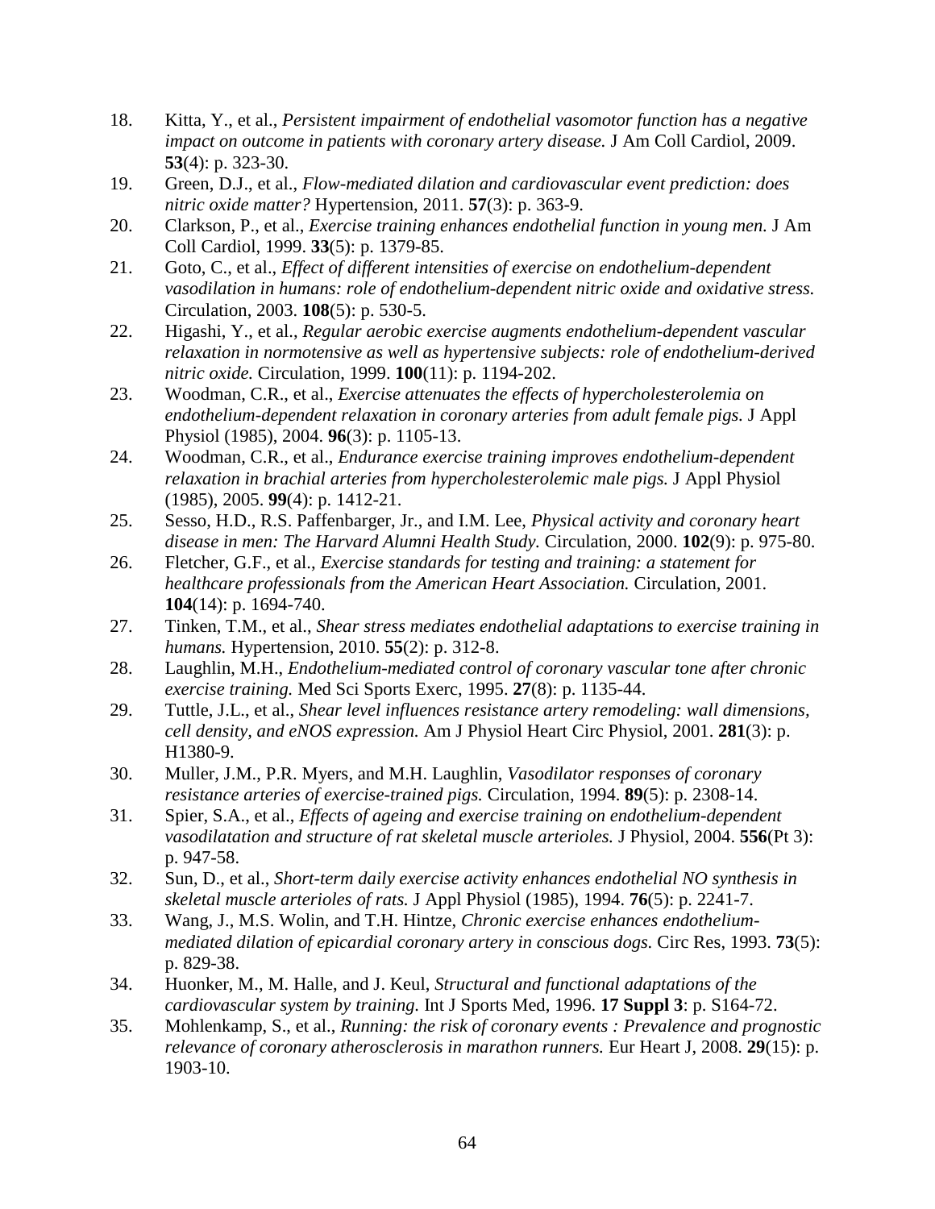18. Kitta, Y., et al., *Persistent impairment of endothelial vasomotor function has a negative impact on outcome in patients with coronary artery disease.* J Am Coll Cardiol, 2009. **53**(4): p. 323-30.
19. Green, D.J., et al., *Flow-mediated dilation and cardiovascular event prediction: does nitric oxide matter?* Hypertension, 2011. **57**(3): p. 363-9.
20. Clarkson, P., et al., *Exercise training enhances endothelial function in young men.* J Am Coll Cardiol, 1999. **33**(5): p. 1379-85.
21. Goto, C., et al., *Effect of different intensities of exercise on endothelium-dependent vasodilation in humans: role of endothelium-dependent nitric oxide and oxidative stress.* Circulation, 2003. **108**(5): p. 530-5.
22. Higashi, Y., et al., *Regular aerobic exercise augments endothelium-dependent vascular relaxation in normotensive as well as hypertensive subjects: role of endothelium-derived nitric oxide.* Circulation, 1999. **100**(11): p. 1194-202.
23. Woodman, C.R., et al., *Exercise attenuates the effects of hypercholesterolemia on endothelium-dependent relaxation in coronary arteries from adult female pigs.* J Appl Physiol (1985), 2004. **96**(3): p. 1105-13.
24. Woodman, C.R., et al., *Endurance exercise training improves endothelium-dependent relaxation in brachial arteries from hypercholesterolemic male pigs.* J Appl Physiol (1985), 2005. **99**(4): p. 1412-21.
25. Sesso, H.D., R.S. Paffenbarger, Jr., and I.M. Lee, *Physical activity and coronary heart disease in men: The Harvard Alumni Health Study.* Circulation, 2000. **102**(9): p. 975-80.
26. Fletcher, G.F., et al., *Exercise standards for testing and training: a statement for healthcare professionals from the American Heart Association.* Circulation, 2001. **104**(14): p. 1694-740.
27. Tinken, T.M., et al., *Shear stress mediates endothelial adaptations to exercise training in humans.* Hypertension, 2010. **55**(2): p. 312-8.
28. Laughlin, M.H., *Endothelium-mediated control of coronary vascular tone after chronic exercise training.* Med Sci Sports Exerc, 1995. **27**(8): p. 1135-44.
29. Tuttle, J.L., et al., *Shear level influences resistance artery remodeling: wall dimensions, cell density, and eNOS expression.* Am J Physiol Heart Circ Physiol, 2001. **281**(3): p. H1380-9.
30. Muller, J.M., P.R. Myers, and M.H. Laughlin, *Vasodilator responses of coronary resistance arteries of exercise-trained pigs.* Circulation, 1994. **89**(5): p. 2308-14.
31. Spier, S.A., et al., *Effects of ageing and exercise training on endothelium-dependent vasodilatation and structure of rat skeletal muscle arterioles.* J Physiol, 2004. **556**(Pt 3): p. 947-58.
32. Sun, D., et al., *Short-term daily exercise activity enhances endothelial NO synthesis in skeletal muscle arterioles of rats.* J Appl Physiol (1985), 1994. **76**(5): p. 2241-7.
33. Wang, J., M.S. Wolin, and T.H. Hintze, *Chronic exercise enhances endothelium-mediated dilation of epicardial coronary artery in conscious dogs.* Circ Res, 1993. **73**(5): p. 829-38.
34. Huonker, M., M. Halle, and J. Keul, *Structural and functional adaptations of the cardiovascular system by training.* Int J Sports Med, 1996. **17 Suppl 3**: p. S164-72.
35. Mohlenkamp, S., et al., *Running: the risk of coronary events : Prevalence and prognostic relevance of coronary atherosclerosis in marathon runners.* Eur Heart J, 2008. **29**(15): p. 1903-10.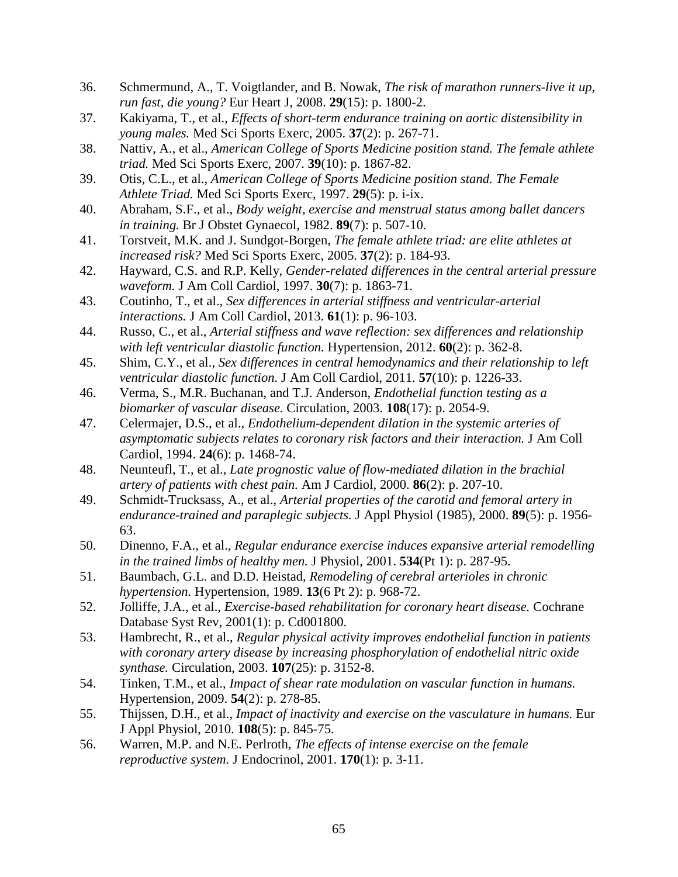36. Schmermund, A., T. Voigtlander, and B. Nowak, *The risk of marathon runners-live it up, run fast, die young?* Eur Heart J, 2008. **29**(15): p. 1800-2.
37. Kakiyama, T., et al., *Effects of short-term endurance training on aortic distensibility in young males.* Med Sci Sports Exerc, 2005. **37**(2): p. 267-71.
38. Nattiv, A., et al., *American College of Sports Medicine position stand. The female athlete triad.* Med Sci Sports Exerc, 2007. **39**(10): p. 1867-82.
39. Otis, C.L., et al., *American College of Sports Medicine position stand. The Female Athlete Triad.* Med Sci Sports Exerc, 1997. **29**(5): p. i-ix.
40. Abraham, S.F., et al., *Body weight, exercise and menstrual status among ballet dancers in training.* Br J Obstet Gynaecol, 1982. **89**(7): p. 507-10.
41. Torstveit, M.K. and J. Sundgot-Borgen, *The female athlete triad: are elite athletes at increased risk?* Med Sci Sports Exerc, 2005. **37**(2): p. 184-93.
42. Hayward, C.S. and R.P. Kelly, *Gender-related differences in the central arterial pressure waveform.* J Am Coll Cardiol, 1997. **30**(7): p. 1863-71.
43. Coutinho, T., et al., *Sex differences in arterial stiffness and ventricular-arterial interactions.* J Am Coll Cardiol, 2013. **61**(1): p. 96-103.
44. Russo, C., et al., *Arterial stiffness and wave reflection: sex differences and relationship with left ventricular diastolic function.* Hypertension, 2012. **60**(2): p. 362-8.
45. Shim, C.Y., et al., *Sex differences in central hemodynamics and their relationship to left ventricular diastolic function.* J Am Coll Cardiol, 2011. **57**(10): p. 1226-33.
46. Verma, S., M.R. Buchanan, and T.J. Anderson, *Endothelial function testing as a biomarker of vascular disease.* Circulation, 2003. **108**(17): p. 2054-9.
47. Celermajer, D.S., et al., *Endothelium-dependent dilation in the systemic arteries of asymptomatic subjects relates to coronary risk factors and their interaction.* J Am Coll Cardiol, 1994. **24**(6): p. 1468-74.
48. Neunteufl, T., et al., *Late prognostic value of flow-mediated dilation in the brachial artery of patients with chest pain.* Am J Cardiol, 2000. **86**(2): p. 207-10.
49. Schmidt-Trucksass, A., et al., *Arterial properties of the carotid and femoral artery in endurance-trained and paraplegic subjects.* J Appl Physiol (1985), 2000. **89**(5): p. 1956-63.
50. Dinenno, F.A., et al., *Regular endurance exercise induces expansive arterial remodelling in the trained limbs of healthy men.* J Physiol, 2001. **534**(Pt 1): p. 287-95.
51. Baumbach, G.L. and D.D. Heistad, *Remodeling of cerebral arterioles in chronic hypertension.* Hypertension, 1989. **13**(6 Pt 2): p. 968-72.
52. Jolliffe, J.A., et al., *Exercise-based rehabilitation for coronary heart disease.* Cochrane Database Syst Rev, 2001(1): p. Cd001800.
53. Hambrecht, R., et al., *Regular physical activity improves endothelial function in patients with coronary artery disease by increasing phosphorylation of endothelial nitric oxide synthase.* Circulation, 2003. **107**(25): p. 3152-8.
54. Tinken, T.M., et al., *Impact of shear rate modulation on vascular function in humans.* Hypertension, 2009. **54**(2): p. 278-85.
55. Thijssen, D.H., et al., *Impact of inactivity and exercise on the vasculature in humans.* Eur J Appl Physiol, 2010. **108**(5): p. 845-75.
56. Warren, M.P. and N.E. Perlroth, *The effects of intense exercise on the female reproductive system.* J Endocrinol, 2001. **170**(1): p. 3-11.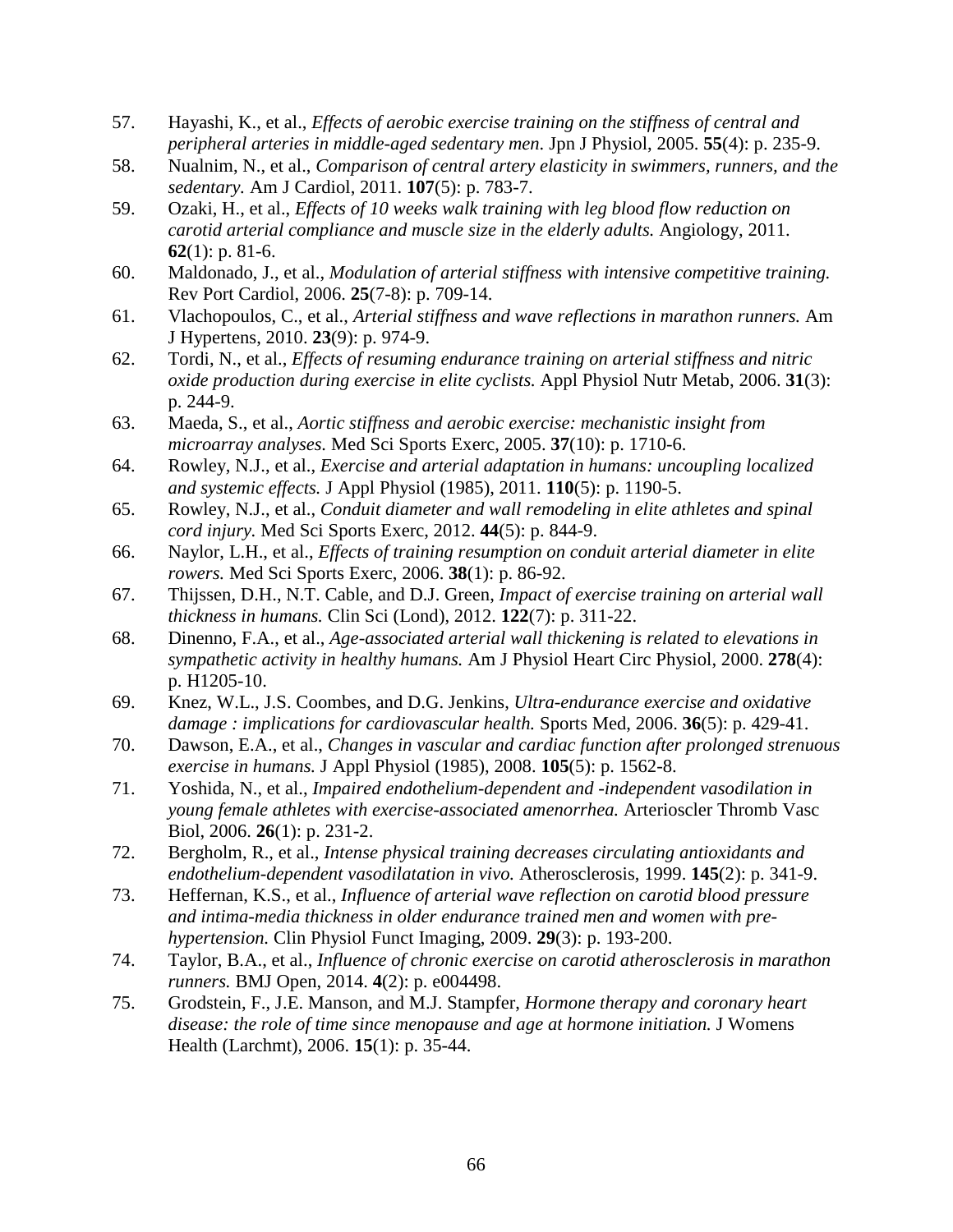57. Hayashi, K., et al., *Effects of aerobic exercise training on the stiffness of central and peripheral arteries in middle-aged sedentary men.* Jpn J Physiol, 2005. **55**(4): p. 235-9.
58. Nualnim, N., et al., *Comparison of central artery elasticity in swimmers, runners, and the sedentary.* Am J Cardiol, 2011. **107**(5): p. 783-7.
59. Ozaki, H., et al., *Effects of 10 weeks walk training with leg blood flow reduction on carotid arterial compliance and muscle size in the elderly adults.* Angiology, 2011. **62**(1): p. 81-6.
60. Maldonado, J., et al., *Modulation of arterial stiffness with intensive competitive training.* Rev Port Cardiol, 2006. **25**(7-8): p. 709-14.
61. Vlachopoulos, C., et al., *Arterial stiffness and wave reflections in marathon runners.* Am J Hypertens, 2010. **23**(9): p. 974-9.
62. Tordi, N., et al., *Effects of resuming endurance training on arterial stiffness and nitric oxide production during exercise in elite cyclists.* Appl Physiol Nutr Metab, 2006. **31**(3): p. 244-9.
63. Maeda, S., et al., *Aortic stiffness and aerobic exercise: mechanistic insight from microarray analyses.* Med Sci Sports Exerc, 2005. **37**(10): p. 1710-6.
64. Rowley, N.J., et al., *Exercise and arterial adaptation in humans: uncoupling localized and systemic effects.* J Appl Physiol (1985), 2011. **110**(5): p. 1190-5.
65. Rowley, N.J., et al., *Conduit diameter and wall remodeling in elite athletes and spinal cord injury.* Med Sci Sports Exerc, 2012. **44**(5): p. 844-9.
66. Naylor, L.H., et al., *Effects of training resumption on conduit arterial diameter in elite rowers.* Med Sci Sports Exerc, 2006. **38**(1): p. 86-92.
67. Thijssen, D.H., N.T. Cable, and D.J. Green, *Impact of exercise training on arterial wall thickness in humans.* Clin Sci (Lond), 2012. **122**(7): p. 311-22.
68. Dinenno, F.A., et al., *Age-associated arterial wall thickening is related to elevations in sympathetic activity in healthy humans.* Am J Physiol Heart Circ Physiol, 2000. **278**(4): p. H1205-10.
69. Knez, W.L., J.S. Coombes, and D.G. Jenkins, *Ultra-endurance exercise and oxidative damage : implications for cardiovascular health.* Sports Med, 2006. **36**(5): p. 429-41.
70. Dawson, E.A., et al., *Changes in vascular and cardiac function after prolonged strenuous exercise in humans.* J Appl Physiol (1985), 2008. **105**(5): p. 1562-8.
71. Yoshida, N., et al., *Impaired endothelium-dependent and -independent vasodilation in young female athletes with exercise-associated amenorrhea.* Arterioscler Thromb Vasc Biol, 2006. **26**(1): p. 231-2.
72. Bergholm, R., et al., *Intense physical training decreases circulating antioxidants and endothelium-dependent vasodilatation in vivo.* Atherosclerosis, 1999. **145**(2): p. 341-9.
73. Heffernan, K.S., et al., *Influence of arterial wave reflection on carotid blood pressure and intima-media thickness in older endurance trained men and women with pre-hypertension.* Clin Physiol Funct Imaging, 2009. **29**(3): p. 193-200.
74. Taylor, B.A., et al., *Influence of chronic exercise on carotid atherosclerosis in marathon runners.* BMJ Open, 2014. **4**(2): p. e004498.
75. Grodstein, F., J.E. Manson, and M.J. Stampfer, *Hormone therapy and coronary heart disease: the role of time since menopause and age at hormone initiation.* J Womens Health (Larchmt), 2006. **15**(1): p. 35-44.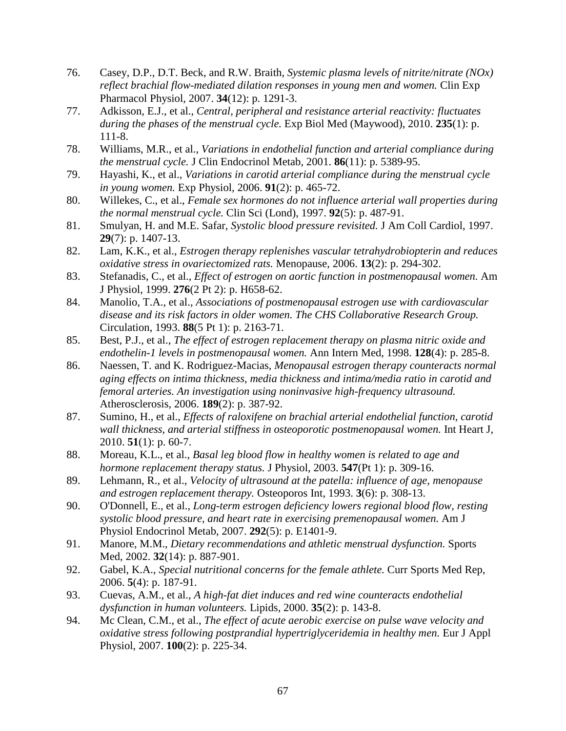76. Casey, D.P., D.T. Beck, and R.W. Braith, *Systemic plasma levels of nitrite/nitrate (NOx) reflect brachial flow-mediated dilation responses in young men and women.* Clin Exp Pharmacol Physiol, 2007. **34**(12): p. 1291-3.
77. Adkisson, E.J., et al., *Central, peripheral and resistance arterial reactivity: fluctuates during the phases of the menstrual cycle.* Exp Biol Med (Maywood), 2010. **235**(1): p. 111-8.
78. Williams, M.R., et al., *Variations in endothelial function and arterial compliance during the menstrual cycle.* J Clin Endocrinol Metab, 2001. **86**(11): p. 5389-95.
79. Hayashi, K., et al., *Variations in carotid arterial compliance during the menstrual cycle in young women.* Exp Physiol, 2006. **91**(2): p. 465-72.
80. Willekes, C., et al., *Female sex hormones do not influence arterial wall properties during the normal menstrual cycle.* Clin Sci (Lond), 1997. **92**(5): p. 487-91.
81. Smulyan, H. and M.E. Safar, *Systolic blood pressure revisited.* J Am Coll Cardiol, 1997. **29**(7): p. 1407-13.
82. Lam, K.K., et al., *Estrogen therapy replenishes vascular tetrahydrobiopterin and reduces oxidative stress in ovariectomized rats.* Menopause, 2006. **13**(2): p. 294-302.
83. Stefanadis, C., et al., *Effect of estrogen on aortic function in postmenopausal women.* Am J Physiol, 1999. **276**(2 Pt 2): p. H658-62.
84. Manolio, T.A., et al., *Associations of postmenopausal estrogen use with cardiovascular disease and its risk factors in older women. The CHS Collaborative Research Group.* Circulation, 1993. **88**(5 Pt 1): p. 2163-71.
85. Best, P.J., et al., *The effect of estrogen replacement therapy on plasma nitric oxide and endothelin-1 levels in postmenopausal women.* Ann Intern Med, 1998. **128**(4): p. 285-8.
86. Naessen, T. and K. Rodriguez-Macias, *Menopausal estrogen therapy counteracts normal aging effects on intima thickness, media thickness and intima/media ratio in carotid and femoral arteries. An investigation using noninvasive high-frequency ultrasound.* Atherosclerosis, 2006. **189**(2): p. 387-92.
87. Sumino, H., et al., *Effects of raloxifene on brachial arterial endothelial function, carotid wall thickness, and arterial stiffness in osteoporotic postmenopausal women.* Int Heart J, 2010. **51**(1): p. 60-7.
88. Moreau, K.L., et al., *Basal leg blood flow in healthy women is related to age and hormone replacement therapy status.* J Physiol, 2003. **547**(Pt 1): p. 309-16.
89. Lehmann, R., et al., *Velocity of ultrasound at the patella: influence of age, menopause and estrogen replacement therapy.* Osteoporos Int, 1993. **3**(6): p. 308-13.
90. O'Donnell, E., et al., *Long-term estrogen deficiency lowers regional blood flow, resting systolic blood pressure, and heart rate in exercising premenopausal women.* Am J Physiol Endocrinol Metab, 2007. **292**(5): p. E1401-9.
91. Manore, M.M., *Dietary recommendations and athletic menstrual dysfunction.* Sports Med, 2002. **32**(14): p. 887-901.
92. Gabel, K.A., *Special nutritional concerns for the female athlete.* Curr Sports Med Rep, 2006. **5**(4): p. 187-91.
93. Cuevas, A.M., et al., *A high-fat diet induces and red wine counteracts endothelial dysfunction in human volunteers.* Lipids, 2000. **35**(2): p. 143-8.
94. Mc Clean, C.M., et al., *The effect of acute aerobic exercise on pulse wave velocity and oxidative stress following postprandial hypertriglyceridemia in healthy men.* Eur J Appl Physiol, 2007. **100**(2): p. 225-34.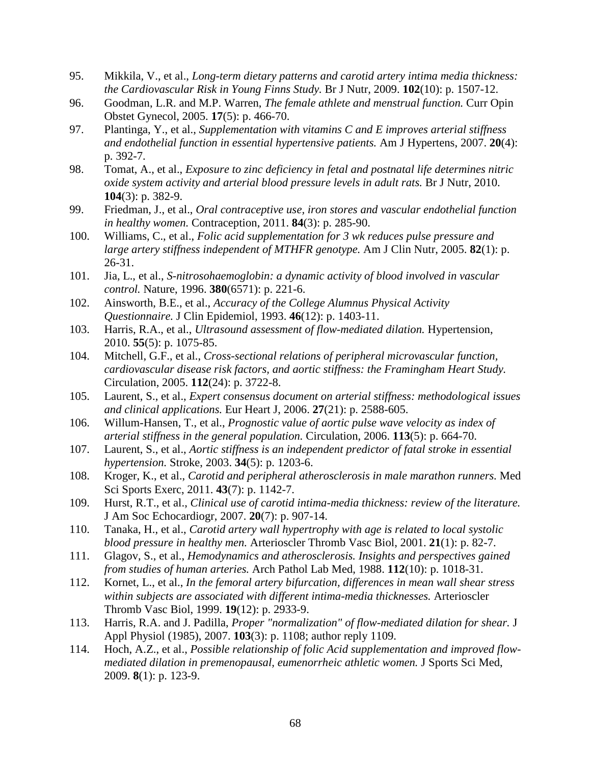95. Mikkila, V., et al., *Long-term dietary patterns and carotid artery intima media thickness: the Cardiovascular Risk in Young Finns Study.* Br J Nutr, 2009. **102**(10): p. 1507-12.
96. Goodman, L.R. and M.P. Warren, *The female athlete and menstrual function.* Curr Opin Obstet Gynecol, 2005. **17**(5): p. 466-70.
97. Plantinga, Y., et al., *Supplementation with vitamins C and E improves arterial stiffness and endothelial function in essential hypertensive patients.* Am J Hypertens, 2007. **20**(4): p. 392-7.
98. Tomat, A., et al., *Exposure to zinc deficiency in fetal and postnatal life determines nitric oxide system activity and arterial blood pressure levels in adult rats.* Br J Nutr, 2010. **104**(3): p. 382-9.
99. Friedman, J., et al., *Oral contraceptive use, iron stores and vascular endothelial function in healthy women.* Contraception, 2011. **84**(3): p. 285-90.
100. Williams, C., et al., *Folic acid supplementation for 3 wk reduces pulse pressure and large artery stiffness independent of MTHFR genotype.* Am J Clin Nutr, 2005. **82**(1): p. 26-31.
101. Jia, L., et al., *S-nitrosohaemoglobin: a dynamic activity of blood involved in vascular control.* Nature, 1996. **380**(6571): p. 221-6.
102. Ainsworth, B.E., et al., *Accuracy of the College Alumnus Physical Activity Questionnaire.* J Clin Epidemiol, 1993. **46**(12): p. 1403-11.
103. Harris, R.A., et al., *Ultrasound assessment of flow-mediated dilation.* Hypertension, 2010. **55**(5): p. 1075-85.
104. Mitchell, G.F., et al., *Cross-sectional relations of peripheral microvascular function, cardiovascular disease risk factors, and aortic stiffness: the Framingham Heart Study.* Circulation, 2005. **112**(24): p. 3722-8.
105. Laurent, S., et al., *Expert consensus document on arterial stiffness: methodological issues and clinical applications.* Eur Heart J, 2006. **27**(21): p. 2588-605.
106. Willum-Hansen, T., et al., *Prognostic value of aortic pulse wave velocity as index of arterial stiffness in the general population.* Circulation, 2006. **113**(5): p. 664-70.
107. Laurent, S., et al., *Aortic stiffness is an independent predictor of fatal stroke in essential hypertension.* Stroke, 2003. **34**(5): p. 1203-6.
108. Kroger, K., et al., *Carotid and peripheral atherosclerosis in male marathon runners.* Med Sci Sports Exerc, 2011. **43**(7): p. 1142-7.
109. Hurst, R.T., et al., *Clinical use of carotid intima-media thickness: review of the literature.* J Am Soc Echocardiogr, 2007. **20**(7): p. 907-14.
110. Tanaka, H., et al., *Carotid artery wall hypertrophy with age is related to local systolic blood pressure in healthy men.* Arterioscler Thromb Vasc Biol, 2001. **21**(1): p. 82-7.
111. Glagov, S., et al., *Hemodynamics and atherosclerosis. Insights and perspectives gained from studies of human arteries.* Arch Pathol Lab Med, 1988. **112**(10): p. 1018-31.
112. Kornet, L., et al., *In the femoral artery bifurcation, differences in mean wall shear stress within subjects are associated with different intima-media thicknesses.* Arterioscler Thromb Vasc Biol, 1999. **19**(12): p. 2933-9.
113. Harris, R.A. and J. Padilla, *Proper "normalization" of flow-mediated dilation for shear.* J Appl Physiol (1985), 2007. **103**(3): p. 1108; author reply 1109.
114. Hoch, A.Z., et al., *Possible relationship of folic Acid supplementation and improved flow-mediated dilation in premenopausal, eumenorrheic athletic women.* J Sports Sci Med, 2009. **8**(1): p. 123-9.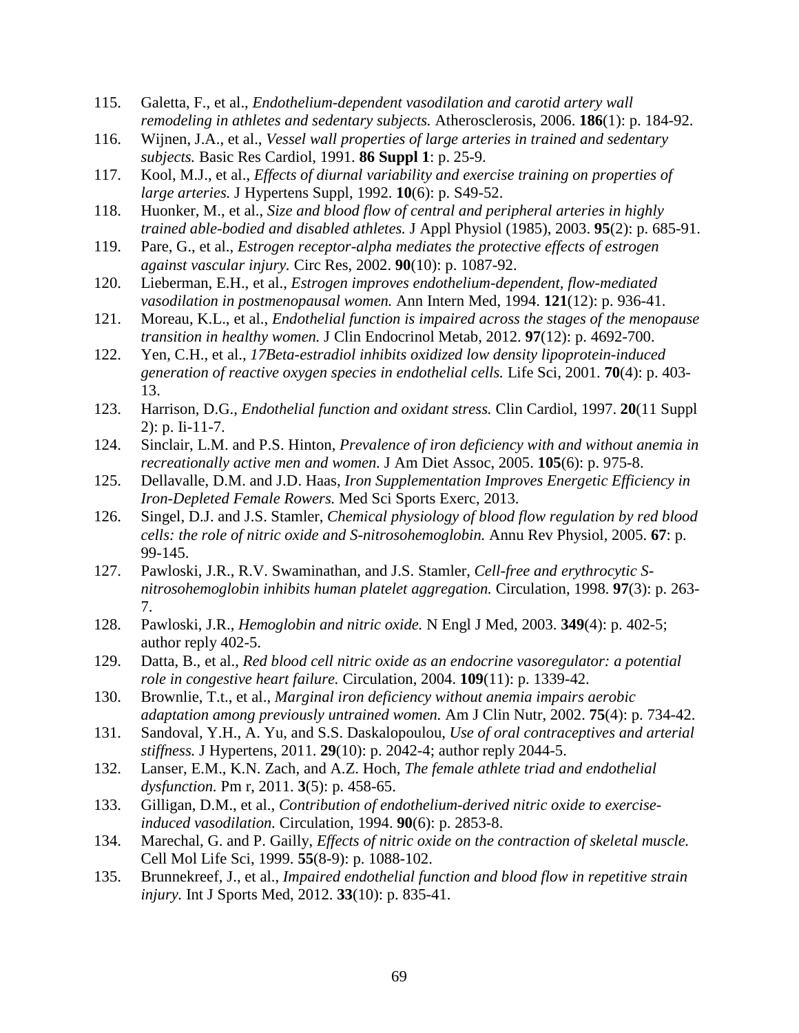115. Galetta, F., et al., *Endothelium-dependent vasodilation and carotid artery wall remodeling in athletes and sedentary subjects.* Atherosclerosis, 2006. **186**(1): p. 184-92.
116. Wijnen, J.A., et al., *Vessel wall properties of large arteries in trained and sedentary subjects.* Basic Res Cardiol, 1991. **86 Suppl 1**: p. 25-9.
117. Kool, M.J., et al., *Effects of diurnal variability and exercise training on properties of large arteries.* J Hypertens Suppl, 1992. **10**(6): p. S49-52.
118. Huonker, M., et al., *Size and blood flow of central and peripheral arteries in highly trained able-bodied and disabled athletes.* J Appl Physiol (1985), 2003. **95**(2): p. 685-91.
119. Pare, G., et al., *Estrogen receptor-alpha mediates the protective effects of estrogen against vascular injury.* Circ Res, 2002. **90**(10): p. 1087-92.
120. Lieberman, E.H., et al., *Estrogen improves endothelium-dependent, flow-mediated vasodilation in postmenopausal women.* Ann Intern Med, 1994. **121**(12): p. 936-41.
121. Moreau, K.L., et al., *Endothelial function is impaired across the stages of the menopause transition in healthy women.* J Clin Endocrinol Metab, 2012. **97**(12): p. 4692-700.
122. Yen, C.H., et al., *17Beta-estradiol inhibits oxidized low density lipoprotein-induced generation of reactive oxygen species in endothelial cells.* Life Sci, 2001. **70**(4): p. 403-13.
123. Harrison, D.G., *Endothelial function and oxidant stress.* Clin Cardiol, 1997. **20**(11 Suppl 2): p. Ii-11-7.
124. Sinclair, L.M. and P.S. Hinton, *Prevalence of iron deficiency with and without anemia in recreationally active men and women.* J Am Diet Assoc, 2005. **105**(6): p. 975-8.
125. Dellavalle, D.M. and J.D. Haas, *Iron Supplementation Improves Energetic Efficiency in Iron-Depleted Female Rowers.* Med Sci Sports Exerc, 2013.
126. Singel, D.J. and J.S. Stamler, *Chemical physiology of blood flow regulation by red blood cells: the role of nitric oxide and S-nitrosohemoglobin.* Annu Rev Physiol, 2005. **67**: p. 99-145.
127. Pawloski, J.R., R.V. Swaminathan, and J.S. Stamler, *Cell-free and erythrocytic S-nitrosohemoglobin inhibits human platelet aggregation.* Circulation, 1998. **97**(3): p. 263-7.
128. Pawloski, J.R., *Hemoglobin and nitric oxide.* N Engl J Med, 2003. **349**(4): p. 402-5; author reply 402-5.
129. Datta, B., et al., *Red blood cell nitric oxide as an endocrine vasoregulator: a potential role in congestive heart failure.* Circulation, 2004. **109**(11): p. 1339-42.
130. Brownlie, T.t., et al., *Marginal iron deficiency without anemia impairs aerobic adaptation among previously untrained women.* Am J Clin Nutr, 2002. **75**(4): p. 734-42.
131. Sandoval, Y.H., A. Yu, and S.S. Daskalopoulou, *Use of oral contraceptives and arterial stiffness.* J Hypertens, 2011. **29**(10): p. 2042-4; author reply 2044-5.
132. Lanser, E.M., K.N. Zach, and A.Z. Hoch, *The female athlete triad and endothelial dysfunction.* Pm r, 2011. **3**(5): p. 458-65.
133. Gilligan, D.M., et al., *Contribution of endothelium-derived nitric oxide to exercise-induced vasodilation.* Circulation, 1994. **90**(6): p. 2853-8.
134. Marechal, G. and P. Gailly, *Effects of nitric oxide on the contraction of skeletal muscle.* Cell Mol Life Sci, 1999. **55**(8-9): p. 1088-102.
135. Brunnekreef, J., et al., *Impaired endothelial function and blood flow in repetitive strain injury.* Int J Sports Med, 2012. **33**(10): p. 835-41.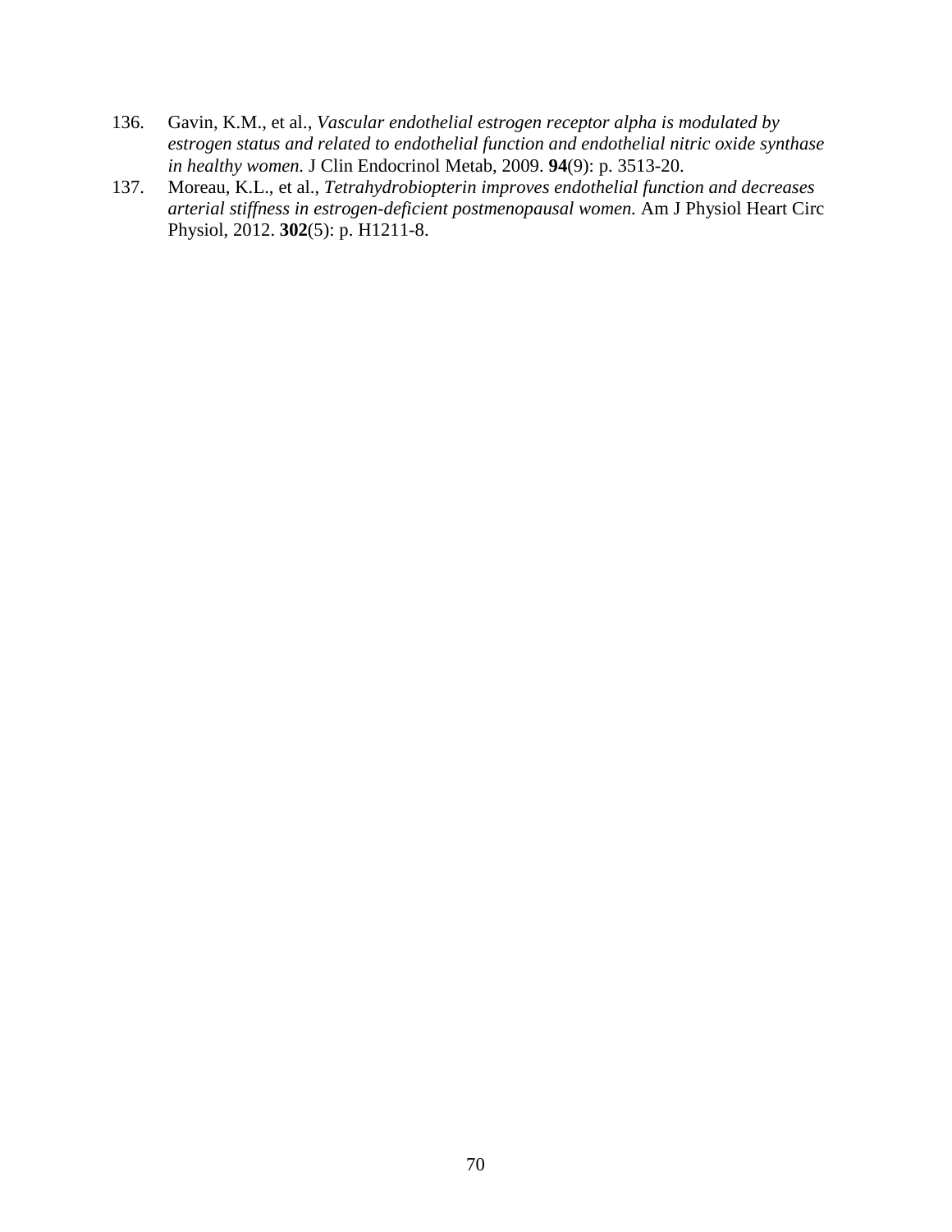136. Gavin, K.M., et al., *Vascular endothelial estrogen receptor alpha is modulated by estrogen status and related to endothelial function and endothelial nitric oxide synthase in healthy women.* J Clin Endocrinol Metab, 2009. **94**(9): p. 3513-20.
137. Moreau, K.L., et al., *Tetrahydrobiopterin improves endothelial function and decreases arterial stiffness in estrogen-deficient postmenopausal women.* Am J Physiol Heart Circ Physiol, 2012. **302**(5): p. H1211-8.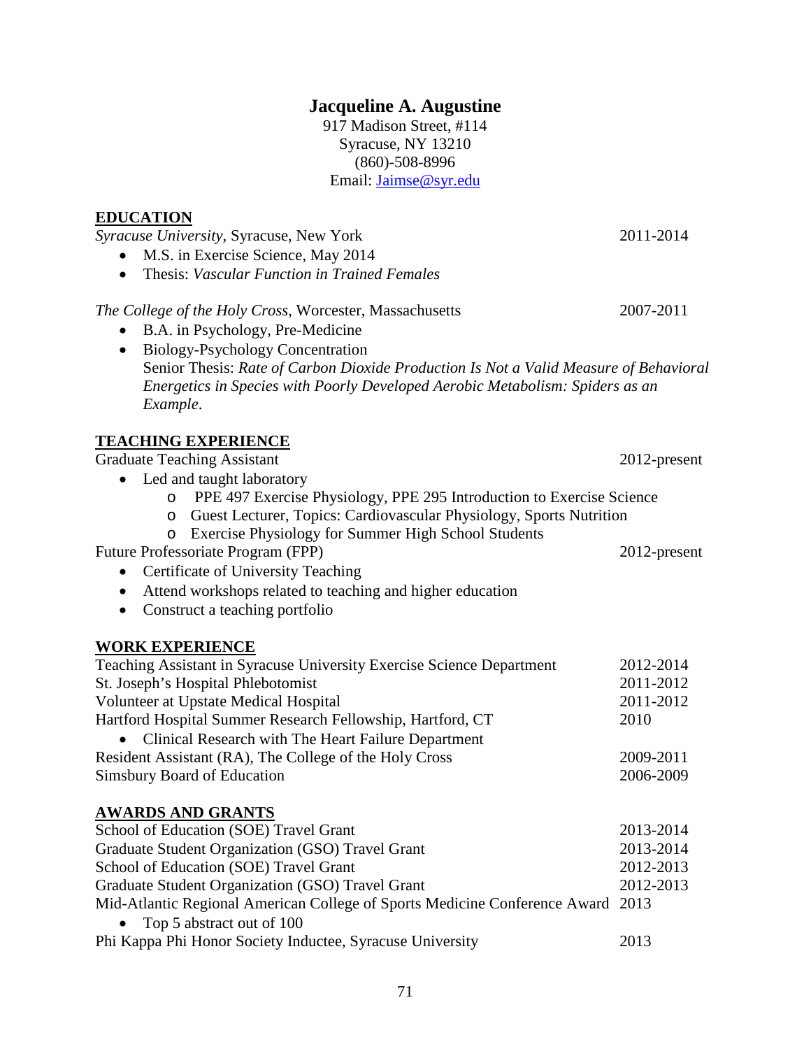# Jacqueline A. Augustine

917 Madison Street, #114
Syracuse, NY 13210
(860)-508-8996
Email: [Jaimse@syr.edu](mailto:Jaimse@syr.edu)

## EDUCATION

*Syracuse University*, Syracuse, New York — 2011-2014

- M.S. in Exercise Science, May 2014
- Thesis: *Vascular Function in Trained Females*

*The College of the Holy Cross*, Worcester, Massachusetts — 2007-2011

- B.A. in Psychology, Pre-Medicine
- Biology-Psychology Concentration
  Senior Thesis: *Rate of Carbon Dioxide Production Is Not a Valid Measure of Behavioral Energetics in Species with Poorly Developed Aerobic Metabolism: Spiders as an Example*.

## TEACHING EXPERIENCE

Graduate Teaching Assistant — 2012-present

- Led and taught laboratory
  - PPE 497 Exercise Physiology, PPE 295 Introduction to Exercise Science
  - Guest Lecturer, Topics: Cardiovascular Physiology, Sports Nutrition
  - Exercise Physiology for Summer High School Students

Future Professoriate Program (FPP) — 2012-present

- Certificate of University Teaching
- Attend workshops related to teaching and higher education
- Construct a teaching portfolio

## WORK EXPERIENCE

Teaching Assistant in Syracuse University Exercise Science Department — 2012-2014
St. Joseph's Hospital Phlebotomist — 2011-2012
Volunteer at Upstate Medical Hospital — 2011-2012
Hartford Hospital Summer Research Fellowship, Hartford, CT — 2010

- Clinical Research with The Heart Failure Department

Resident Assistant (RA), The College of the Holy Cross — 2009-2011
Simsbury Board of Education — 2006-2009

## AWARDS AND GRANTS

School of Education (SOE) Travel Grant — 2013-2014
Graduate Student Organization (GSO) Travel Grant — 2013-2014
School of Education (SOE) Travel Grant — 2012-2013
Graduate Student Organization (GSO) Travel Grant — 2012-2013
Mid-Atlantic Regional American College of Sports Medicine Conference Award — 2013

- Top 5 abstract out of 100

Phi Kappa Phi Honor Society Inductee, Syracuse University — 2013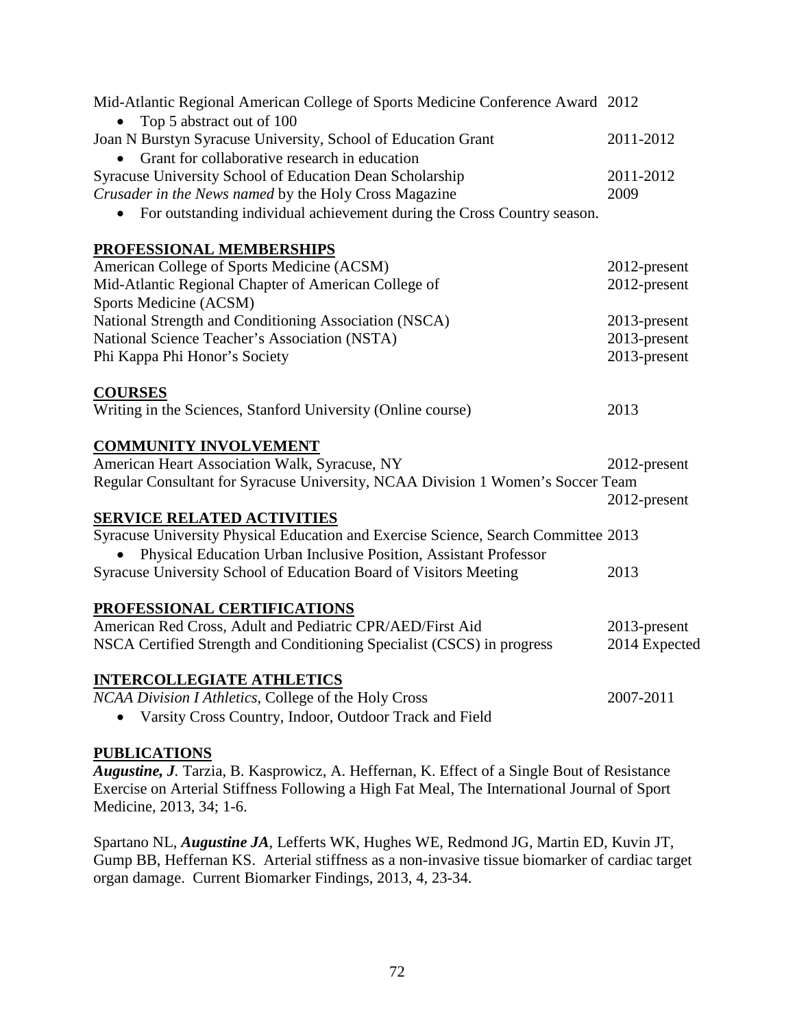Mid-Atlantic Regional American College of Sports Medicine Conference Award 2012

- Top 5 abstract out of 100

Joan N Burstyn Syracuse University, School of Education Grant 2011-2012

- Grant for collaborative research in education

Syracuse University School of Education Dean Scholarship 2011-2012

*Crusader in the News named* by the Holy Cross Magazine 2009

- For outstanding individual achievement during the Cross Country season.

## PROFESSIONAL MEMBERSHIPS

American College of Sports Medicine (ACSM) 2012-present

Mid-Atlantic Regional Chapter of American College of Sports Medicine (ACSM) 2012-present

National Strength and Conditioning Association (NSCA) 2013-present

National Science Teacher's Association (NSTA) 2013-present

Phi Kappa Phi Honor's Society 2013-present

## COURSES

Writing in the Sciences, Stanford University (Online course) 2013

## COMMUNITY INVOLVEMENT

American Heart Association Walk, Syracuse, NY 2012-present

Regular Consultant for Syracuse University, NCAA Division 1 Women's Soccer Team 2012-present

## SERVICE RELATED ACTIVITIES

Syracuse University Physical Education and Exercise Science, Search Committee 2013

- Physical Education Urban Inclusive Position, Assistant Professor

Syracuse University School of Education Board of Visitors Meeting 2013

## PROFESSIONAL CERTIFICATIONS

American Red Cross, Adult and Pediatric CPR/AED/First Aid 2013-present

NSCA Certified Strength and Conditioning Specialist (CSCS) in progress 2014 Expected

## INTERCOLLEGIATE ATHLETICS

*NCAA Division I Athletics*, College of the Holy Cross 2007-2011

- Varsity Cross Country, Indoor, Outdoor Track and Field

## PUBLICATIONS

***Augustine, J***. Tarzia, B. Kasprowicz, A. Heffernan, K. Effect of a Single Bout of Resistance Exercise on Arterial Stiffness Following a High Fat Meal, The International Journal of Sport Medicine, 2013, 34; 1-6.

Spartano NL, ***Augustine JA***, Lefferts WK, Hughes WE, Redmond JG, Martin ED, Kuvin JT, Gump BB, Heffernan KS. Arterial stiffness as a non-invasive tissue biomarker of cardiac target organ damage. Current Biomarker Findings, 2013, 4, 23-34.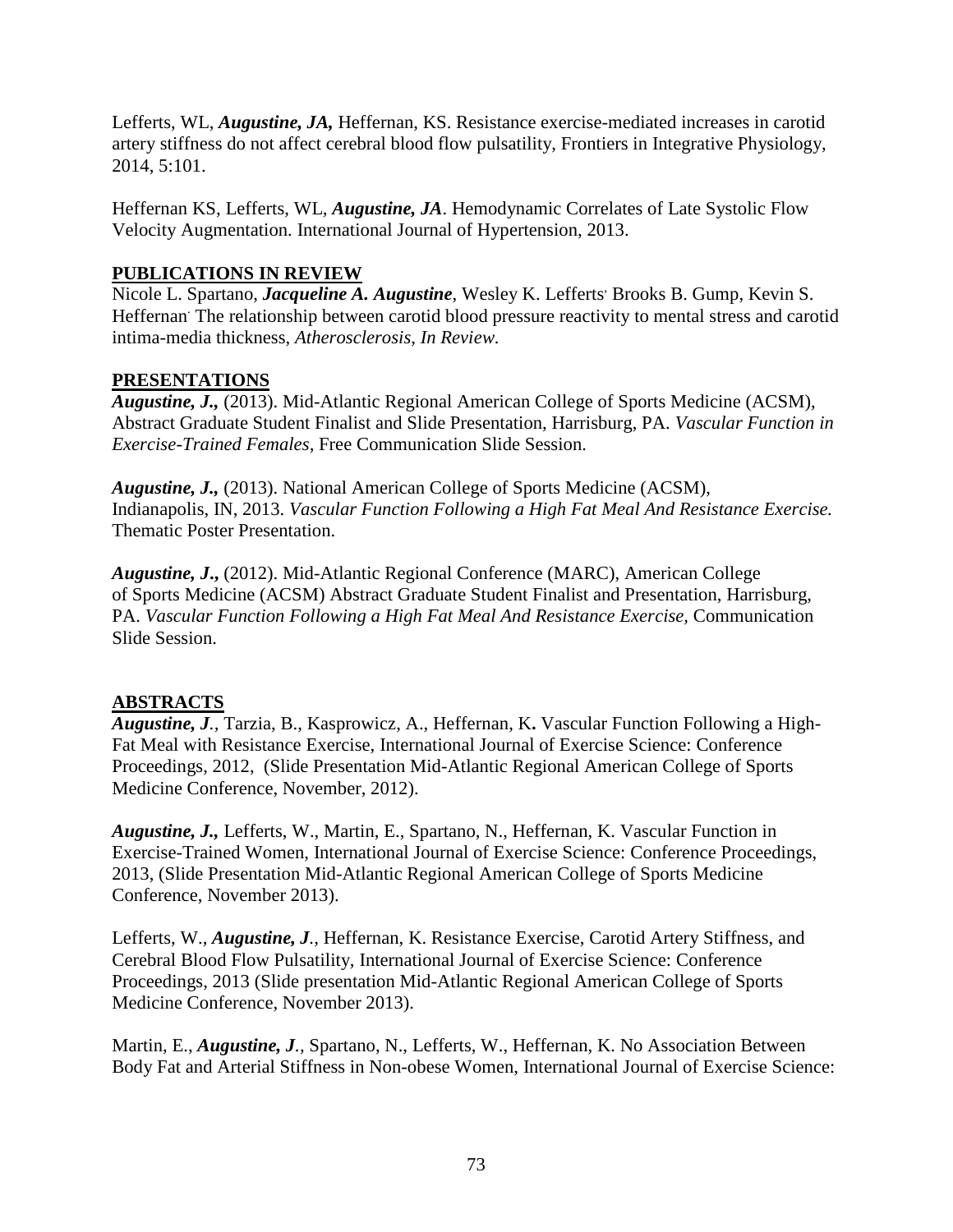Lefferts, WL, ***Augustine, JA,*** Heffernan, KS. Resistance exercise-mediated increases in carotid artery stiffness do not affect cerebral blood flow pulsatility, Frontiers in Integrative Physiology, 2014, 5:101.

Heffernan KS, Lefferts, WL, ***Augustine, JA***. Hemodynamic Correlates of Late Systolic Flow Velocity Augmentation. International Journal of Hypertension, 2013.

## PUBLICATIONS IN REVIEW

Nicole L. Spartano, ***Jacqueline A. Augustine***, Wesley K. Lefferts, Brooks B. Gump, Kevin S. Heffernan. The relationship between carotid blood pressure reactivity to mental stress and carotid intima-media thickness, *Atherosclerosis, In Review.*

## PRESENTATIONS

***Augustine, J.,*** (2013). Mid-Atlantic Regional American College of Sports Medicine (ACSM), Abstract Graduate Student Finalist and Slide Presentation, Harrisburg, PA. *Vascular Function in Exercise-Trained Females,* Free Communication Slide Session.

***Augustine, J.,*** (2013). National American College of Sports Medicine (ACSM), Indianapolis, IN, 2013. *Vascular Function Following a High Fat Meal And Resistance Exercise.* Thematic Poster Presentation.

***Augustine, J*.,** (2012). Mid-Atlantic Regional Conference (MARC), American College of Sports Medicine (ACSM) Abstract Graduate Student Finalist and Presentation, Harrisburg, PA. *Vascular Function Following a High Fat Meal And Resistance Exercise,* Communication Slide Session.

## ABSTRACTS

***Augustine, J**.,* Tarzia, B., Kasprowicz, A., Heffernan, K**.** Vascular Function Following a High-Fat Meal with Resistance Exercise, International Journal of Exercise Science: Conference Proceedings, 2012, (Slide Presentation Mid-Atlantic Regional American College of Sports Medicine Conference, November, 2012).

***Augustine, J.,*** Lefferts, W., Martin, E., Spartano, N., Heffernan, K. Vascular Function in Exercise-Trained Women, International Journal of Exercise Science: Conference Proceedings, 2013, (Slide Presentation Mid-Atlantic Regional American College of Sports Medicine Conference, November 2013).

Lefferts, W., ***Augustine, J**.,* Heffernan, K. Resistance Exercise, Carotid Artery Stiffness, and Cerebral Blood Flow Pulsatility, International Journal of Exercise Science: Conference Proceedings, 2013 (Slide presentation Mid-Atlantic Regional American College of Sports Medicine Conference, November 2013).

Martin, E., ***Augustine, J**.,* Spartano, N., Lefferts, W., Heffernan, K. No Association Between Body Fat and Arterial Stiffness in Non-obese Women, International Journal of Exercise Science: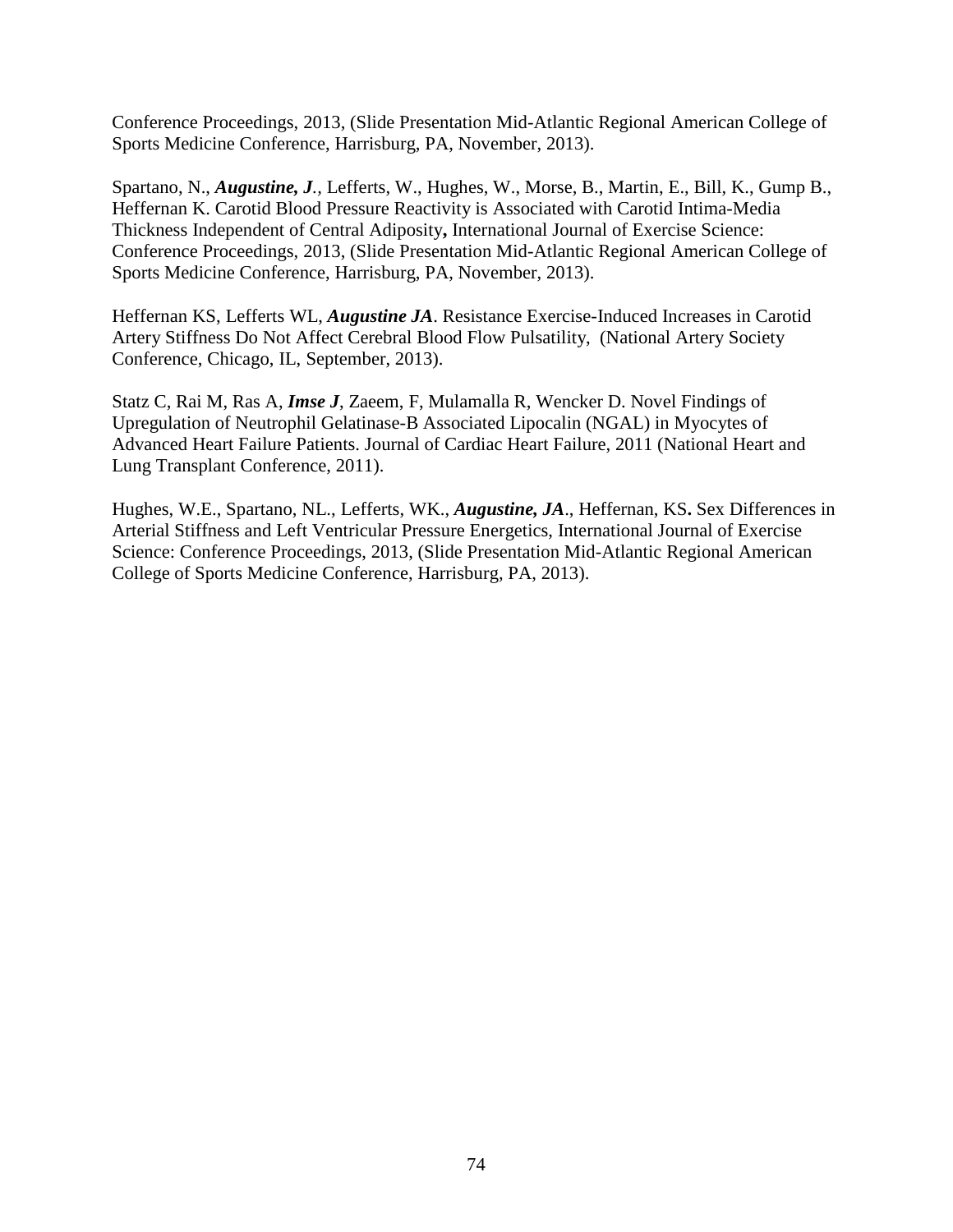Conference Proceedings, 2013, (Slide Presentation Mid-Atlantic Regional American College of Sports Medicine Conference, Harrisburg, PA, November, 2013).

Spartano, N., ***Augustine, J***., Lefferts, W., Hughes, W., Morse, B., Martin, E., Bill, K., Gump B., Heffernan K. Carotid Blood Pressure Reactivity is Associated with Carotid Intima-Media Thickness Independent of Central Adiposity**,** International Journal of Exercise Science: Conference Proceedings, 2013, (Slide Presentation Mid-Atlantic Regional American College of Sports Medicine Conference, Harrisburg, PA, November, 2013).

Heffernan KS, Lefferts WL, ***Augustine JA***. Resistance Exercise-Induced Increases in Carotid Artery Stiffness Do Not Affect Cerebral Blood Flow Pulsatility, (National Artery Society Conference, Chicago, IL, September, 2013).

Statz C, Rai M, Ras A, ***Imse J***, Zaeem, F, Mulamalla R, Wencker D. Novel Findings of Upregulation of Neutrophil Gelatinase-B Associated Lipocalin (NGAL) in Myocytes of Advanced Heart Failure Patients. Journal of Cardiac Heart Failure, 2011 (National Heart and Lung Transplant Conference, 2011).

Hughes, W.E., Spartano, NL., Lefferts, WK., ***Augustine, JA***., Heffernan, KS**.** Sex Differences in Arterial Stiffness and Left Ventricular Pressure Energetics, International Journal of Exercise Science: Conference Proceedings, 2013, (Slide Presentation Mid-Atlantic Regional American College of Sports Medicine Conference, Harrisburg, PA, 2013).